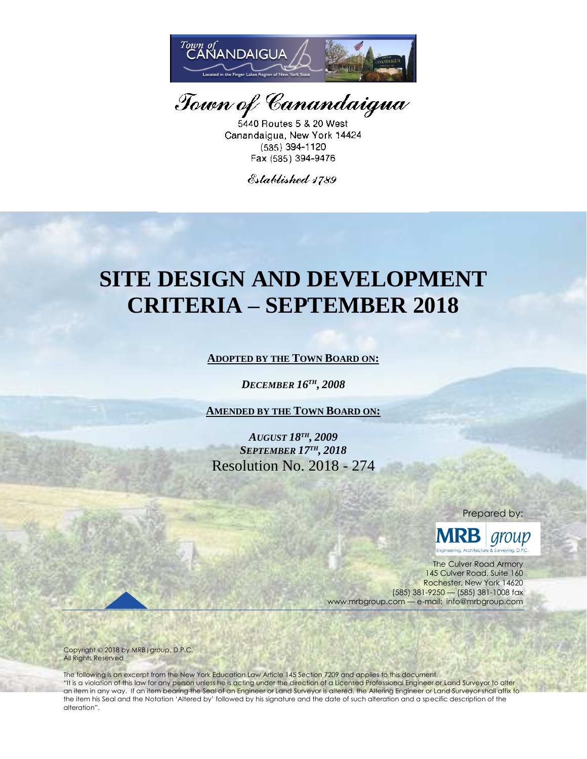Town of Canandaigua

5440 Routes 5 & 20 West
Canandaigua, New York 14424
(585) 394-1120
Fax (585) 394-9476

*Established 1789*

# SITE DESIGN AND DEVELOPMENT CRITERIA – SEPTEMBER 2018

**ADOPTED BY THE TOWN BOARD ON:**

***DECEMBER 16TH, 2008***

**AMENDED BY THE TOWN BOARD ON:**

***AUGUST 18TH, 2009***
***SEPTEMBER 17TH, 2018***
Resolution No. 2018 - 274

Prepared by:

MRB group
Engineering, Architecture & Surveying, D.P.C.

The Culver Road Armory
145 Culver Road, Suite 160
Rochester, New York 14620
(585) 381-9250 — (585) 381-1008 fax
www.mrbgroup.com — e-mail: info@mrbgroup.com

Copyright © 2018 by MRB|*group*, D.P.C.
All Rights Reserved

The following is an excerpt from the New York Education Law Article 145 Section 7209 and applies to this document.
"It is a violation of this law for any person unless he is acting under the direction of a Licensed Professional Engineer or Land Surveyor to alter an item in any way. If an item bearing the Seal of an Engineer or Land Surveyor is altered, the Altering Engineer or Land Surveyor shall affix to the item his Seal and the Notation 'Altered by' followed by his signature and the date of such alteration and a specific description of the alteration".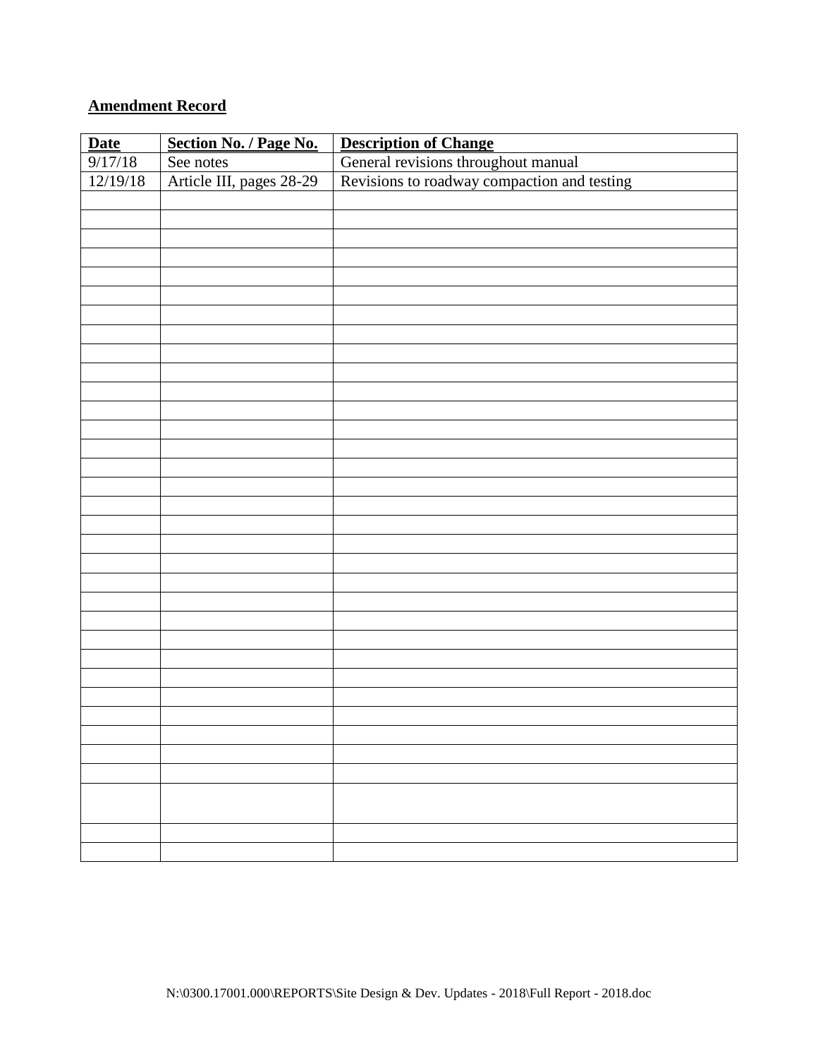**Amendment Record**

| **Date** | **Section No. / Page No.** | **Description of Change** |
|---|---|---|
| 9/17/18 | See notes | General revisions throughout manual |
| 12/19/18 | Article III, pages 28-29 | Revisions to roadway compaction and testing |
| | | |
| | | |
| | | |
| | | |
| | | |
| | | |
| | | |
| | | |
| | | |
| | | |
| | | |
| | | |
| | | |
| | | |
| | | |
| | | |
| | | |
| | | |
| | | |
| | | |
| | | |
| | | |
| | | |
| | | |
| | | |
| | | |
| | | |
| | | |
| | | |
| | | |
| | | |
| | | |
| | | |
| | | |
| | | |

N:\0300.17001.000\REPORTS\Site Design & Dev. Updates - 2018\Full Report - 2018.doc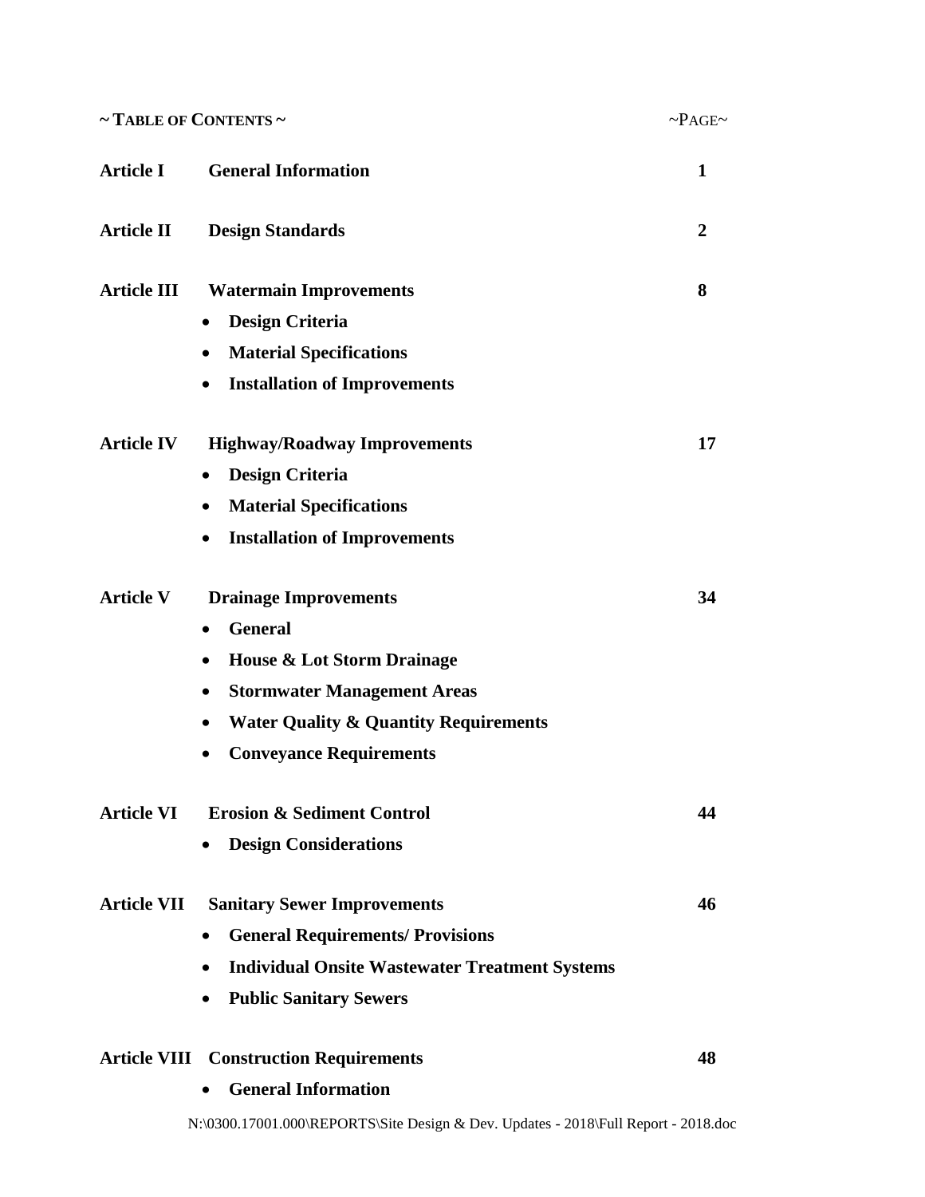## ~ TABLE OF CONTENTS ~

| ~ TABLE OF CONTENTS ~ | | ~PAGE~ |
|---|---|---|
| **Article I** | **General Information** | **1** |
| **Article II** | **Design Standards** | **2** |
| **Article III** | **Watermain Improvements**<br>• **Design Criteria**<br>• **Material Specifications**<br>• **Installation of Improvements** | **8** |
| **Article IV** | **Highway/Roadway Improvements**<br>• **Design Criteria**<br>• **Material Specifications**<br>• **Installation of Improvements** | **17** |
| **Article V** | **Drainage Improvements**<br>• **General**<br>• **House & Lot Storm Drainage**<br>• **Stormwater Management Areas**<br>• **Water Quality & Quantity Requirements**<br>• **Conveyance Requirements** | **34** |
| **Article VI** | **Erosion & Sediment Control**<br>• **Design Considerations** | **44** |
| **Article VII** | **Sanitary Sewer Improvements**<br>• **General Requirements/ Provisions**<br>• **Individual Onsite Wastewater Treatment Systems**<br>• **Public Sanitary Sewers** | **46** |
| **Article VIII** | **Construction Requirements**<br>• **General Information** | **48** |

N:\0300.17001.000\REPORTS\Site Design & Dev. Updates - 2018\Full Report - 2018.doc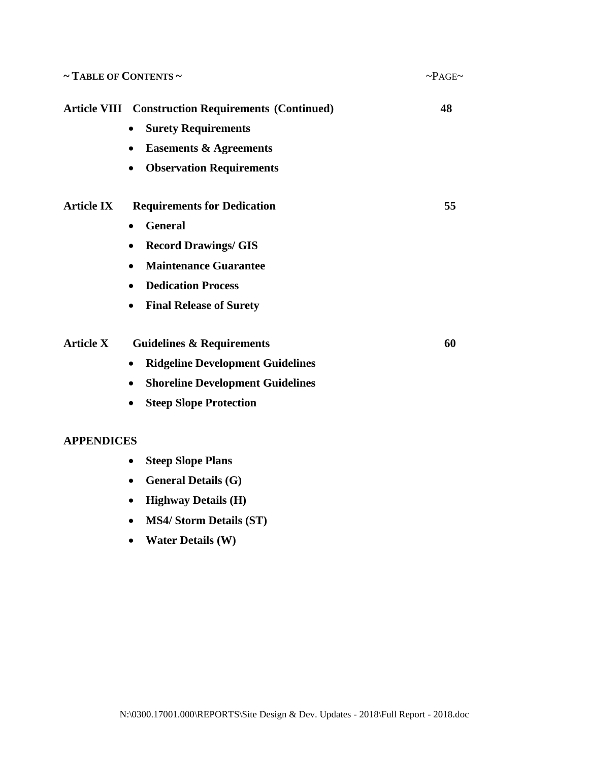**~ TABLE OF CONTENTS ~** ~PAGE~

**Article VIII Construction Requirements (Continued)** **48**

- **Surety Requirements**
- **Easements & Agreements**
- **Observation Requirements**

**Article IX Requirements for Dedication** **55**

- **General**
- **Record Drawings/ GIS**
- **Maintenance Guarantee**
- **Dedication Process**
- **Final Release of Surety**

**Article X Guidelines & Requirements** **60**

- **Ridgeline Development Guidelines**
- **Shoreline Development Guidelines**
- **Steep Slope Protection**

**APPENDICES**

- **Steep Slope Plans**
- **General Details (G)**
- **Highway Details (H)**
- **MS4/ Storm Details (ST)**
- **Water Details (W)**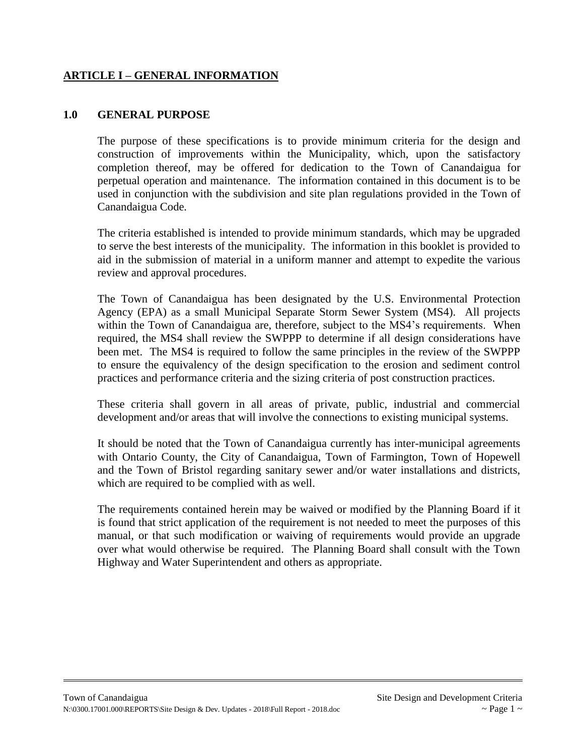## ARTICLE I – GENERAL INFORMATION

### 1.0 GENERAL PURPOSE

The purpose of these specifications is to provide minimum criteria for the design and construction of improvements within the Municipality, which, upon the satisfactory completion thereof, may be offered for dedication to the Town of Canandaigua for perpetual operation and maintenance. The information contained in this document is to be used in conjunction with the subdivision and site plan regulations provided in the Town of Canandaigua Code.

The criteria established is intended to provide minimum standards, which may be upgraded to serve the best interests of the municipality. The information in this booklet is provided to aid in the submission of material in a uniform manner and attempt to expedite the various review and approval procedures.

The Town of Canandaigua has been designated by the U.S. Environmental Protection Agency (EPA) as a small Municipal Separate Storm Sewer System (MS4). All projects within the Town of Canandaigua are, therefore, subject to the MS4's requirements. When required, the MS4 shall review the SWPPP to determine if all design considerations have been met. The MS4 is required to follow the same principles in the review of the SWPPP to ensure the equivalency of the design specification to the erosion and sediment control practices and performance criteria and the sizing criteria of post construction practices.

These criteria shall govern in all areas of private, public, industrial and commercial development and/or areas that will involve the connections to existing municipal systems.

It should be noted that the Town of Canandaigua currently has inter-municipal agreements with Ontario County, the City of Canandaigua, Town of Farmington, Town of Hopewell and the Town of Bristol regarding sanitary sewer and/or water installations and districts, which are required to be complied with as well.

The requirements contained herein may be waived or modified by the Planning Board if it is found that strict application of the requirement is not needed to meet the purposes of this manual, or that such modification or waiving of requirements would provide an upgrade over what would otherwise be required. The Planning Board shall consult with the Town Highway and Water Superintendent and others as appropriate.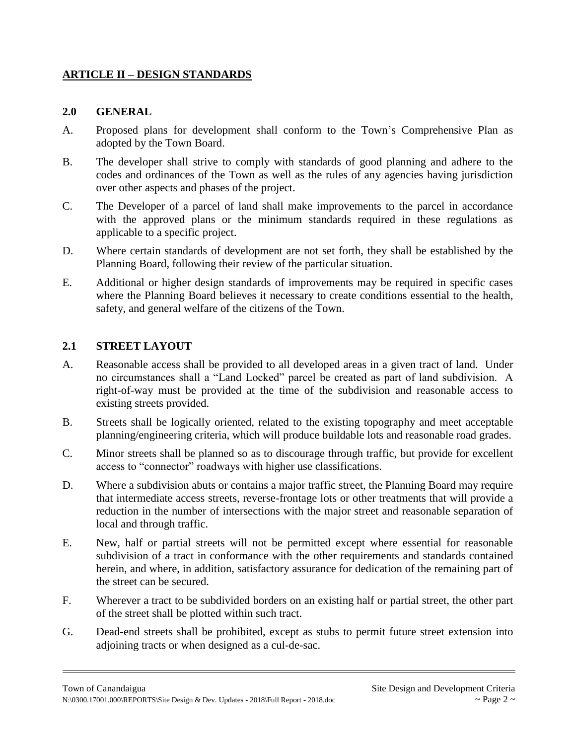## ARTICLE II – DESIGN STANDARDS

### 2.0 GENERAL

A. Proposed plans for development shall conform to the Town's Comprehensive Plan as adopted by the Town Board.

B. The developer shall strive to comply with standards of good planning and adhere to the codes and ordinances of the Town as well as the rules of any agencies having jurisdiction over other aspects and phases of the project.

C. The Developer of a parcel of land shall make improvements to the parcel in accordance with the approved plans or the minimum standards required in these regulations as applicable to a specific project.

D. Where certain standards of development are not set forth, they shall be established by the Planning Board, following their review of the particular situation.

E. Additional or higher design standards of improvements may be required in specific cases where the Planning Board believes it necessary to create conditions essential to the health, safety, and general welfare of the citizens of the Town.

### 2.1 STREET LAYOUT

A. Reasonable access shall be provided to all developed areas in a given tract of land. Under no circumstances shall a "Land Locked" parcel be created as part of land subdivision. A right-of-way must be provided at the time of the subdivision and reasonable access to existing streets provided.

B. Streets shall be logically oriented, related to the existing topography and meet acceptable planning/engineering criteria, which will produce buildable lots and reasonable road grades.

C. Minor streets shall be planned so as to discourage through traffic, but provide for excellent access to "connector" roadways with higher use classifications.

D. Where a subdivision abuts or contains a major traffic street, the Planning Board may require that intermediate access streets, reverse-frontage lots or other treatments that will provide a reduction in the number of intersections with the major street and reasonable separation of local and through traffic.

E. New, half or partial streets will not be permitted except where essential for reasonable subdivision of a tract in conformance with the other requirements and standards contained herein, and where, in addition, satisfactory assurance for dedication of the remaining part of the street can be secured.

F. Wherever a tract to be subdivided borders on an existing half or partial street, the other part of the street shall be plotted within such tract.

G. Dead-end streets shall be prohibited, except as stubs to permit future street extension into adjoining tracts or when designed as a cul-de-sac.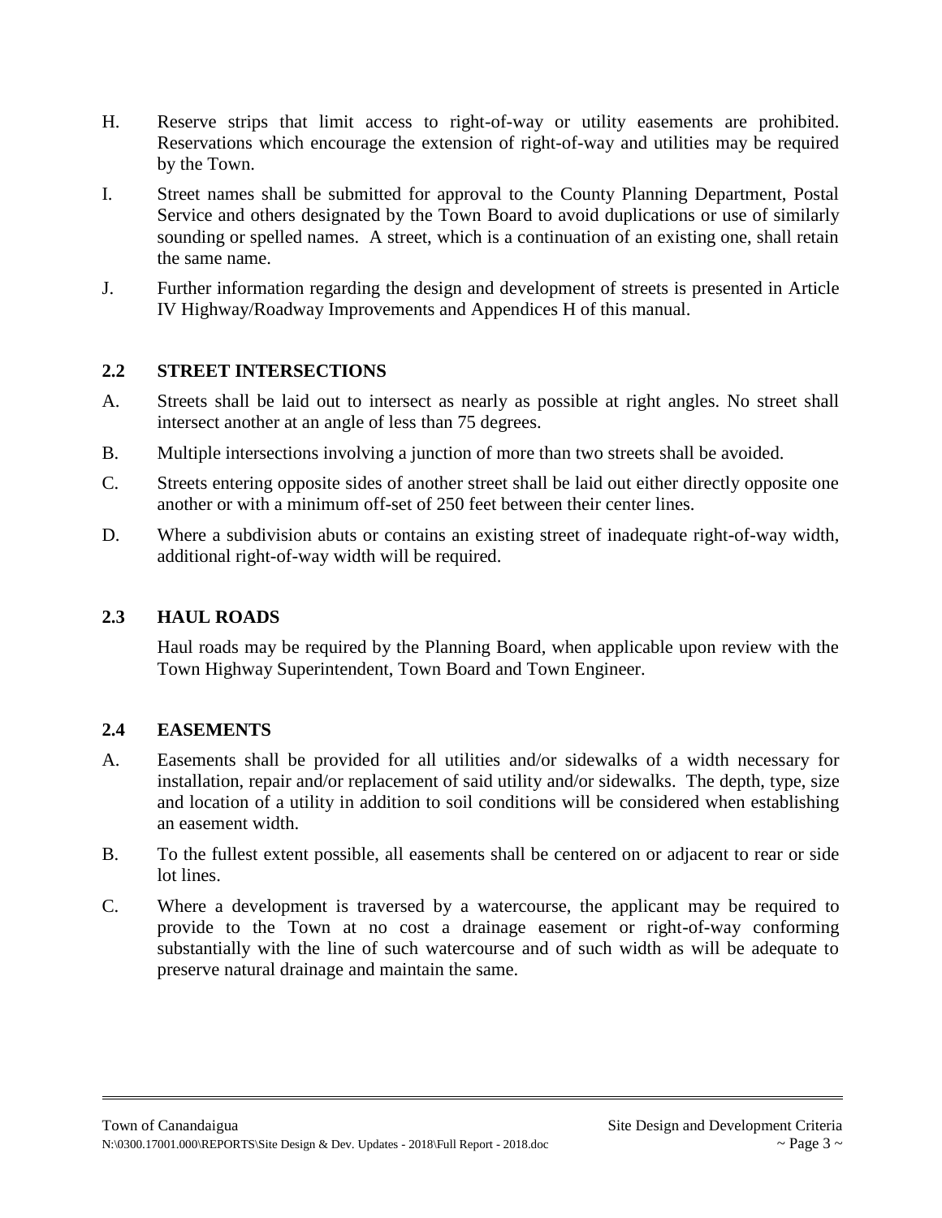H. Reserve strips that limit access to right-of-way or utility easements are prohibited. Reservations which encourage the extension of right-of-way and utilities may be required by the Town.

I. Street names shall be submitted for approval to the County Planning Department, Postal Service and others designated by the Town Board to avoid duplications or use of similarly sounding or spelled names. A street, which is a continuation of an existing one, shall retain the same name.

J. Further information regarding the design and development of streets is presented in Article IV Highway/Roadway Improvements and Appendices H of this manual.

## 2.2 STREET INTERSECTIONS

A. Streets shall be laid out to intersect as nearly as possible at right angles. No street shall intersect another at an angle of less than 75 degrees.

B. Multiple intersections involving a junction of more than two streets shall be avoided.

C. Streets entering opposite sides of another street shall be laid out either directly opposite one another or with a minimum off-set of 250 feet between their center lines.

D. Where a subdivision abuts or contains an existing street of inadequate right-of-way width, additional right-of-way width will be required.

## 2.3 HAUL ROADS

Haul roads may be required by the Planning Board, when applicable upon review with the Town Highway Superintendent, Town Board and Town Engineer.

## 2.4 EASEMENTS

A. Easements shall be provided for all utilities and/or sidewalks of a width necessary for installation, repair and/or replacement of said utility and/or sidewalks. The depth, type, size and location of a utility in addition to soil conditions will be considered when establishing an easement width.

B. To the fullest extent possible, all easements shall be centered on or adjacent to rear or side lot lines.

C. Where a development is traversed by a watercourse, the applicant may be required to provide to the Town at no cost a drainage easement or right-of-way conforming substantially with the line of such watercourse and of such width as will be adequate to preserve natural drainage and maintain the same.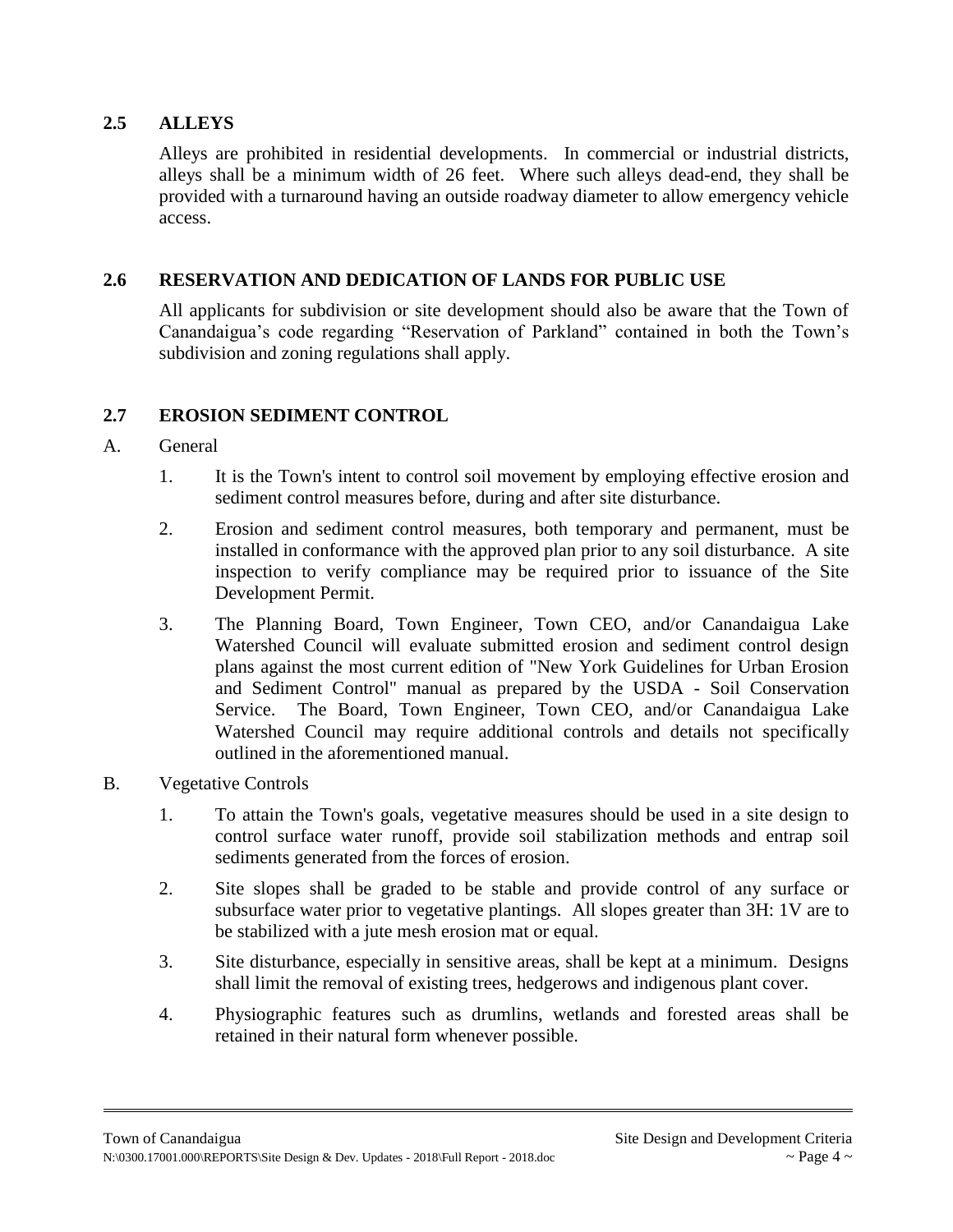## 2.5 ALLEYS

Alleys are prohibited in residential developments. In commercial or industrial districts, alleys shall be a minimum width of 26 feet. Where such alleys dead-end, they shall be provided with a turnaround having an outside roadway diameter to allow emergency vehicle access.

## 2.6 RESERVATION AND DEDICATION OF LANDS FOR PUBLIC USE

All applicants for subdivision or site development should also be aware that the Town of Canandaigua's code regarding "Reservation of Parkland" contained in both the Town's subdivision and zoning regulations shall apply.

## 2.7 EROSION SEDIMENT CONTROL

A. General

1. It is the Town's intent to control soil movement by employing effective erosion and sediment control measures before, during and after site disturbance.
2. Erosion and sediment control measures, both temporary and permanent, must be installed in conformance with the approved plan prior to any soil disturbance. A site inspection to verify compliance may be required prior to issuance of the Site Development Permit.
3. The Planning Board, Town Engineer, Town CEO, and/or Canandaigua Lake Watershed Council will evaluate submitted erosion and sediment control design plans against the most current edition of "New York Guidelines for Urban Erosion and Sediment Control" manual as prepared by the USDA - Soil Conservation Service. The Board, Town Engineer, Town CEO, and/or Canandaigua Lake Watershed Council may require additional controls and details not specifically outlined in the aforementioned manual.

B. Vegetative Controls

1. To attain the Town's goals, vegetative measures should be used in a site design to control surface water runoff, provide soil stabilization methods and entrap soil sediments generated from the forces of erosion.
2. Site slopes shall be graded to be stable and provide control of any surface or subsurface water prior to vegetative plantings. All slopes greater than 3H: 1V are to be stabilized with a jute mesh erosion mat or equal.
3. Site disturbance, especially in sensitive areas, shall be kept at a minimum. Designs shall limit the removal of existing trees, hedgerows and indigenous plant cover.
4. Physiographic features such as drumlins, wetlands and forested areas shall be retained in their natural form whenever possible.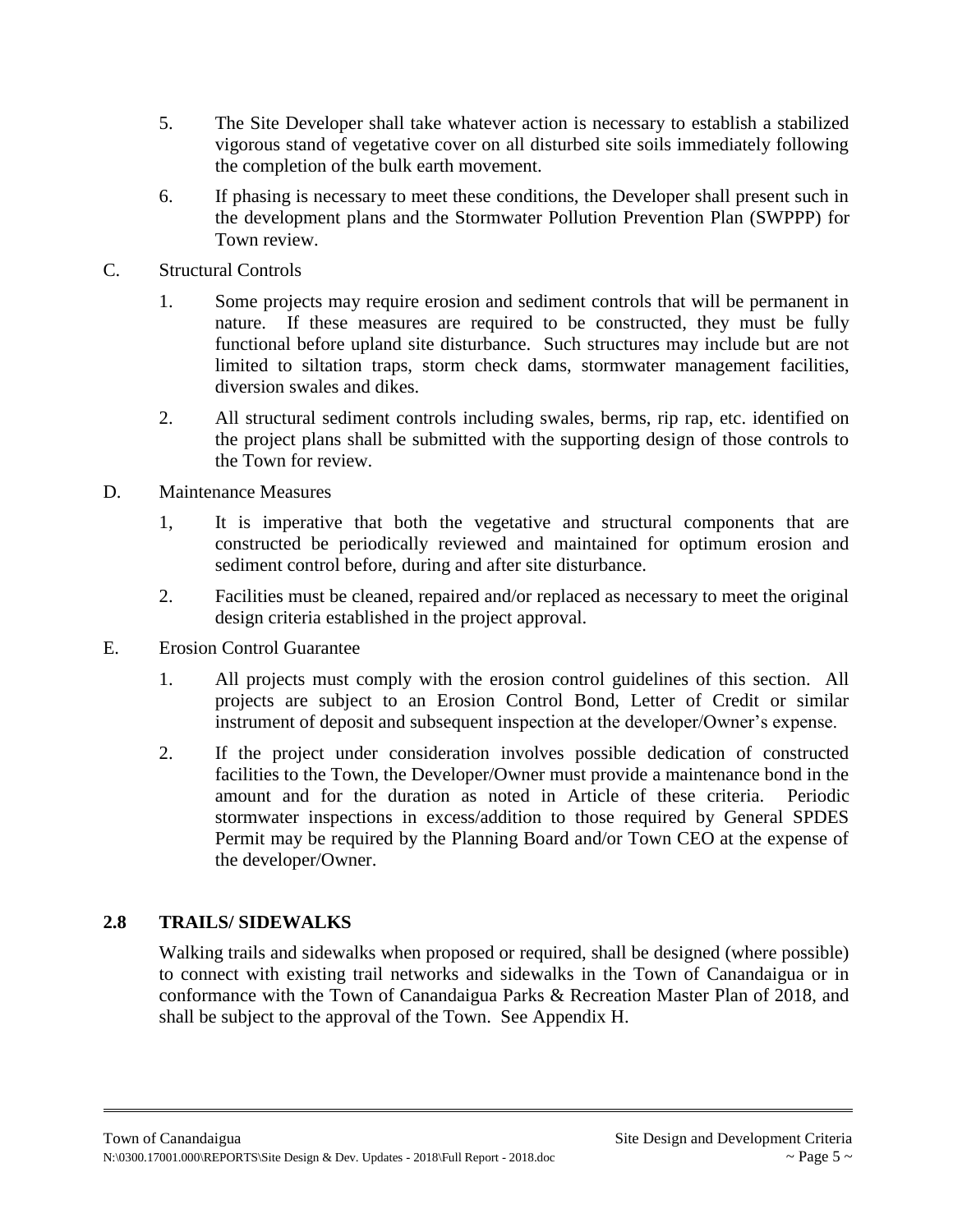5. The Site Developer shall take whatever action is necessary to establish a stabilized vigorous stand of vegetative cover on all disturbed site soils immediately following the completion of the bulk earth movement.

6. If phasing is necessary to meet these conditions, the Developer shall present such in the development plans and the Stormwater Pollution Prevention Plan (SWPPP) for Town review.

C. Structural Controls

1. Some projects may require erosion and sediment controls that will be permanent in nature. If these measures are required to be constructed, they must be fully functional before upland site disturbance. Such structures may include but are not limited to siltation traps, storm check dams, stormwater management facilities, diversion swales and dikes.

2. All structural sediment controls including swales, berms, rip rap, etc. identified on the project plans shall be submitted with the supporting design of those controls to the Town for review.

D. Maintenance Measures

1, It is imperative that both the vegetative and structural components that are constructed be periodically reviewed and maintained for optimum erosion and sediment control before, during and after site disturbance.

2. Facilities must be cleaned, repaired and/or replaced as necessary to meet the original design criteria established in the project approval.

E. Erosion Control Guarantee

1. All projects must comply with the erosion control guidelines of this section. All projects are subject to an Erosion Control Bond, Letter of Credit or similar instrument of deposit and subsequent inspection at the developer/Owner's expense.

2. If the project under consideration involves possible dedication of constructed facilities to the Town, the Developer/Owner must provide a maintenance bond in the amount and for the duration as noted in Article of these criteria. Periodic stormwater inspections in excess/addition to those required by General SPDES Permit may be required by the Planning Board and/or Town CEO at the expense of the developer/Owner.

## 2.8 TRAILS/ SIDEWALKS

Walking trails and sidewalks when proposed or required, shall be designed (where possible) to connect with existing trail networks and sidewalks in the Town of Canandaigua or in conformance with the Town of Canandaigua Parks & Recreation Master Plan of 2018, and shall be subject to the approval of the Town. See Appendix H.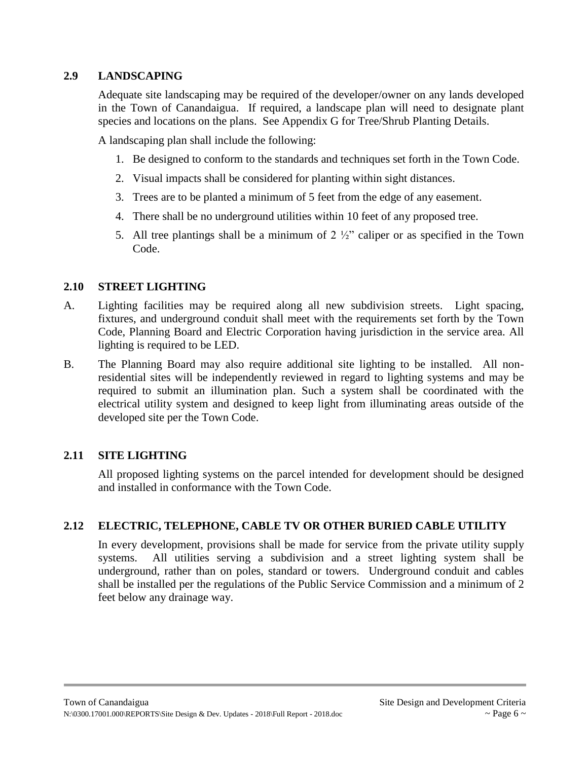## 2.9 LANDSCAPING

Adequate site landscaping may be required of the developer/owner on any lands developed in the Town of Canandaigua. If required, a landscape plan will need to designate plant species and locations on the plans. See Appendix G for Tree/Shrub Planting Details.

A landscaping plan shall include the following:

1. Be designed to conform to the standards and techniques set forth in the Town Code.
2. Visual impacts shall be considered for planting within sight distances.
3. Trees are to be planted a minimum of 5 feet from the edge of any easement.
4. There shall be no underground utilities within 10 feet of any proposed tree.
5. All tree plantings shall be a minimum of 2 ½" caliper or as specified in the Town Code.

## 2.10 STREET LIGHTING

A. Lighting facilities may be required along all new subdivision streets. Light spacing, fixtures, and underground conduit shall meet with the requirements set forth by the Town Code, Planning Board and Electric Corporation having jurisdiction in the service area. All lighting is required to be LED.

B. The Planning Board may also require additional site lighting to be installed. All non-residential sites will be independently reviewed in regard to lighting systems and may be required to submit an illumination plan. Such a system shall be coordinated with the electrical utility system and designed to keep light from illuminating areas outside of the developed site per the Town Code.

## 2.11 SITE LIGHTING

All proposed lighting systems on the parcel intended for development should be designed and installed in conformance with the Town Code.

## 2.12 ELECTRIC, TELEPHONE, CABLE TV OR OTHER BURIED CABLE UTILITY

In every development, provisions shall be made for service from the private utility supply systems. All utilities serving a subdivision and a street lighting system shall be underground, rather than on poles, standard or towers. Underground conduit and cables shall be installed per the regulations of the Public Service Commission and a minimum of 2 feet below any drainage way.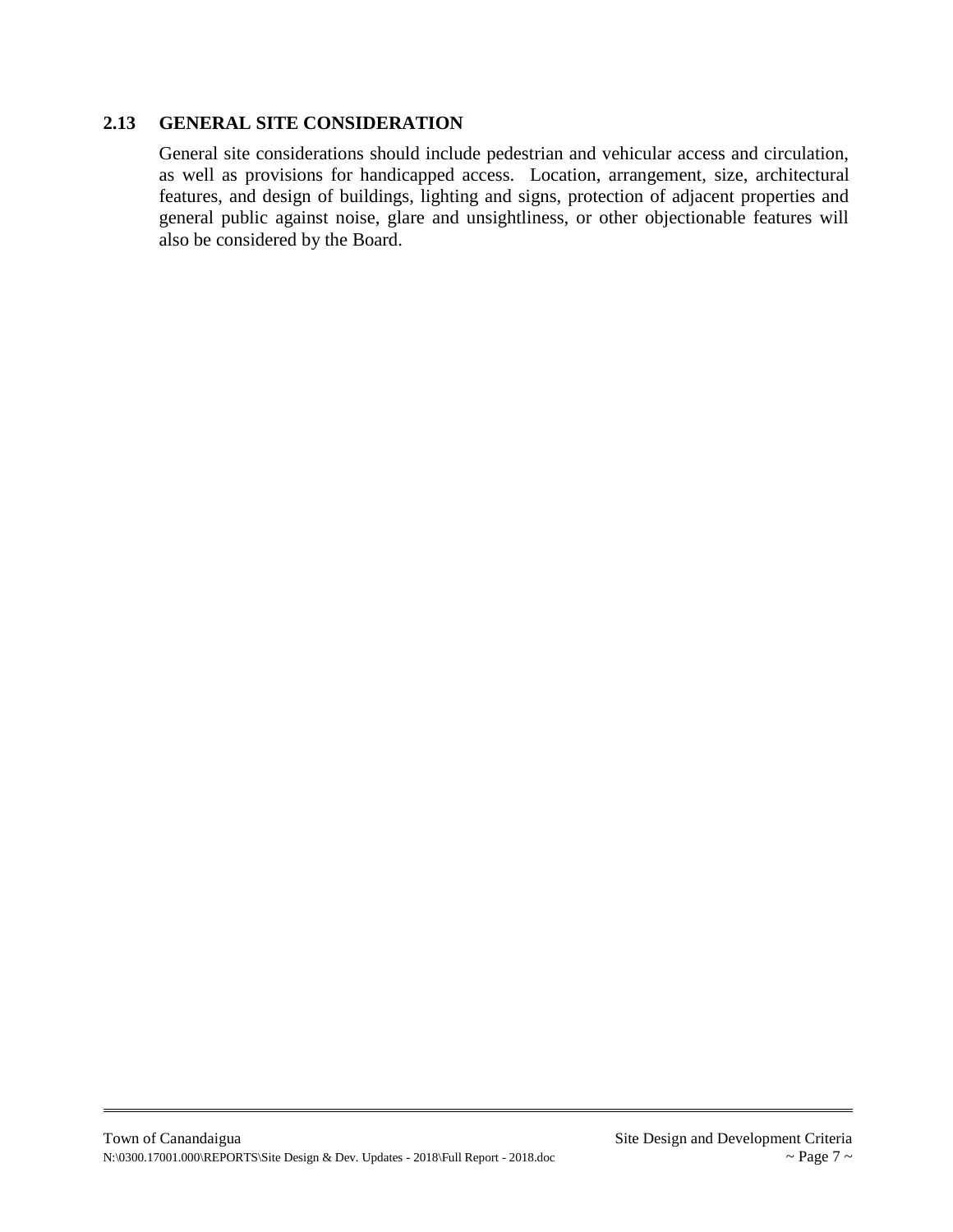## 2.13 GENERAL SITE CONSIDERATION

General site considerations should include pedestrian and vehicular access and circulation, as well as provisions for handicapped access. Location, arrangement, size, architectural features, and design of buildings, lighting and signs, protection of adjacent properties and general public against noise, glare and unsightliness, or other objectionable features will also be considered by the Board.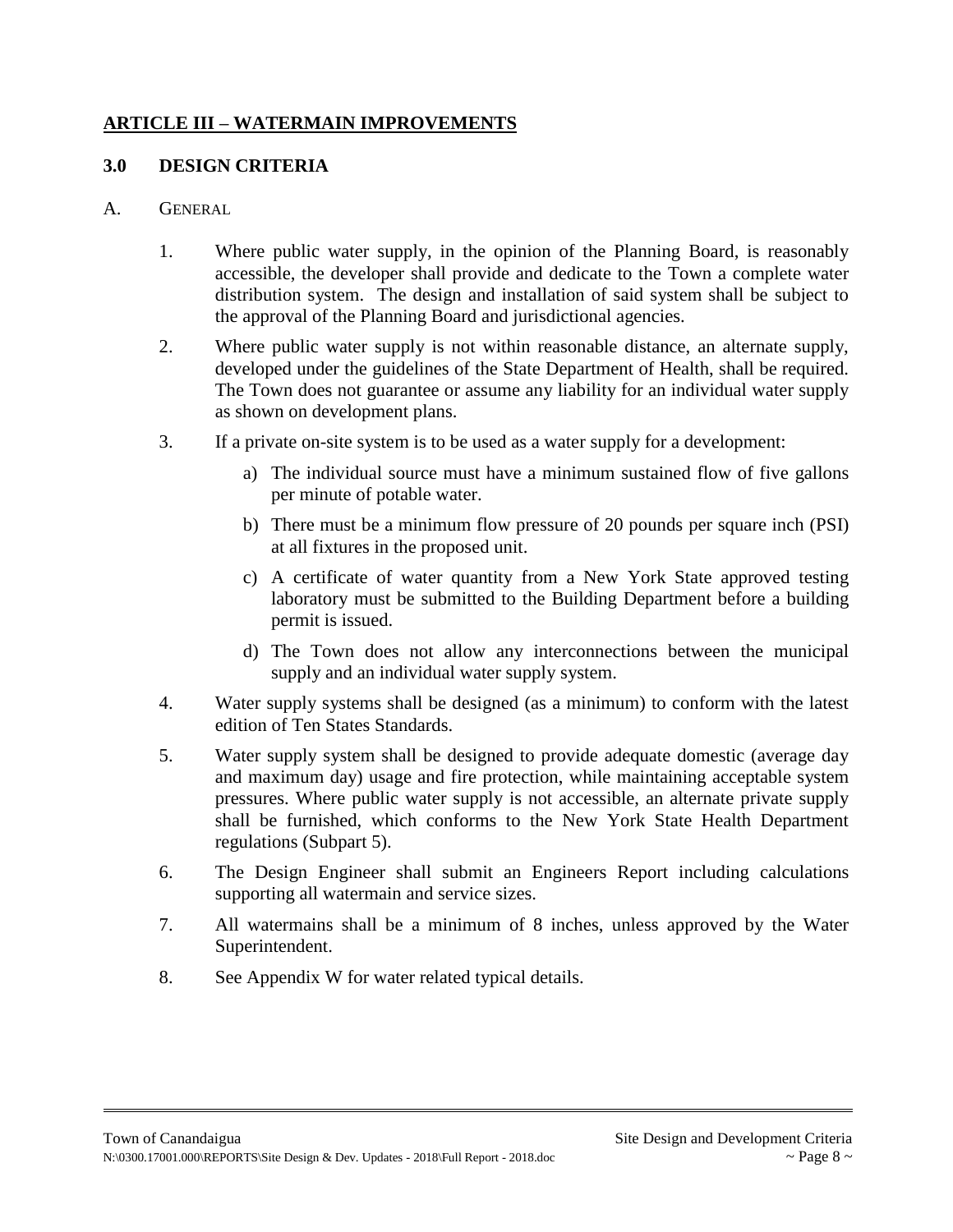## ARTICLE III – WATERMAIN IMPROVEMENTS

### 3.0 DESIGN CRITERIA

A. GENERAL

1. Where public water supply, in the opinion of the Planning Board, is reasonably accessible, the developer shall provide and dedicate to the Town a complete water distribution system. The design and installation of said system shall be subject to the approval of the Planning Board and jurisdictional agencies.

2. Where public water supply is not within reasonable distance, an alternate supply, developed under the guidelines of the State Department of Health, shall be required. The Town does not guarantee or assume any liability for an individual water supply as shown on development plans.

3. If a private on-site system is to be used as a water supply for a development:

   a) The individual source must have a minimum sustained flow of five gallons per minute of potable water.

   b) There must be a minimum flow pressure of 20 pounds per square inch (PSI) at all fixtures in the proposed unit.

   c) A certificate of water quantity from a New York State approved testing laboratory must be submitted to the Building Department before a building permit is issued.

   d) The Town does not allow any interconnections between the municipal supply and an individual water supply system.

4. Water supply systems shall be designed (as a minimum) to conform with the latest edition of Ten States Standards.

5. Water supply system shall be designed to provide adequate domestic (average day and maximum day) usage and fire protection, while maintaining acceptable system pressures. Where public water supply is not accessible, an alternate private supply shall be furnished, which conforms to the New York State Health Department regulations (Subpart 5).

6. The Design Engineer shall submit an Engineers Report including calculations supporting all watermain and service sizes.

7. All watermains shall be a minimum of 8 inches, unless approved by the Water Superintendent.

8. See Appendix W for water related typical details.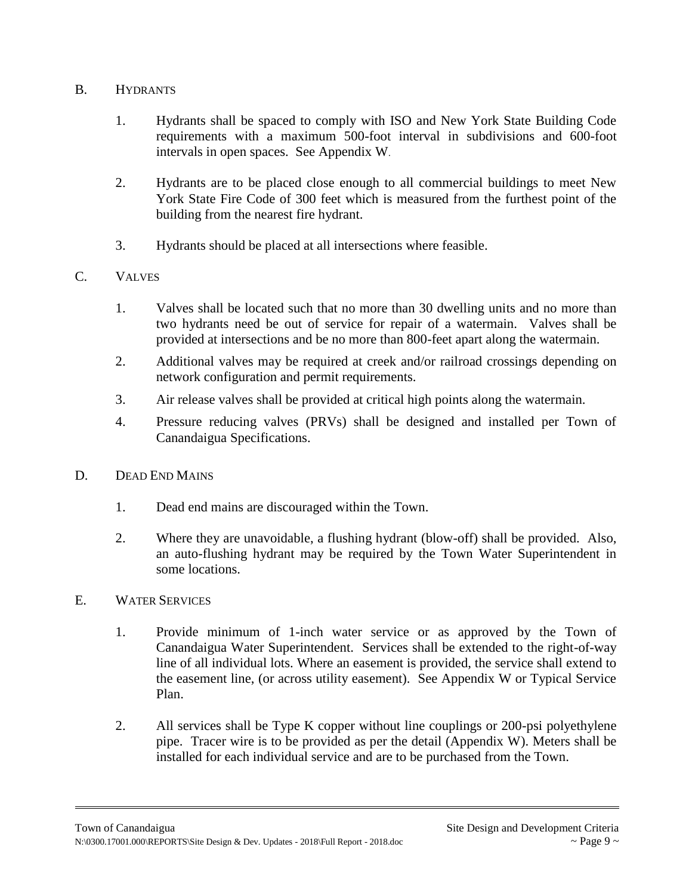## B. HYDRANTS

1. Hydrants shall be spaced to comply with ISO and New York State Building Code requirements with a maximum 500-foot interval in subdivisions and 600-foot intervals in open spaces. See Appendix W.

2. Hydrants are to be placed close enough to all commercial buildings to meet New York State Fire Code of 300 feet which is measured from the furthest point of the building from the nearest fire hydrant.

3. Hydrants should be placed at all intersections where feasible.

## C. VALVES

1. Valves shall be located such that no more than 30 dwelling units and no more than two hydrants need be out of service for repair of a watermain. Valves shall be provided at intersections and be no more than 800-feet apart along the watermain.

2. Additional valves may be required at creek and/or railroad crossings depending on network configuration and permit requirements.

3. Air release valves shall be provided at critical high points along the watermain.

4. Pressure reducing valves (PRVs) shall be designed and installed per Town of Canandaigua Specifications.

## D. DEAD END MAINS

1. Dead end mains are discouraged within the Town.

2. Where they are unavoidable, a flushing hydrant (blow-off) shall be provided. Also, an auto-flushing hydrant may be required by the Town Water Superintendent in some locations.

## E. WATER SERVICES

1. Provide minimum of 1-inch water service or as approved by the Town of Canandaigua Water Superintendent. Services shall be extended to the right-of-way line of all individual lots. Where an easement is provided, the service shall extend to the easement line, (or across utility easement). See Appendix W or Typical Service Plan.

2. All services shall be Type K copper without line couplings or 200-psi polyethylene pipe. Tracer wire is to be provided as per the detail (Appendix W). Meters shall be installed for each individual service and are to be purchased from the Town.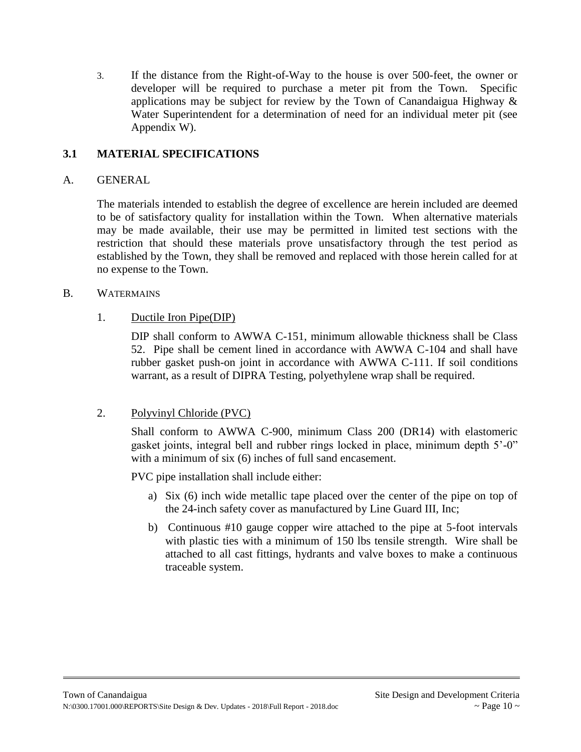3. If the distance from the Right-of-Way to the house is over 500-feet, the owner or developer will be required to purchase a meter pit from the Town. Specific applications may be subject for review by the Town of Canandaigua Highway & Water Superintendent for a determination of need for an individual meter pit (see Appendix W).

## 3.1 MATERIAL SPECIFICATIONS

### A. GENERAL

The materials intended to establish the degree of excellence are herein included are deemed to be of satisfactory quality for installation within the Town. When alternative materials may be made available, their use may be permitted in limited test sections with the restriction that should these materials prove unsatisfactory through the test period as established by the Town, they shall be removed and replaced with those herein called for at no expense to the Town.

### B. WATERMAINS

1. Ductile Iron Pipe(DIP)

   DIP shall conform to AWWA C-151, minimum allowable thickness shall be Class 52. Pipe shall be cement lined in accordance with AWWA C-104 and shall have rubber gasket push-on joint in accordance with AWWA C-111. If soil conditions warrant, as a result of DIPRA Testing, polyethylene wrap shall be required.

2. Polyvinyl Chloride (PVC)

   Shall conform to AWWA C-900, minimum Class 200 (DR14) with elastomeric gasket joints, integral bell and rubber rings locked in place, minimum depth 5'-0" with a minimum of six (6) inches of full sand encasement.

   PVC pipe installation shall include either:

   a) Six (6) inch wide metallic tape placed over the center of the pipe on top of the 24-inch safety cover as manufactured by Line Guard III, Inc;

   b) Continuous #10 gauge copper wire attached to the pipe at 5-foot intervals with plastic ties with a minimum of 150 lbs tensile strength. Wire shall be attached to all cast fittings, hydrants and valve boxes to make a continuous traceable system.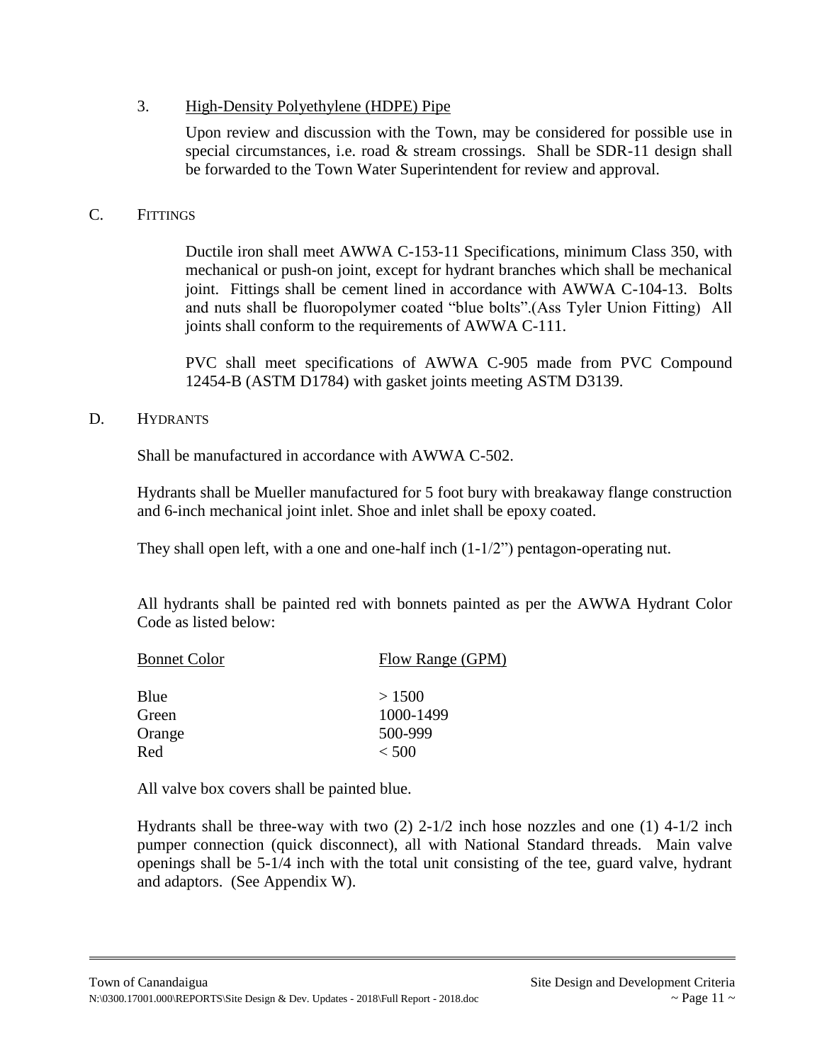3. High-Density Polyethylene (HDPE) Pipe

Upon review and discussion with the Town, may be considered for possible use in special circumstances, i.e. road & stream crossings. Shall be SDR-11 design shall be forwarded to the Town Water Superintendent for review and approval.

C. FITTINGS

Ductile iron shall meet AWWA C-153-11 Specifications, minimum Class 350, with mechanical or push-on joint, except for hydrant branches which shall be mechanical joint. Fittings shall be cement lined in accordance with AWWA C-104-13. Bolts and nuts shall be fluoropolymer coated "blue bolts".(Ass Tyler Union Fitting) All joints shall conform to the requirements of AWWA C-111.

PVC shall meet specifications of AWWA C-905 made from PVC Compound 12454-B (ASTM D1784) with gasket joints meeting ASTM D3139.

D. HYDRANTS

Shall be manufactured in accordance with AWWA C-502.

Hydrants shall be Mueller manufactured for 5 foot bury with breakaway flange construction and 6-inch mechanical joint inlet. Shoe and inlet shall be epoxy coated.

They shall open left, with a one and one-half inch (1-1/2") pentagon-operating nut.

All hydrants shall be painted red with bonnets painted as per the AWWA Hydrant Color Code as listed below:

| Bonnet Color | Flow Range (GPM) |
|---|---|
| Blue | > 1500 |
| Green | 1000-1499 |
| Orange | 500-999 |
| Red | < 500 |

All valve box covers shall be painted blue.

Hydrants shall be three-way with two (2) 2-1/2 inch hose nozzles and one (1) 4-1/2 inch pumper connection (quick disconnect), all with National Standard threads. Main valve openings shall be 5-1/4 inch with the total unit consisting of the tee, guard valve, hydrant and adaptors. (See Appendix W).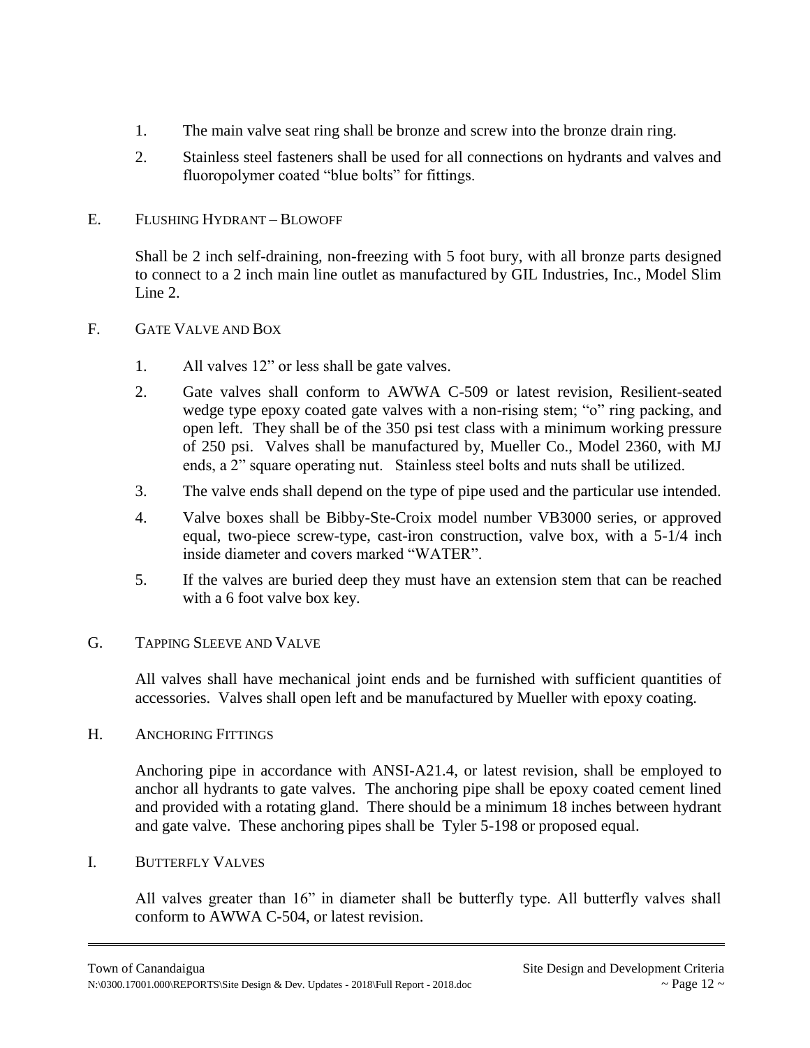1. The main valve seat ring shall be bronze and screw into the bronze drain ring.
2. Stainless steel fasteners shall be used for all connections on hydrants and valves and fluoropolymer coated "blue bolts" for fittings.

E. FLUSHING HYDRANT – BLOWOFF

Shall be 2 inch self-draining, non-freezing with 5 foot bury, with all bronze parts designed to connect to a 2 inch main line outlet as manufactured by GIL Industries, Inc., Model Slim Line 2.

F. GATE VALVE AND BOX

1. All valves 12" or less shall be gate valves.
2. Gate valves shall conform to AWWA C-509 or latest revision, Resilient-seated wedge type epoxy coated gate valves with a non-rising stem; "o" ring packing, and open left. They shall be of the 350 psi test class with a minimum working pressure of 250 psi. Valves shall be manufactured by, Mueller Co., Model 2360, with MJ ends, a 2" square operating nut. Stainless steel bolts and nuts shall be utilized.
3. The valve ends shall depend on the type of pipe used and the particular use intended.
4. Valve boxes shall be Bibby-Ste-Croix model number VB3000 series, or approved equal, two-piece screw-type, cast-iron construction, valve box, with a 5-1/4 inch inside diameter and covers marked "WATER".
5. If the valves are buried deep they must have an extension stem that can be reached with a 6 foot valve box key.

G. TAPPING SLEEVE AND VALVE

All valves shall have mechanical joint ends and be furnished with sufficient quantities of accessories. Valves shall open left and be manufactured by Mueller with epoxy coating.

H. ANCHORING FITTINGS

Anchoring pipe in accordance with ANSI-A21.4, or latest revision, shall be employed to anchor all hydrants to gate valves. The anchoring pipe shall be epoxy coated cement lined and provided with a rotating gland. There should be a minimum 18 inches between hydrant and gate valve. These anchoring pipes shall be Tyler 5-198 or proposed equal.

I. BUTTERFLY VALVES

All valves greater than 16" in diameter shall be butterfly type. All butterfly valves shall conform to AWWA C-504, or latest revision.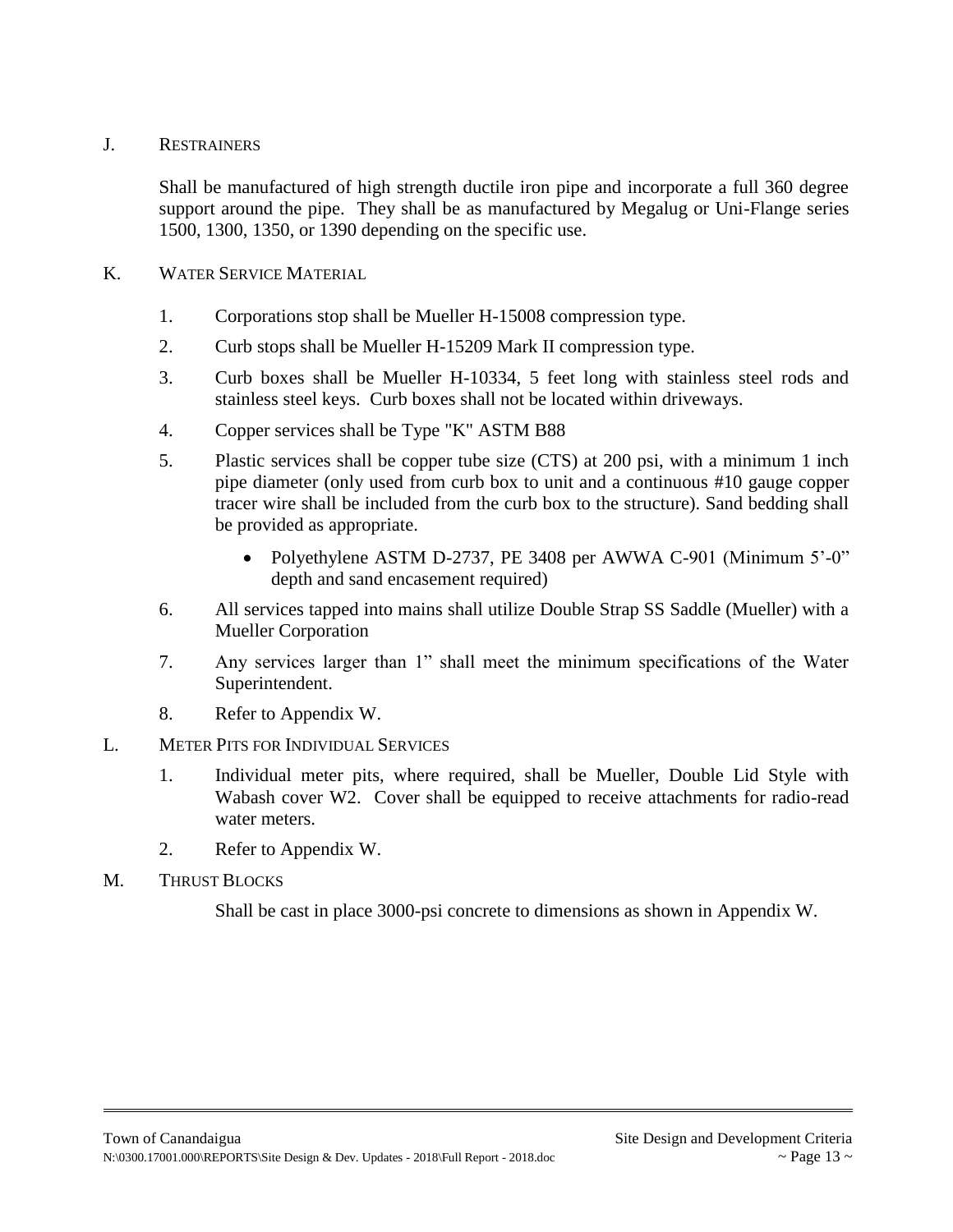J. RESTRAINERS

Shall be manufactured of high strength ductile iron pipe and incorporate a full 360 degree support around the pipe. They shall be as manufactured by Megalug or Uni-Flange series 1500, 1300, 1350, or 1390 depending on the specific use.

K. WATER SERVICE MATERIAL

1. Corporations stop shall be Mueller H-15008 compression type.
2. Curb stops shall be Mueller H-15209 Mark II compression type.
3. Curb boxes shall be Mueller H-10334, 5 feet long with stainless steel rods and stainless steel keys. Curb boxes shall not be located within driveways.
4. Copper services shall be Type "K" ASTM B88
5. Plastic services shall be copper tube size (CTS) at 200 psi, with a minimum 1 inch pipe diameter (only used from curb box to unit and a continuous #10 gauge copper tracer wire shall be included from the curb box to the structure). Sand bedding shall be provided as appropriate.
   - Polyethylene ASTM D-2737, PE 3408 per AWWA C-901 (Minimum 5'-0" depth and sand encasement required)
6. All services tapped into mains shall utilize Double Strap SS Saddle (Mueller) with a Mueller Corporation
7. Any services larger than 1" shall meet the minimum specifications of the Water Superintendent.
8. Refer to Appendix W.

L. METER PITS FOR INDIVIDUAL SERVICES

1. Individual meter pits, where required, shall be Mueller, Double Lid Style with Wabash cover W2. Cover shall be equipped to receive attachments for radio-read water meters.
2. Refer to Appendix W.

M. THRUST BLOCKS

Shall be cast in place 3000-psi concrete to dimensions as shown in Appendix W.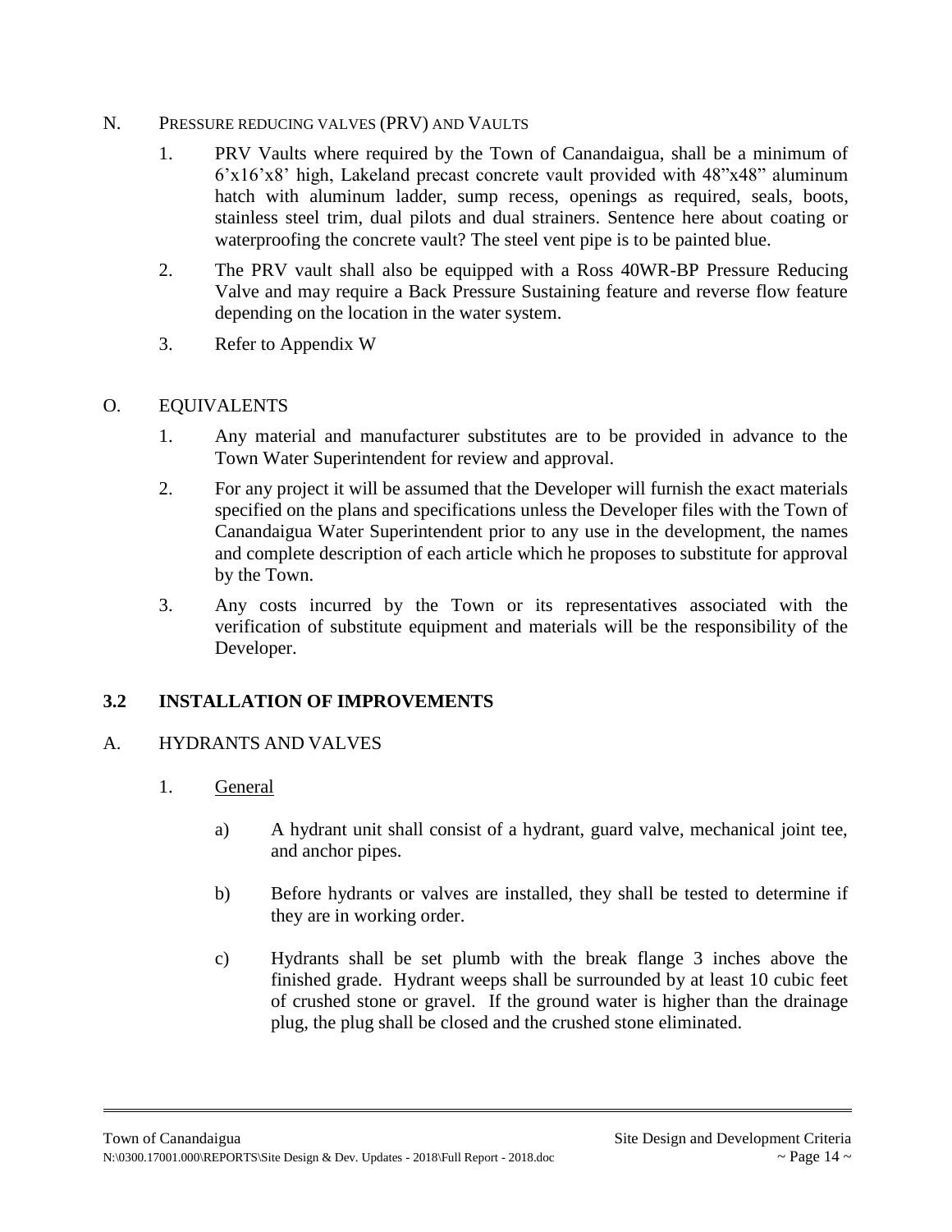N. PRESSURE REDUCING VALVES (PRV) AND VAULTS

1. PRV Vaults where required by the Town of Canandaigua, shall be a minimum of 6'x16'x8' high, Lakeland precast concrete vault provided with 48"x48" aluminum hatch with aluminum ladder, sump recess, openings as required, seals, boots, stainless steel trim, dual pilots and dual strainers. Sentence here about coating or waterproofing the concrete vault? The steel vent pipe is to be painted blue.

2. The PRV vault shall also be equipped with a Ross 40WR-BP Pressure Reducing Valve and may require a Back Pressure Sustaining feature and reverse flow feature depending on the location in the water system.

3. Refer to Appendix W

O. EQUIVALENTS

1. Any material and manufacturer substitutes are to be provided in advance to the Town Water Superintendent for review and approval.

2. For any project it will be assumed that the Developer will furnish the exact materials specified on the plans and specifications unless the Developer files with the Town of Canandaigua Water Superintendent prior to any use in the development, the names and complete description of each article which he proposes to substitute for approval by the Town.

3. Any costs incurred by the Town or its representatives associated with the verification of substitute equipment and materials will be the responsibility of the Developer.

## 3.2 INSTALLATION OF IMPROVEMENTS

A. HYDRANTS AND VALVES

1. General

   a) A hydrant unit shall consist of a hydrant, guard valve, mechanical joint tee, and anchor pipes.

   b) Before hydrants or valves are installed, they shall be tested to determine if they are in working order.

   c) Hydrants shall be set plumb with the break flange 3 inches above the finished grade. Hydrant weeps shall be surrounded by at least 10 cubic feet of crushed stone or gravel. If the ground water is higher than the drainage plug, the plug shall be closed and the crushed stone eliminated.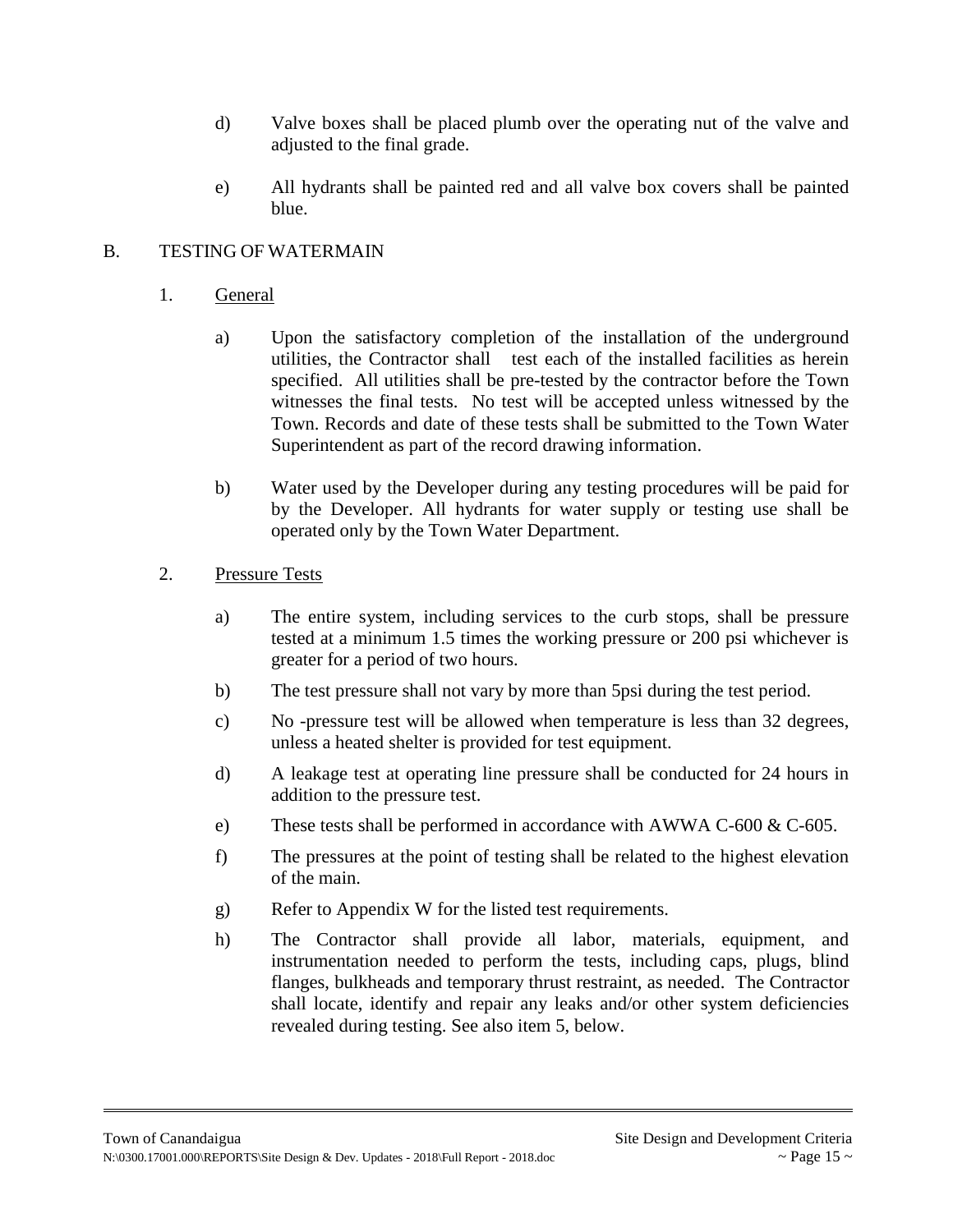d) Valve boxes shall be placed plumb over the operating nut of the valve and adjusted to the final grade.

e) All hydrants shall be painted red and all valve box covers shall be painted blue.

## B. TESTING OF WATERMAIN

### 1. General

a) Upon the satisfactory completion of the installation of the underground utilities, the Contractor shall test each of the installed facilities as herein specified. All utilities shall be pre-tested by the contractor before the Town witnesses the final tests. No test will be accepted unless witnessed by the Town. Records and date of these tests shall be submitted to the Town Water Superintendent as part of the record drawing information.

b) Water used by the Developer during any testing procedures will be paid for by the Developer. All hydrants for water supply or testing use shall be operated only by the Town Water Department.

### 2. Pressure Tests

a) The entire system, including services to the curb stops, shall be pressure tested at a minimum 1.5 times the working pressure or 200 psi whichever is greater for a period of two hours.

b) The test pressure shall not vary by more than 5psi during the test period.

c) No -pressure test will be allowed when temperature is less than 32 degrees, unless a heated shelter is provided for test equipment.

d) A leakage test at operating line pressure shall be conducted for 24 hours in addition to the pressure test.

e) These tests shall be performed in accordance with AWWA C-600 & C-605.

f) The pressures at the point of testing shall be related to the highest elevation of the main.

g) Refer to Appendix W for the listed test requirements.

h) The Contractor shall provide all labor, materials, equipment, and instrumentation needed to perform the tests, including caps, plugs, blind flanges, bulkheads and temporary thrust restraint, as needed. The Contractor shall locate, identify and repair any leaks and/or other system deficiencies revealed during testing. See also item 5, below.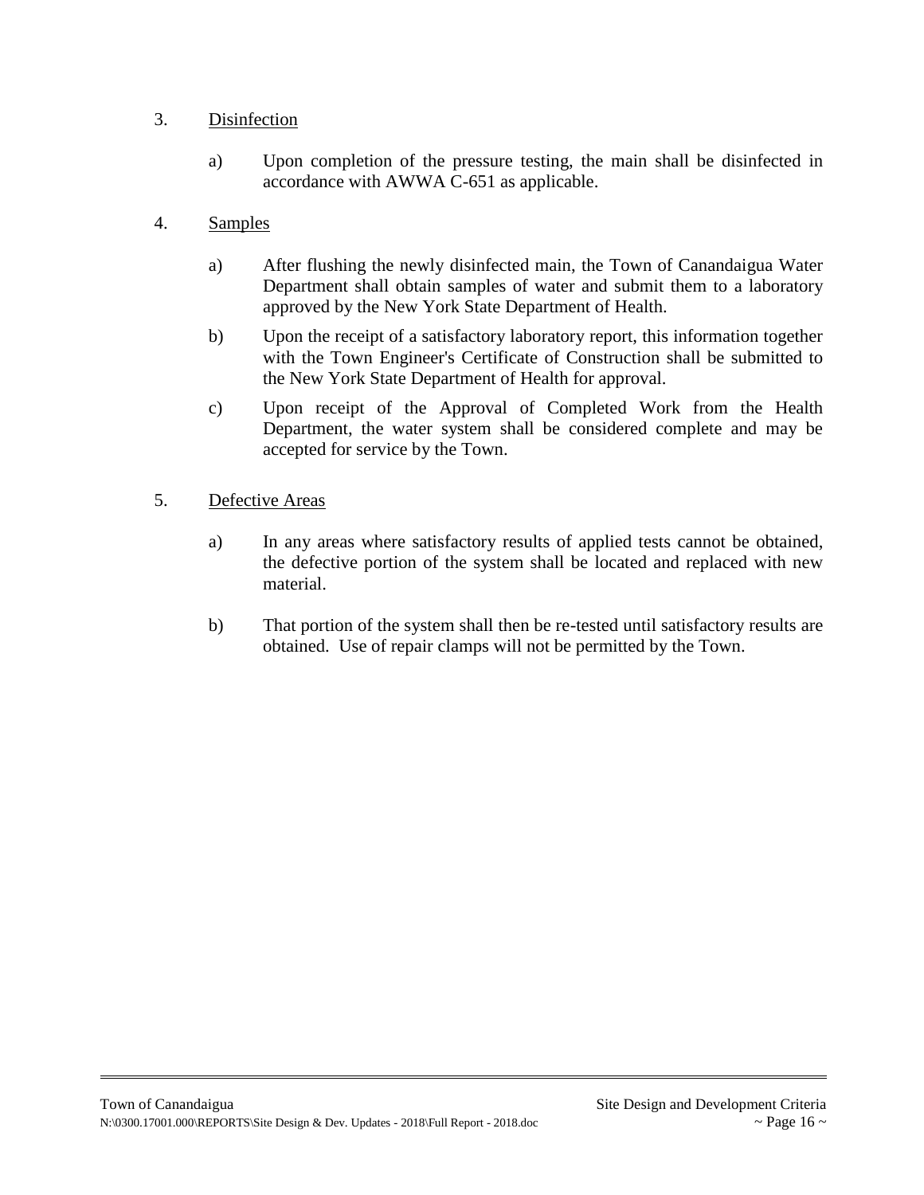3. Disinfection

   a) Upon completion of the pressure testing, the main shall be disinfected in accordance with AWWA C-651 as applicable.

4. Samples

   a) After flushing the newly disinfected main, the Town of Canandaigua Water Department shall obtain samples of water and submit them to a laboratory approved by the New York State Department of Health.

   b) Upon the receipt of a satisfactory laboratory report, this information together with the Town Engineer's Certificate of Construction shall be submitted to the New York State Department of Health for approval.

   c) Upon receipt of the Approval of Completed Work from the Health Department, the water system shall be considered complete and may be accepted for service by the Town.

5. Defective Areas

   a) In any areas where satisfactory results of applied tests cannot be obtained, the defective portion of the system shall be located and replaced with new material.

   b) That portion of the system shall then be re-tested until satisfactory results are obtained. Use of repair clamps will not be permitted by the Town.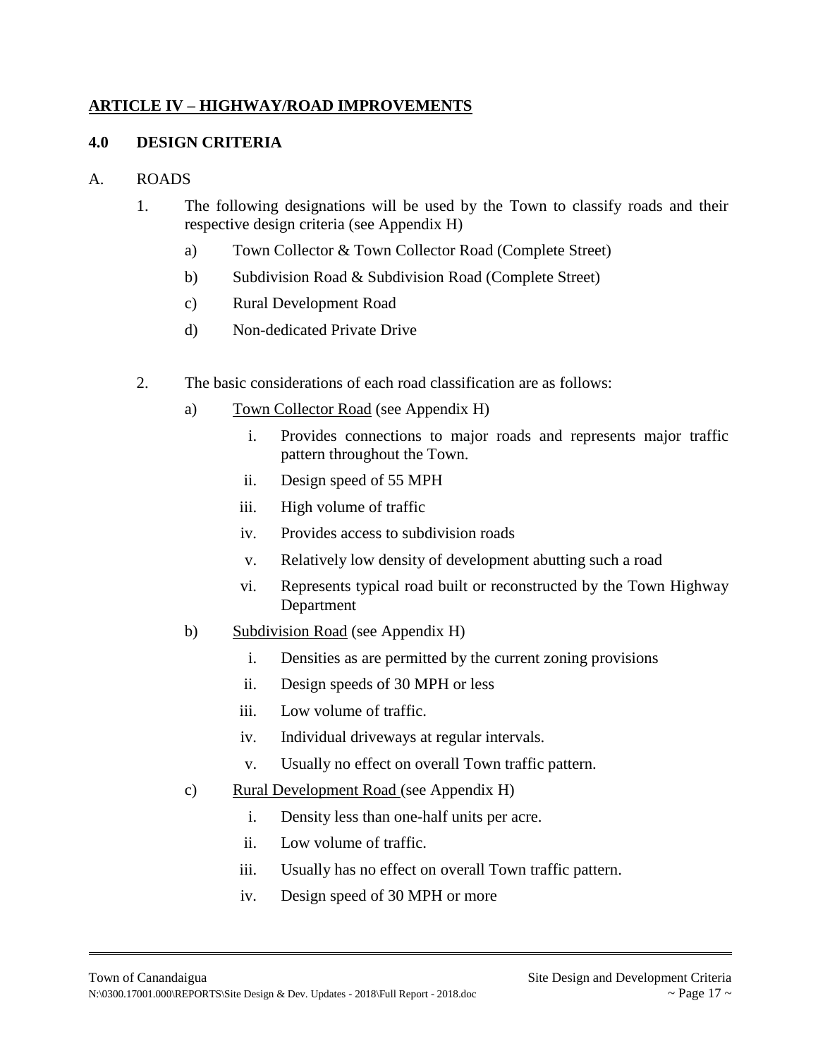## ARTICLE IV – HIGHWAY/ROAD IMPROVEMENTS

### 4.0 DESIGN CRITERIA

A. ROADS

1. The following designations will be used by the Town to classify roads and their respective design criteria (see Appendix H)

    a) Town Collector & Town Collector Road (Complete Street)

    b) Subdivision Road & Subdivision Road (Complete Street)

    c) Rural Development Road

    d) Non-dedicated Private Drive

2. The basic considerations of each road classification are as follows:

    a) Town Collector Road (see Appendix H)

        i. Provides connections to major roads and represents major traffic pattern throughout the Town.

        ii. Design speed of 55 MPH

        iii. High volume of traffic

        iv. Provides access to subdivision roads

        v. Relatively low density of development abutting such a road

        vi. Represents typical road built or reconstructed by the Town Highway Department

    b) Subdivision Road (see Appendix H)

        i. Densities as are permitted by the current zoning provisions

        ii. Design speeds of 30 MPH or less

        iii. Low volume of traffic.

        iv. Individual driveways at regular intervals.

        v. Usually no effect on overall Town traffic pattern.

    c) Rural Development Road (see Appendix H)

        i. Density less than one-half units per acre.

        ii. Low volume of traffic.

        iii. Usually has no effect on overall Town traffic pattern.

        iv. Design speed of 30 MPH or more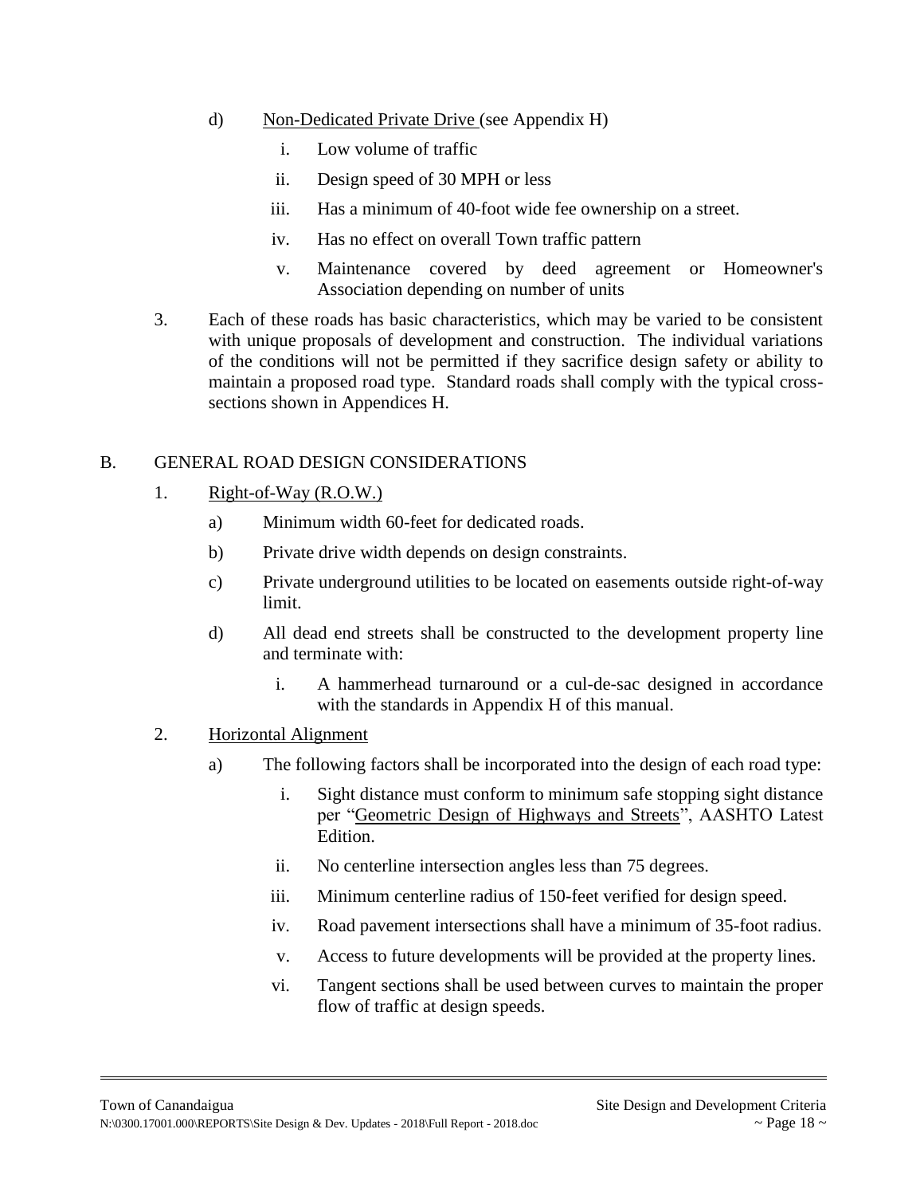d) Non-Dedicated Private Drive (see Appendix H)

   i. Low volume of traffic

   ii. Design speed of 30 MPH or less

   iii. Has a minimum of 40-foot wide fee ownership on a street.

   iv. Has no effect on overall Town traffic pattern

   v. Maintenance covered by deed agreement or Homeowner's Association depending on number of units

3. Each of these roads has basic characteristics, which may be varied to be consistent with unique proposals of development and construction. The individual variations of the conditions will not be permitted if they sacrifice design safety or ability to maintain a proposed road type. Standard roads shall comply with the typical cross-sections shown in Appendices H.

## B. GENERAL ROAD DESIGN CONSIDERATIONS

1. Right-of-Way (R.O.W.)

   a) Minimum width 60-feet for dedicated roads.

   b) Private drive width depends on design constraints.

   c) Private underground utilities to be located on easements outside right-of-way limit.

   d) All dead end streets shall be constructed to the development property line and terminate with:

      i. A hammerhead turnaround or a cul-de-sac designed in accordance with the standards in Appendix H of this manual.

2. Horizontal Alignment

   a) The following factors shall be incorporated into the design of each road type:

      i. Sight distance must conform to minimum safe stopping sight distance per "Geometric Design of Highways and Streets", AASHTO Latest Edition.

      ii. No centerline intersection angles less than 75 degrees.

      iii. Minimum centerline radius of 150-feet verified for design speed.

      iv. Road pavement intersections shall have a minimum of 35-foot radius.

      v. Access to future developments will be provided at the property lines.

      vi. Tangent sections shall be used between curves to maintain the proper flow of traffic at design speeds.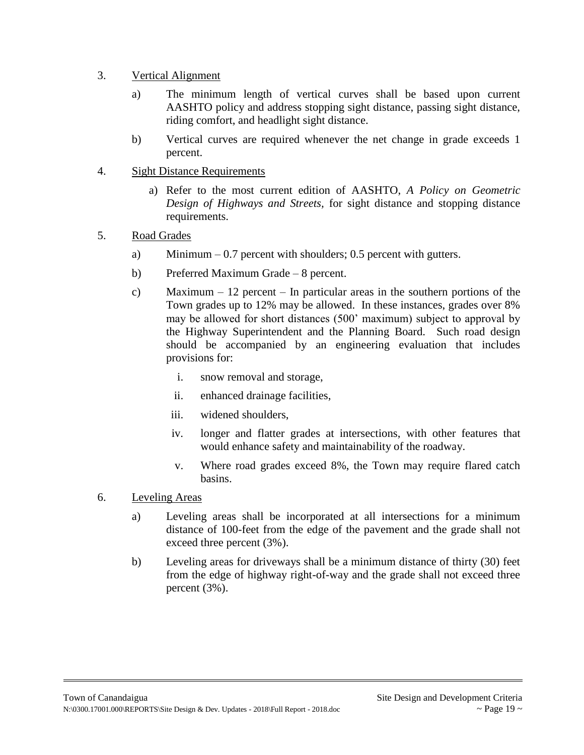3. Vertical Alignment

   a) The minimum length of vertical curves shall be based upon current AASHTO policy and address stopping sight distance, passing sight distance, riding comfort, and headlight sight distance.

   b) Vertical curves are required whenever the net change in grade exceeds 1 percent.

4. Sight Distance Requirements

   a) Refer to the most current edition of AASHTO, *A Policy on Geometric Design of Highways and Streets,* for sight distance and stopping distance requirements.

5. Road Grades

   a) Minimum – 0.7 percent with shoulders; 0.5 percent with gutters.

   b) Preferred Maximum Grade – 8 percent.

   c) Maximum – 12 percent – In particular areas in the southern portions of the Town grades up to 12% may be allowed. In these instances, grades over 8% may be allowed for short distances (500' maximum) subject to approval by the Highway Superintendent and the Planning Board. Such road design should be accompanied by an engineering evaluation that includes provisions for:

      i. snow removal and storage,
      ii. enhanced drainage facilities,
      iii. widened shoulders,
      iv. longer and flatter grades at intersections, with other features that would enhance safety and maintainability of the roadway.
      v. Where road grades exceed 8%, the Town may require flared catch basins.

6. Leveling Areas

   a) Leveling areas shall be incorporated at all intersections for a minimum distance of 100-feet from the edge of the pavement and the grade shall not exceed three percent (3%).

   b) Leveling areas for driveways shall be a minimum distance of thirty (30) feet from the edge of highway right-of-way and the grade shall not exceed three percent (3%).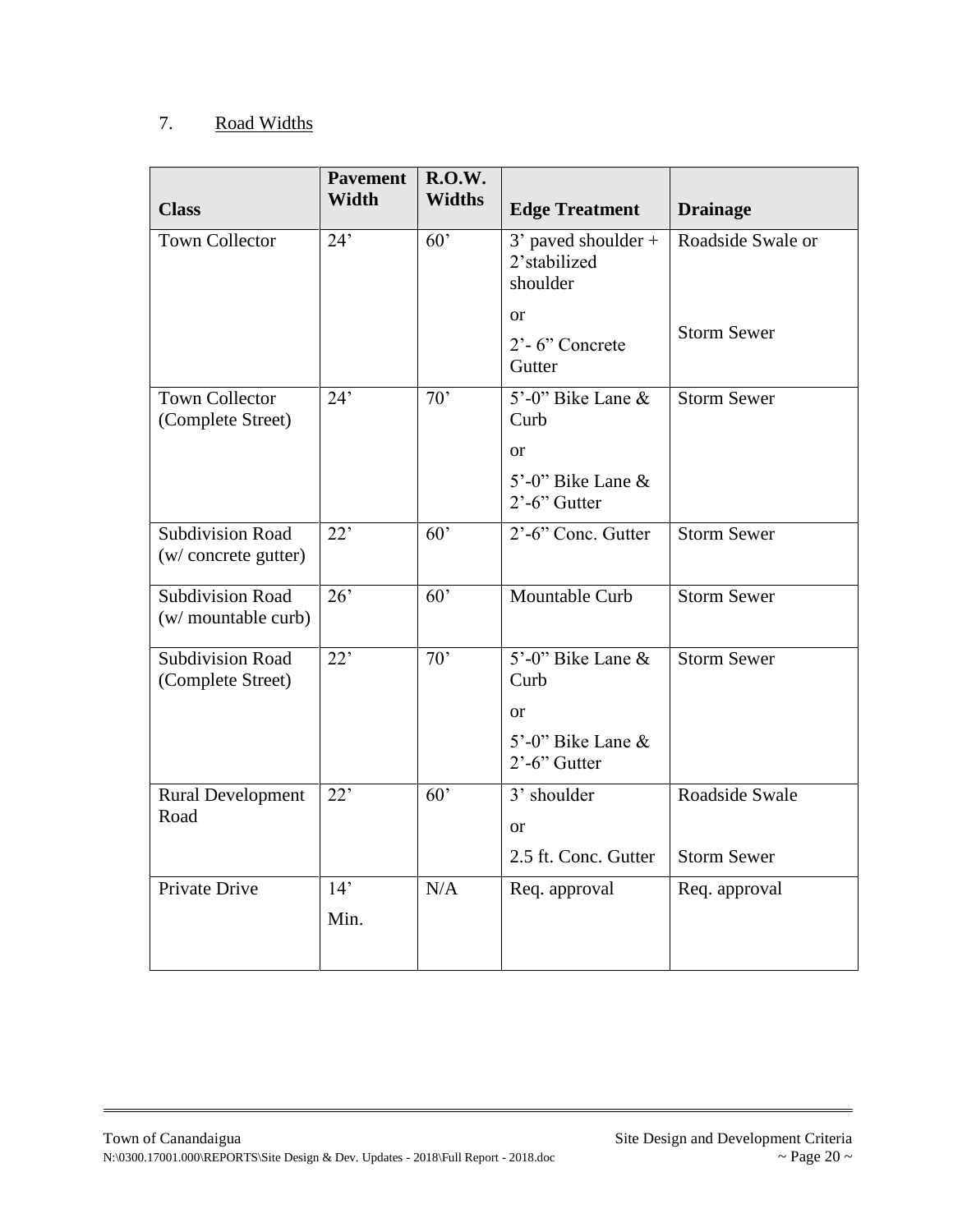7. Road Widths

| Class | Pavement Width | R.O.W. Widths | Edge Treatment | Drainage |
|---|---|---|---|---|
| Town Collector | 24' | 60' | 3' paved shoulder + 2'stabilized shoulder<br>or<br>2'- 6" Concrete Gutter | Roadside Swale or<br><br>Storm Sewer |
| Town Collector (Complete Street) | 24' | 70' | 5'-0" Bike Lane & Curb<br>or<br>5'-0" Bike Lane & 2'-6" Gutter | Storm Sewer |
| Subdivision Road (w/ concrete gutter) | 22' | 60' | 2'-6" Conc. Gutter | Storm Sewer |
| Subdivision Road (w/ mountable curb) | 26' | 60' | Mountable Curb | Storm Sewer |
| Subdivision Road (Complete Street) | 22' | 70' | 5'-0" Bike Lane & Curb<br>or<br>5'-0" Bike Lane & 2'-6" Gutter | Storm Sewer |
| Rural Development Road | 22' | 60' | 3' shoulder<br>or<br>2.5 ft. Conc. Gutter | Roadside Swale<br><br>Storm Sewer |
| Private Drive | 14'<br>Min. | N/A | Req. approval | Req. approval |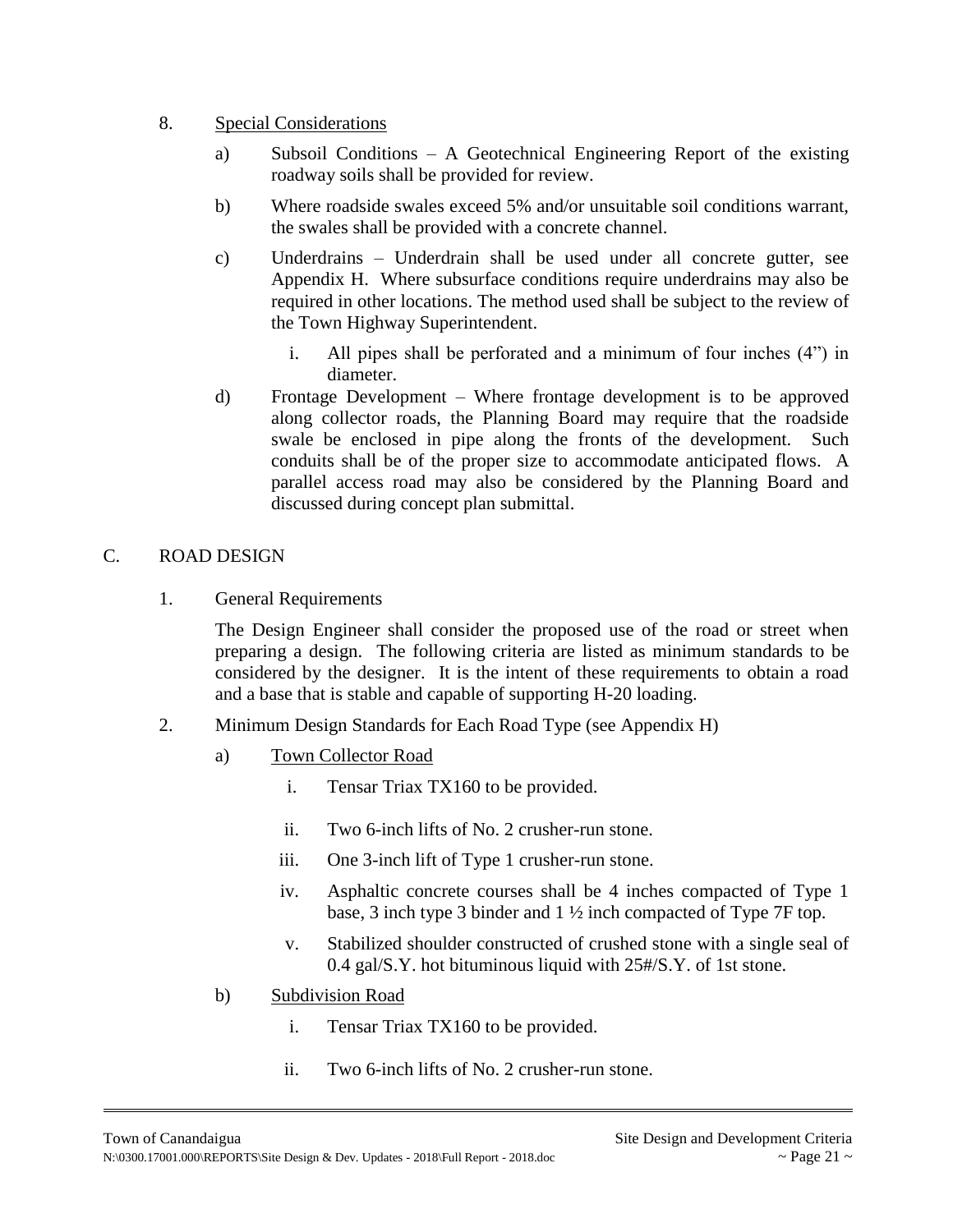8. <u>Special Considerations</u>

   a) Subsoil Conditions – A Geotechnical Engineering Report of the existing roadway soils shall be provided for review.

   b) Where roadside swales exceed 5% and/or unsuitable soil conditions warrant, the swales shall be provided with a concrete channel.

   c) Underdrains – Underdrain shall be used under all concrete gutter, see Appendix H. Where subsurface conditions require underdrains may also be required in other locations. The method used shall be subject to the review of the Town Highway Superintendent.

      i. All pipes shall be perforated and a minimum of four inches (4") in diameter.

   d) Frontage Development – Where frontage development is to be approved along collector roads, the Planning Board may require that the roadside swale be enclosed in pipe along the fronts of the development. Such conduits shall be of the proper size to accommodate anticipated flows. A parallel access road may also be considered by the Planning Board and discussed during concept plan submittal.

## C. ROAD DESIGN

1. General Requirements

   The Design Engineer shall consider the proposed use of the road or street when preparing a design. The following criteria are listed as minimum standards to be considered by the designer. It is the intent of these requirements to obtain a road and a base that is stable and capable of supporting H-20 loading.

2. Minimum Design Standards for Each Road Type (see Appendix H)

   a) <u>Town Collector Road</u>

      i. Tensar Triax TX160 to be provided.

      ii. Two 6-inch lifts of No. 2 crusher-run stone.

      iii. One 3-inch lift of Type 1 crusher-run stone.

      iv. Asphaltic concrete courses shall be 4 inches compacted of Type 1 base, 3 inch type 3 binder and 1 ½ inch compacted of Type 7F top.

      v. Stabilized shoulder constructed of crushed stone with a single seal of 0.4 gal/S.Y. hot bituminous liquid with 25#/S.Y. of 1st stone.

   b) <u>Subdivision Road</u>

      i. Tensar Triax TX160 to be provided.

      ii. Two 6-inch lifts of No. 2 crusher-run stone.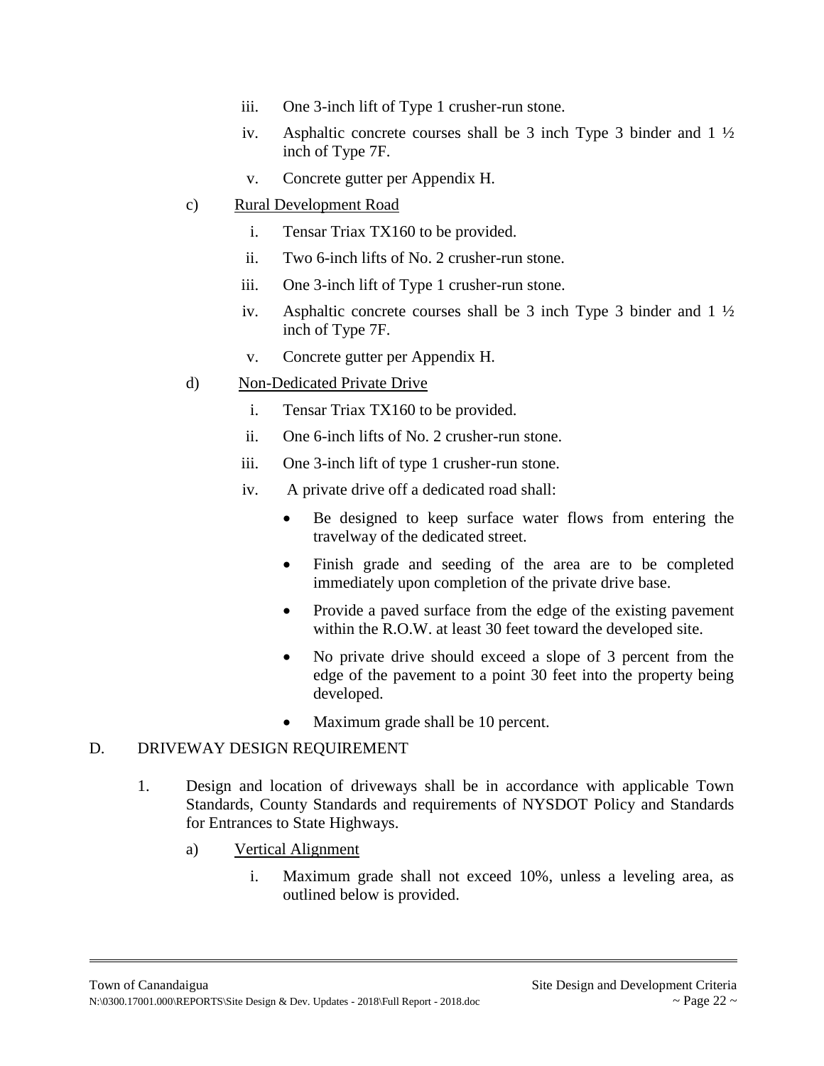iii. One 3-inch lift of Type 1 crusher-run stone.

iv. Asphaltic concrete courses shall be 3 inch Type 3 binder and 1 ½ inch of Type 7F.

v. Concrete gutter per Appendix H.

c) Rural Development Road

i. Tensar Triax TX160 to be provided.

ii. Two 6-inch lifts of No. 2 crusher-run stone.

iii. One 3-inch lift of Type 1 crusher-run stone.

iv. Asphaltic concrete courses shall be 3 inch Type 3 binder and 1 ½ inch of Type 7F.

v. Concrete gutter per Appendix H.

d) Non-Dedicated Private Drive

i. Tensar Triax TX160 to be provided.

ii. One 6-inch lifts of No. 2 crusher-run stone.

iii. One 3-inch lift of type 1 crusher-run stone.

iv. A private drive off a dedicated road shall:

- Be designed to keep surface water flows from entering the travelway of the dedicated street.
- Finish grade and seeding of the area are to be completed immediately upon completion of the private drive base.
- Provide a paved surface from the edge of the existing pavement within the R.O.W. at least 30 feet toward the developed site.
- No private drive should exceed a slope of 3 percent from the edge of the pavement to a point 30 feet into the property being developed.
- Maximum grade shall be 10 percent.

## D. DRIVEWAY DESIGN REQUIREMENT

1. Design and location of driveways shall be in accordance with applicable Town Standards, County Standards and requirements of NYSDOT Policy and Standards for Entrances to State Highways.

a) Vertical Alignment

i. Maximum grade shall not exceed 10%, unless a leveling area, as outlined below is provided.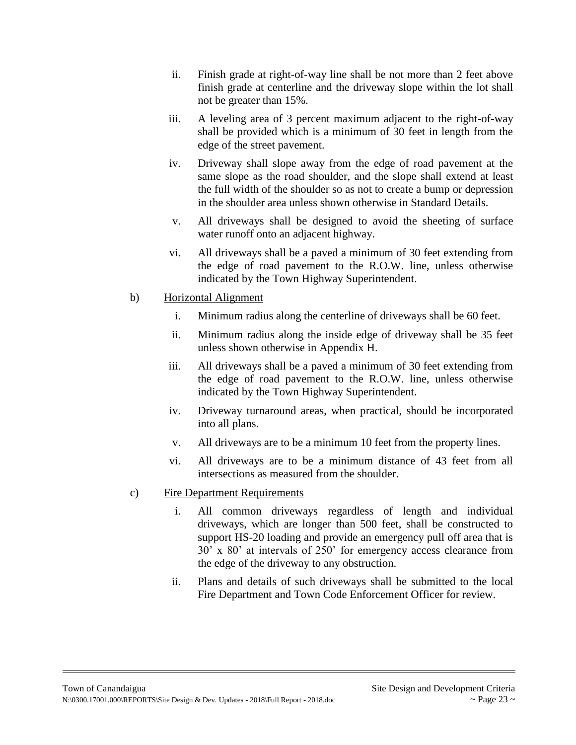ii. Finish grade at right-of-way line shall be not more than 2 feet above finish grade at centerline and the driveway slope within the lot shall not be greater than 15%.

iii. A leveling area of 3 percent maximum adjacent to the right-of-way shall be provided which is a minimum of 30 feet in length from the edge of the street pavement.

iv. Driveway shall slope away from the edge of road pavement at the same slope as the road shoulder, and the slope shall extend at least the full width of the shoulder so as not to create a bump or depression in the shoulder area unless shown otherwise in Standard Details.

v. All driveways shall be designed to avoid the sheeting of surface water runoff onto an adjacent highway.

vi. All driveways shall be a paved a minimum of 30 feet extending from the edge of road pavement to the R.O.W. line, unless otherwise indicated by the Town Highway Superintendent.

b) <u>Horizontal Alignment</u>

i. Minimum radius along the centerline of driveways shall be 60 feet.

ii. Minimum radius along the inside edge of driveway shall be 35 feet unless shown otherwise in Appendix H.

iii. All driveways shall be a paved a minimum of 30 feet extending from the edge of road pavement to the R.O.W. line, unless otherwise indicated by the Town Highway Superintendent.

iv. Driveway turnaround areas, when practical, should be incorporated into all plans.

v. All driveways are to be a minimum 10 feet from the property lines.

vi. All driveways are to be a minimum distance of 43 feet from all intersections as measured from the shoulder.

c) <u>Fire Department Requirements</u>

i. All common driveways regardless of length and individual driveways, which are longer than 500 feet, shall be constructed to support HS-20 loading and provide an emergency pull off area that is 30' x 80' at intervals of 250' for emergency access clearance from the edge of the driveway to any obstruction.

ii. Plans and details of such driveways shall be submitted to the local Fire Department and Town Code Enforcement Officer for review.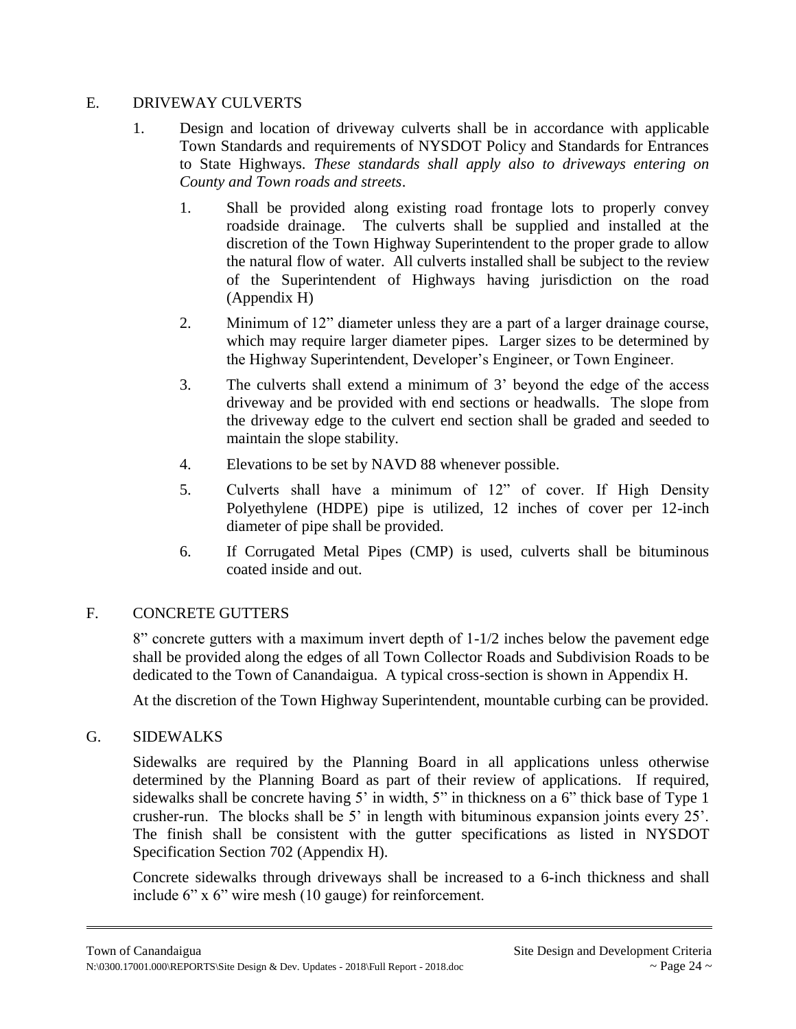## E. DRIVEWAY CULVERTS

1. Design and location of driveway culverts shall be in accordance with applicable Town Standards and requirements of NYSDOT Policy and Standards for Entrances to State Highways. *These standards shall apply also to driveways entering on County and Town roads and streets*.

    1. Shall be provided along existing road frontage lots to properly convey roadside drainage. The culverts shall be supplied and installed at the discretion of the Town Highway Superintendent to the proper grade to allow the natural flow of water. All culverts installed shall be subject to the review of the Superintendent of Highways having jurisdiction on the road (Appendix H)

    2. Minimum of 12" diameter unless they are a part of a larger drainage course, which may require larger diameter pipes. Larger sizes to be determined by the Highway Superintendent, Developer's Engineer, or Town Engineer.

    3. The culverts shall extend a minimum of 3' beyond the edge of the access driveway and be provided with end sections or headwalls. The slope from the driveway edge to the culvert end section shall be graded and seeded to maintain the slope stability.

    4. Elevations to be set by NAVD 88 whenever possible.

    5. Culverts shall have a minimum of 12" of cover. If High Density Polyethylene (HDPE) pipe is utilized, 12 inches of cover per 12-inch diameter of pipe shall be provided.

    6. If Corrugated Metal Pipes (CMP) is used, culverts shall be bituminous coated inside and out.

## F. CONCRETE GUTTERS

8" concrete gutters with a maximum invert depth of 1-1/2 inches below the pavement edge shall be provided along the edges of all Town Collector Roads and Subdivision Roads to be dedicated to the Town of Canandaigua. A typical cross-section is shown in Appendix H.

At the discretion of the Town Highway Superintendent, mountable curbing can be provided.

## G. SIDEWALKS

Sidewalks are required by the Planning Board in all applications unless otherwise determined by the Planning Board as part of their review of applications. If required, sidewalks shall be concrete having 5' in width, 5" in thickness on a 6" thick base of Type 1 crusher-run. The blocks shall be 5' in length with bituminous expansion joints every 25'. The finish shall be consistent with the gutter specifications as listed in NYSDOT Specification Section 702 (Appendix H).

Concrete sidewalks through driveways shall be increased to a 6-inch thickness and shall include 6" x 6" wire mesh (10 gauge) for reinforcement.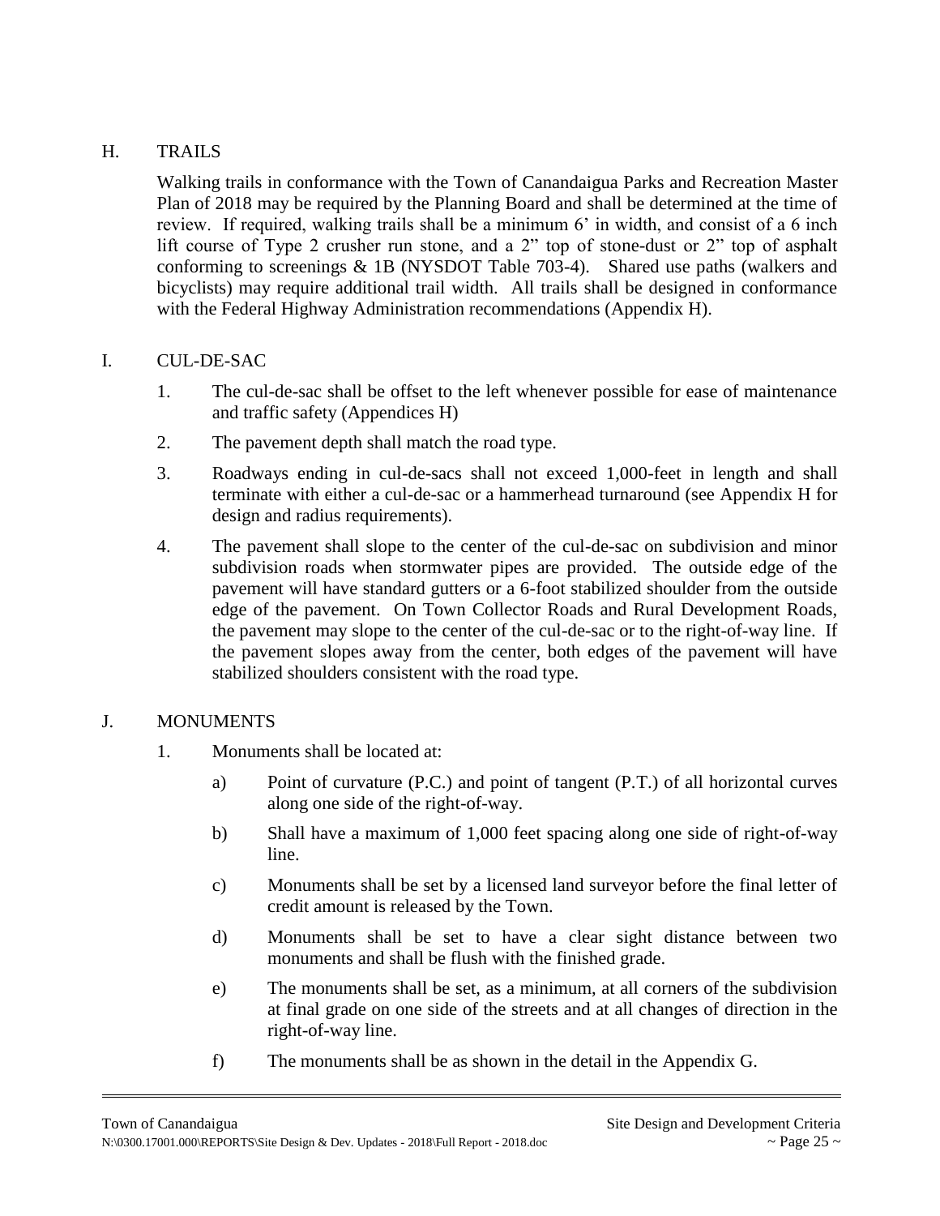## H. TRAILS

Walking trails in conformance with the Town of Canandaigua Parks and Recreation Master Plan of 2018 may be required by the Planning Board and shall be determined at the time of review. If required, walking trails shall be a minimum 6' in width, and consist of a 6 inch lift course of Type 2 crusher run stone, and a 2" top of stone-dust or 2" top of asphalt conforming to screenings & 1B (NYSDOT Table 703-4). Shared use paths (walkers and bicyclists) may require additional trail width. All trails shall be designed in conformance with the Federal Highway Administration recommendations (Appendix H).

## I. CUL-DE-SAC

1. The cul-de-sac shall be offset to the left whenever possible for ease of maintenance and traffic safety (Appendices H)
2. The pavement depth shall match the road type.
3. Roadways ending in cul-de-sacs shall not exceed 1,000-feet in length and shall terminate with either a cul-de-sac or a hammerhead turnaround (see Appendix H for design and radius requirements).
4. The pavement shall slope to the center of the cul-de-sac on subdivision and minor subdivision roads when stormwater pipes are provided. The outside edge of the pavement will have standard gutters or a 6-foot stabilized shoulder from the outside edge of the pavement. On Town Collector Roads and Rural Development Roads, the pavement may slope to the center of the cul-de-sac or to the right-of-way line. If the pavement slopes away from the center, both edges of the pavement will have stabilized shoulders consistent with the road type.

## J. MONUMENTS

1. Monuments shall be located at:
   a) Point of curvature (P.C.) and point of tangent (P.T.) of all horizontal curves along one side of the right-of-way.
   b) Shall have a maximum of 1,000 feet spacing along one side of right-of-way line.
   c) Monuments shall be set by a licensed land surveyor before the final letter of credit amount is released by the Town.
   d) Monuments shall be set to have a clear sight distance between two monuments and shall be flush with the finished grade.
   e) The monuments shall be set, as a minimum, at all corners of the subdivision at final grade on one side of the streets and at all changes of direction in the right-of-way line.
   f) The monuments shall be as shown in the detail in the Appendix G.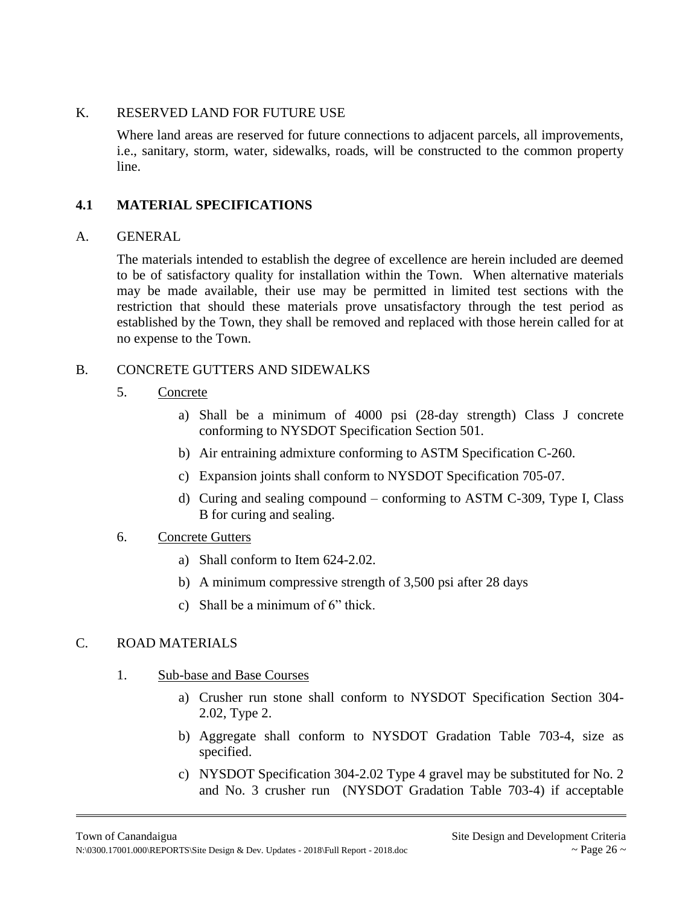K. RESERVED LAND FOR FUTURE USE

Where land areas are reserved for future connections to adjacent parcels, all improvements, i.e., sanitary, storm, water, sidewalks, roads, will be constructed to the common property line.

## 4.1 MATERIAL SPECIFICATIONS

A. GENERAL

The materials intended to establish the degree of excellence are herein included are deemed to be of satisfactory quality for installation within the Town. When alternative materials may be made available, their use may be permitted in limited test sections with the restriction that should these materials prove unsatisfactory through the test period as established by the Town, they shall be removed and replaced with those herein called for at no expense to the Town.

B. CONCRETE GUTTERS AND SIDEWALKS

5. Concrete

   a) Shall be a minimum of 4000 psi (28-day strength) Class J concrete conforming to NYSDOT Specification Section 501.

   b) Air entraining admixture conforming to ASTM Specification C-260.

   c) Expansion joints shall conform to NYSDOT Specification 705-07.

   d) Curing and sealing compound – conforming to ASTM C-309, Type I, Class B for curing and sealing.

6. Concrete Gutters

   a) Shall conform to Item 624-2.02.

   b) A minimum compressive strength of 3,500 psi after 28 days

   c) Shall be a minimum of 6" thick.

C. ROAD MATERIALS

1. Sub-base and Base Courses

   a) Crusher run stone shall conform to NYSDOT Specification Section 304-2.02, Type 2.

   b) Aggregate shall conform to NYSDOT Gradation Table 703-4, size as specified.

   c) NYSDOT Specification 304-2.02 Type 4 gravel may be substituted for No. 2 and No. 3 crusher run (NYSDOT Gradation Table 703-4) if acceptable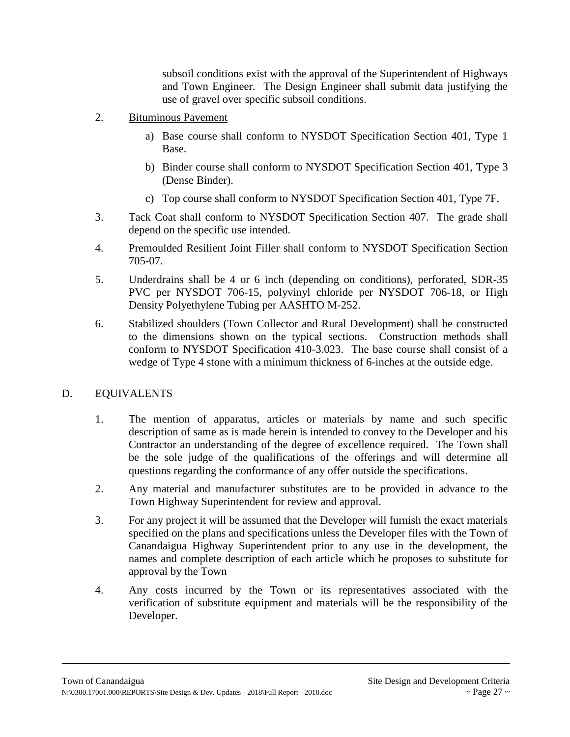subsoil conditions exist with the approval of the Superintendent of Highways and Town Engineer. The Design Engineer shall submit data justifying the use of gravel over specific subsoil conditions.

2. Bituminous Pavement

   a) Base course shall conform to NYSDOT Specification Section 401, Type 1 Base.

   b) Binder course shall conform to NYSDOT Specification Section 401, Type 3 (Dense Binder).

   c) Top course shall conform to NYSDOT Specification Section 401, Type 7F.

3. Tack Coat shall conform to NYSDOT Specification Section 407. The grade shall depend on the specific use intended.

4. Premoulded Resilient Joint Filler shall conform to NYSDOT Specification Section 705-07.

5. Underdrains shall be 4 or 6 inch (depending on conditions), perforated, SDR-35 PVC per NYSDOT 706-15, polyvinyl chloride per NYSDOT 706-18, or High Density Polyethylene Tubing per AASHTO M-252.

6. Stabilized shoulders (Town Collector and Rural Development) shall be constructed to the dimensions shown on the typical sections. Construction methods shall conform to NYSDOT Specification 410-3.023. The base course shall consist of a wedge of Type 4 stone with a minimum thickness of 6-inches at the outside edge.

## D. EQUIVALENTS

1. The mention of apparatus, articles or materials by name and such specific description of same as is made herein is intended to convey to the Developer and his Contractor an understanding of the degree of excellence required. The Town shall be the sole judge of the qualifications of the offerings and will determine all questions regarding the conformance of any offer outside the specifications.

2. Any material and manufacturer substitutes are to be provided in advance to the Town Highway Superintendent for review and approval.

3. For any project it will be assumed that the Developer will furnish the exact materials specified on the plans and specifications unless the Developer files with the Town of Canandaigua Highway Superintendent prior to any use in the development, the names and complete description of each article which he proposes to substitute for approval by the Town

4. Any costs incurred by the Town or its representatives associated with the verification of substitute equipment and materials will be the responsibility of the Developer.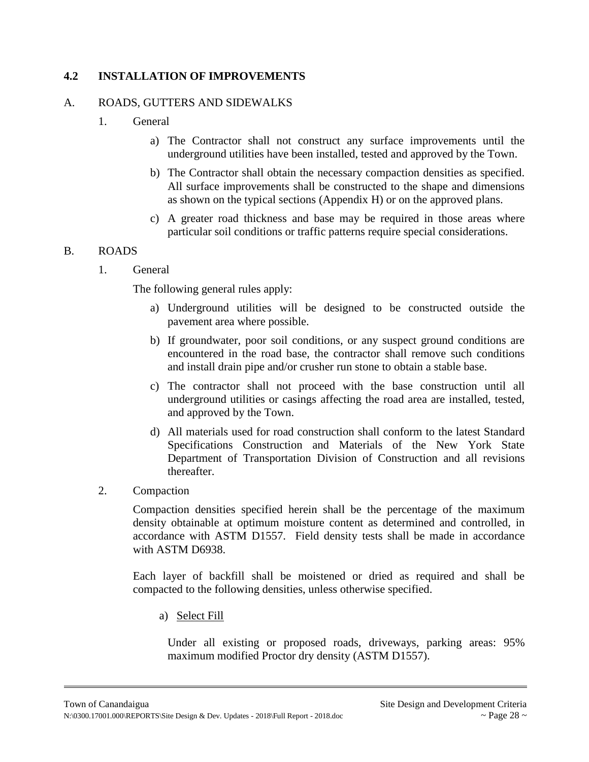## 4.2 INSTALLATION OF IMPROVEMENTS

A. ROADS, GUTTERS AND SIDEWALKS

1. General

   a) The Contractor shall not construct any surface improvements until the underground utilities have been installed, tested and approved by the Town.

   b) The Contractor shall obtain the necessary compaction densities as specified. All surface improvements shall be constructed to the shape and dimensions as shown on the typical sections (Appendix H) or on the approved plans.

   c) A greater road thickness and base may be required in those areas where particular soil conditions or traffic patterns require special considerations.

B. ROADS

1. General

   The following general rules apply:

   a) Underground utilities will be designed to be constructed outside the pavement area where possible.

   b) If groundwater, poor soil conditions, or any suspect ground conditions are encountered in the road base, the contractor shall remove such conditions and install drain pipe and/or crusher run stone to obtain a stable base.

   c) The contractor shall not proceed with the base construction until all underground utilities or casings affecting the road area are installed, tested, and approved by the Town.

   d) All materials used for road construction shall conform to the latest Standard Specifications Construction and Materials of the New York State Department of Transportation Division of Construction and all revisions thereafter.

2. Compaction

   Compaction densities specified herein shall be the percentage of the maximum density obtainable at optimum moisture content as determined and controlled, in accordance with ASTM D1557. Field density tests shall be made in accordance with ASTM D6938.

   Each layer of backfill shall be moistened or dried as required and shall be compacted to the following densities, unless otherwise specified.

   a) Select Fill

   Under all existing or proposed roads, driveways, parking areas: 95% maximum modified Proctor dry density (ASTM D1557).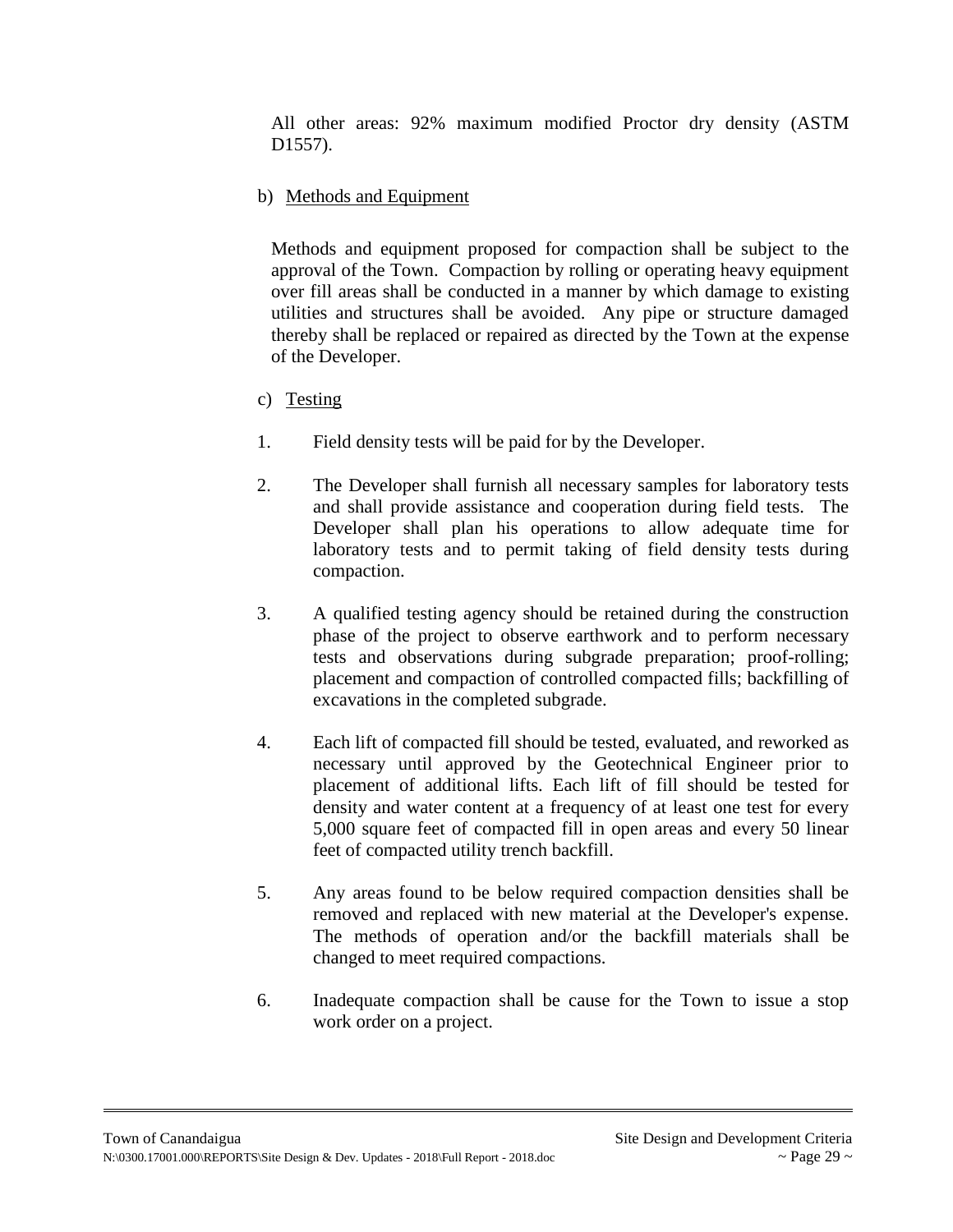All other areas: 92% maximum modified Proctor dry density (ASTM D1557).

b) Methods and Equipment

Methods and equipment proposed for compaction shall be subject to the approval of the Town. Compaction by rolling or operating heavy equipment over fill areas shall be conducted in a manner by which damage to existing utilities and structures shall be avoided. Any pipe or structure damaged thereby shall be replaced or repaired as directed by the Town at the expense of the Developer.

c) Testing

1. Field density tests will be paid for by the Developer.

2. The Developer shall furnish all necessary samples for laboratory tests and shall provide assistance and cooperation during field tests. The Developer shall plan his operations to allow adequate time for laboratory tests and to permit taking of field density tests during compaction.

3. A qualified testing agency should be retained during the construction phase of the project to observe earthwork and to perform necessary tests and observations during subgrade preparation; proof-rolling; placement and compaction of controlled compacted fills; backfilling of excavations in the completed subgrade.

4. Each lift of compacted fill should be tested, evaluated, and reworked as necessary until approved by the Geotechnical Engineer prior to placement of additional lifts. Each lift of fill should be tested for density and water content at a frequency of at least one test for every 5,000 square feet of compacted fill in open areas and every 50 linear feet of compacted utility trench backfill.

5. Any areas found to be below required compaction densities shall be removed and replaced with new material at the Developer's expense. The methods of operation and/or the backfill materials shall be changed to meet required compactions.

6. Inadequate compaction shall be cause for the Town to issue a stop work order on a project.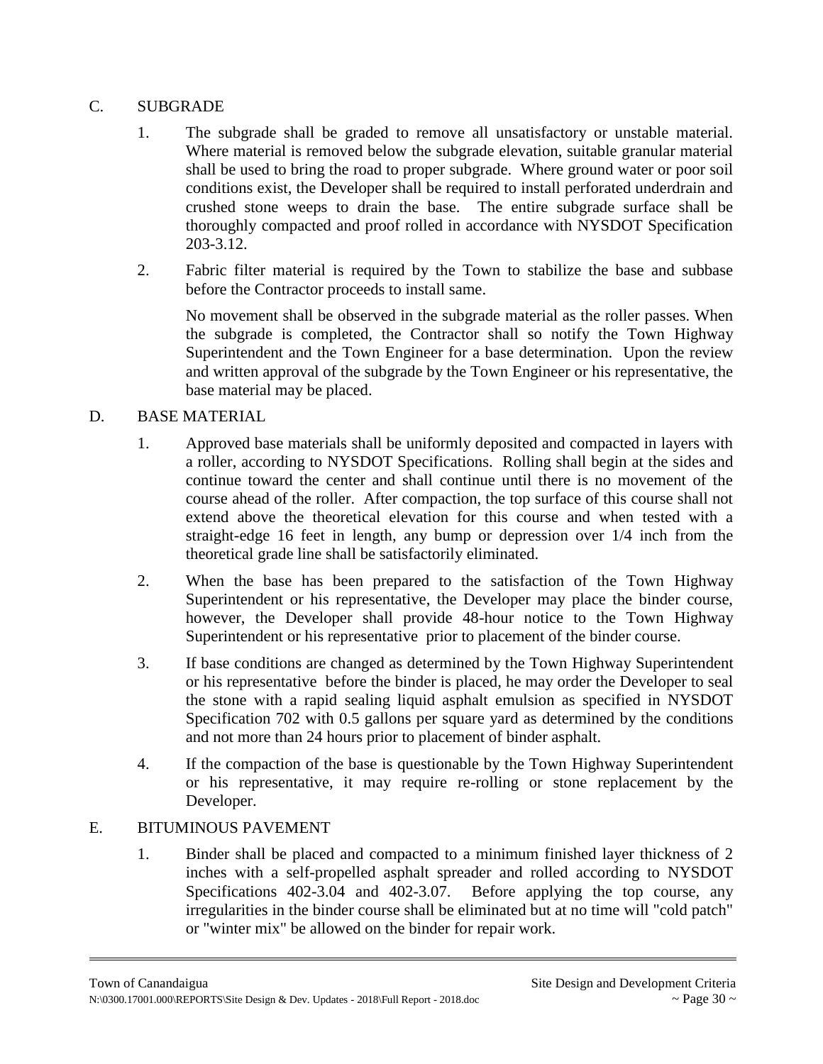## C. SUBGRADE

1. The subgrade shall be graded to remove all unsatisfactory or unstable material. Where material is removed below the subgrade elevation, suitable granular material shall be used to bring the road to proper subgrade. Where ground water or poor soil conditions exist, the Developer shall be required to install perforated underdrain and crushed stone weeps to drain the base. The entire subgrade surface shall be thoroughly compacted and proof rolled in accordance with NYSDOT Specification 203-3.12.

2. Fabric filter material is required by the Town to stabilize the base and subbase before the Contractor proceeds to install same.

   No movement shall be observed in the subgrade material as the roller passes. When the subgrade is completed, the Contractor shall so notify the Town Highway Superintendent and the Town Engineer for a base determination. Upon the review and written approval of the subgrade by the Town Engineer or his representative, the base material may be placed.

## D. BASE MATERIAL

1. Approved base materials shall be uniformly deposited and compacted in layers with a roller, according to NYSDOT Specifications. Rolling shall begin at the sides and continue toward the center and shall continue until there is no movement of the course ahead of the roller. After compaction, the top surface of this course shall not extend above the theoretical elevation for this course and when tested with a straight-edge 16 feet in length, any bump or depression over 1/4 inch from the theoretical grade line shall be satisfactorily eliminated.

2. When the base has been prepared to the satisfaction of the Town Highway Superintendent or his representative, the Developer may place the binder course, however, the Developer shall provide 48-hour notice to the Town Highway Superintendent or his representative prior to placement of the binder course.

3. If base conditions are changed as determined by the Town Highway Superintendent or his representative before the binder is placed, he may order the Developer to seal the stone with a rapid sealing liquid asphalt emulsion as specified in NYSDOT Specification 702 with 0.5 gallons per square yard as determined by the conditions and not more than 24 hours prior to placement of binder asphalt.

4. If the compaction of the base is questionable by the Town Highway Superintendent or his representative, it may require re-rolling or stone replacement by the Developer.

## E. BITUMINOUS PAVEMENT

1. Binder shall be placed and compacted to a minimum finished layer thickness of 2 inches with a self-propelled asphalt spreader and rolled according to NYSDOT Specifications 402-3.04 and 402-3.07. Before applying the top course, any irregularities in the binder course shall be eliminated but at no time will "cold patch" or "winter mix" be allowed on the binder for repair work.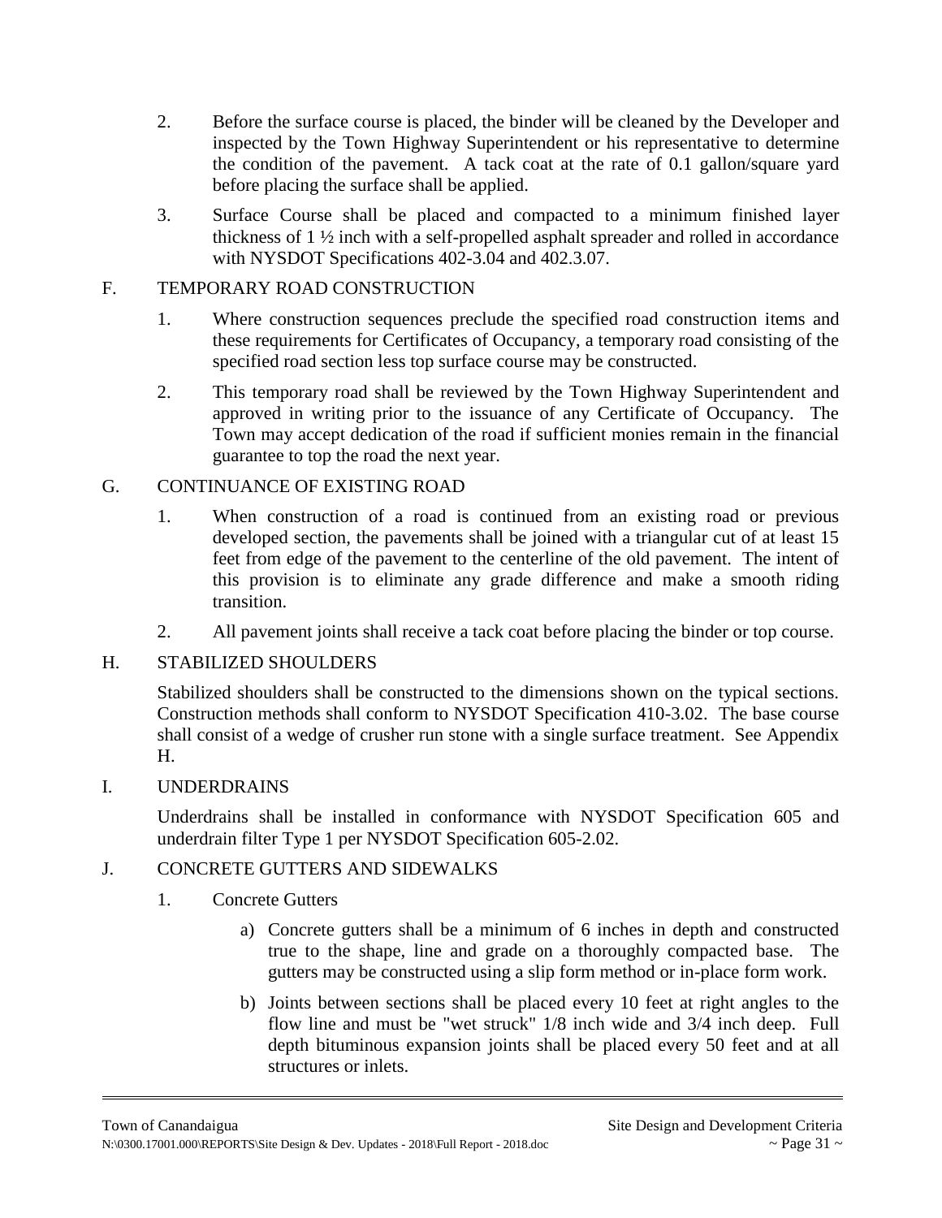2. Before the surface course is placed, the binder will be cleaned by the Developer and inspected by the Town Highway Superintendent or his representative to determine the condition of the pavement. A tack coat at the rate of 0.1 gallon/square yard before placing the surface shall be applied.

3. Surface Course shall be placed and compacted to a minimum finished layer thickness of 1 ½ inch with a self-propelled asphalt spreader and rolled in accordance with NYSDOT Specifications 402-3.04 and 402.3.07.

## F. TEMPORARY ROAD CONSTRUCTION

1. Where construction sequences preclude the specified road construction items and these requirements for Certificates of Occupancy, a temporary road consisting of the specified road section less top surface course may be constructed.

2. This temporary road shall be reviewed by the Town Highway Superintendent and approved in writing prior to the issuance of any Certificate of Occupancy. The Town may accept dedication of the road if sufficient monies remain in the financial guarantee to top the road the next year.

## G. CONTINUANCE OF EXISTING ROAD

1. When construction of a road is continued from an existing road or previous developed section, the pavements shall be joined with a triangular cut of at least 15 feet from edge of the pavement to the centerline of the old pavement. The intent of this provision is to eliminate any grade difference and make a smooth riding transition.

2. All pavement joints shall receive a tack coat before placing the binder or top course.

## H. STABILIZED SHOULDERS

Stabilized shoulders shall be constructed to the dimensions shown on the typical sections. Construction methods shall conform to NYSDOT Specification 410-3.02. The base course shall consist of a wedge of crusher run stone with a single surface treatment. See Appendix H.

## I. UNDERDRAINS

Underdrains shall be installed in conformance with NYSDOT Specification 605 and underdrain filter Type 1 per NYSDOT Specification 605-2.02.

## J. CONCRETE GUTTERS AND SIDEWALKS

1. Concrete Gutters

   a) Concrete gutters shall be a minimum of 6 inches in depth and constructed true to the shape, line and grade on a thoroughly compacted base. The gutters may be constructed using a slip form method or in-place form work.

   b) Joints between sections shall be placed every 10 feet at right angles to the flow line and must be "wet struck" 1/8 inch wide and 3/4 inch deep. Full depth bituminous expansion joints shall be placed every 50 feet and at all structures or inlets.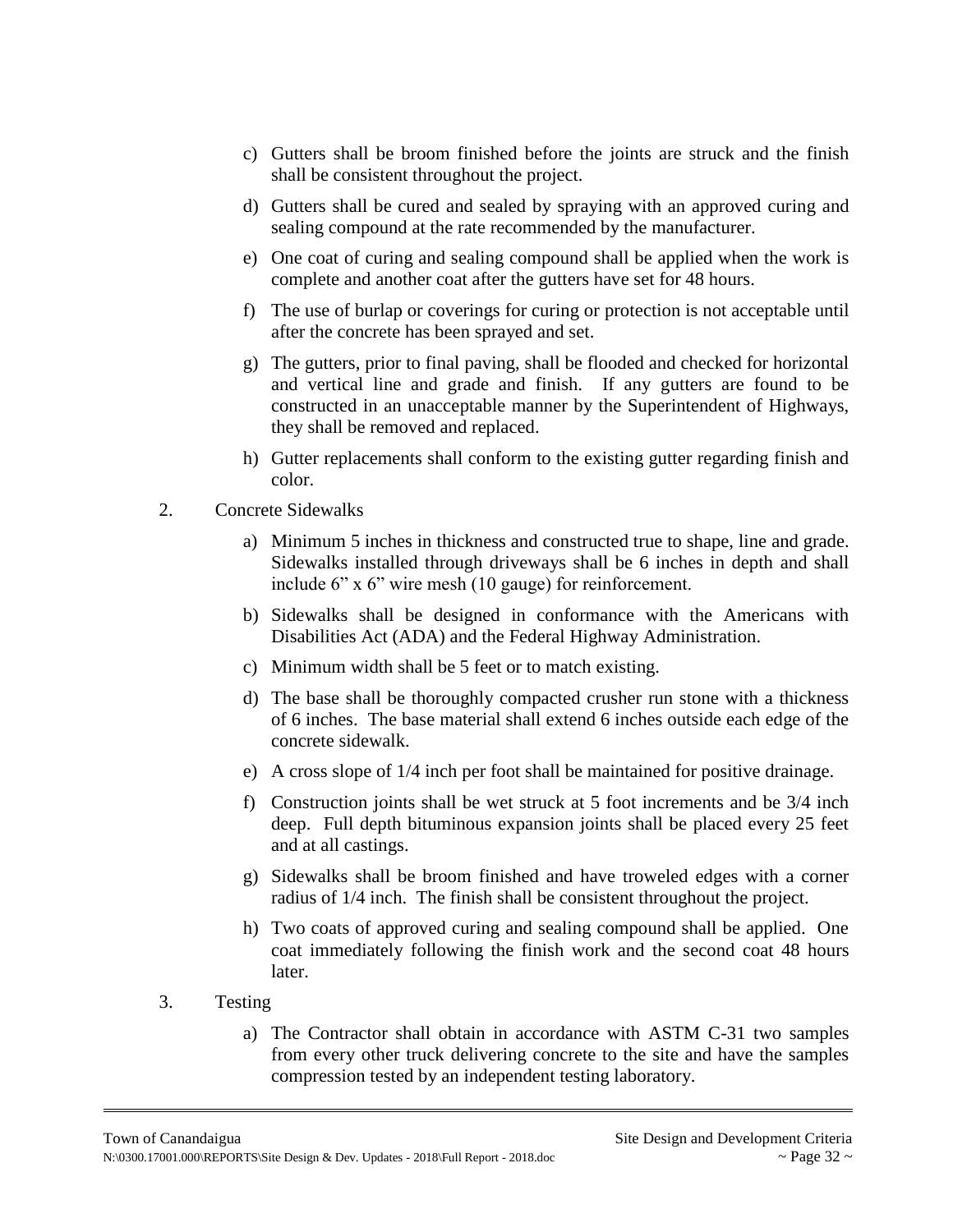c) Gutters shall be broom finished before the joints are struck and the finish shall be consistent throughout the project.

d) Gutters shall be cured and sealed by spraying with an approved curing and sealing compound at the rate recommended by the manufacturer.

e) One coat of curing and sealing compound shall be applied when the work is complete and another coat after the gutters have set for 48 hours.

f) The use of burlap or coverings for curing or protection is not acceptable until after the concrete has been sprayed and set.

g) The gutters, prior to final paving, shall be flooded and checked for horizontal and vertical line and grade and finish. If any gutters are found to be constructed in an unacceptable manner by the Superintendent of Highways, they shall be removed and replaced.

h) Gutter replacements shall conform to the existing gutter regarding finish and color.

2. Concrete Sidewalks

a) Minimum 5 inches in thickness and constructed true to shape, line and grade. Sidewalks installed through driveways shall be 6 inches in depth and shall include 6” x 6” wire mesh (10 gauge) for reinforcement.

b) Sidewalks shall be designed in conformance with the Americans with Disabilities Act (ADA) and the Federal Highway Administration.

c) Minimum width shall be 5 feet or to match existing.

d) The base shall be thoroughly compacted crusher run stone with a thickness of 6 inches. The base material shall extend 6 inches outside each edge of the concrete sidewalk.

e) A cross slope of 1/4 inch per foot shall be maintained for positive drainage.

f) Construction joints shall be wet struck at 5 foot increments and be 3/4 inch deep. Full depth bituminous expansion joints shall be placed every 25 feet and at all castings.

g) Sidewalks shall be broom finished and have troweled edges with a corner radius of 1/4 inch. The finish shall be consistent throughout the project.

h) Two coats of approved curing and sealing compound shall be applied. One coat immediately following the finish work and the second coat 48 hours later.

3. Testing

a) The Contractor shall obtain in accordance with ASTM C-31 two samples from every other truck delivering concrete to the site and have the samples compression tested by an independent testing laboratory.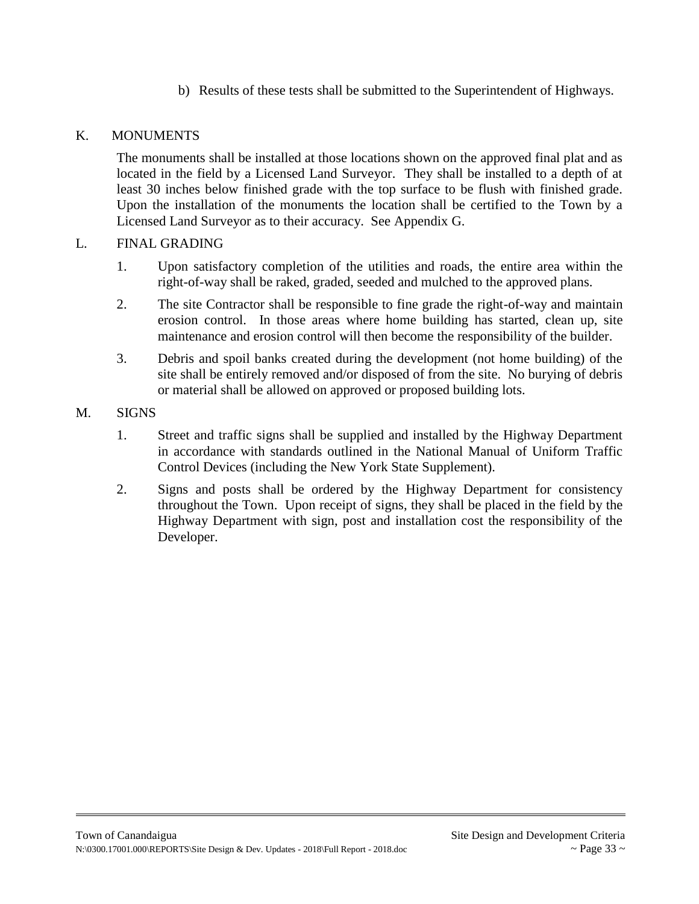b) Results of these tests shall be submitted to the Superintendent of Highways.

## K. MONUMENTS

The monuments shall be installed at those locations shown on the approved final plat and as located in the field by a Licensed Land Surveyor. They shall be installed to a depth of at least 30 inches below finished grade with the top surface to be flush with finished grade. Upon the installation of the monuments the location shall be certified to the Town by a Licensed Land Surveyor as to their accuracy. See Appendix G.

## L. FINAL GRADING

1. Upon satisfactory completion of the utilities and roads, the entire area within the right-of-way shall be raked, graded, seeded and mulched to the approved plans.

2. The site Contractor shall be responsible to fine grade the right-of-way and maintain erosion control. In those areas where home building has started, clean up, site maintenance and erosion control will then become the responsibility of the builder.

3. Debris and spoil banks created during the development (not home building) of the site shall be entirely removed and/or disposed of from the site. No burying of debris or material shall be allowed on approved or proposed building lots.

## M. SIGNS

1. Street and traffic signs shall be supplied and installed by the Highway Department in accordance with standards outlined in the National Manual of Uniform Traffic Control Devices (including the New York State Supplement).

2. Signs and posts shall be ordered by the Highway Department for consistency throughout the Town. Upon receipt of signs, they shall be placed in the field by the Highway Department with sign, post and installation cost the responsibility of the Developer.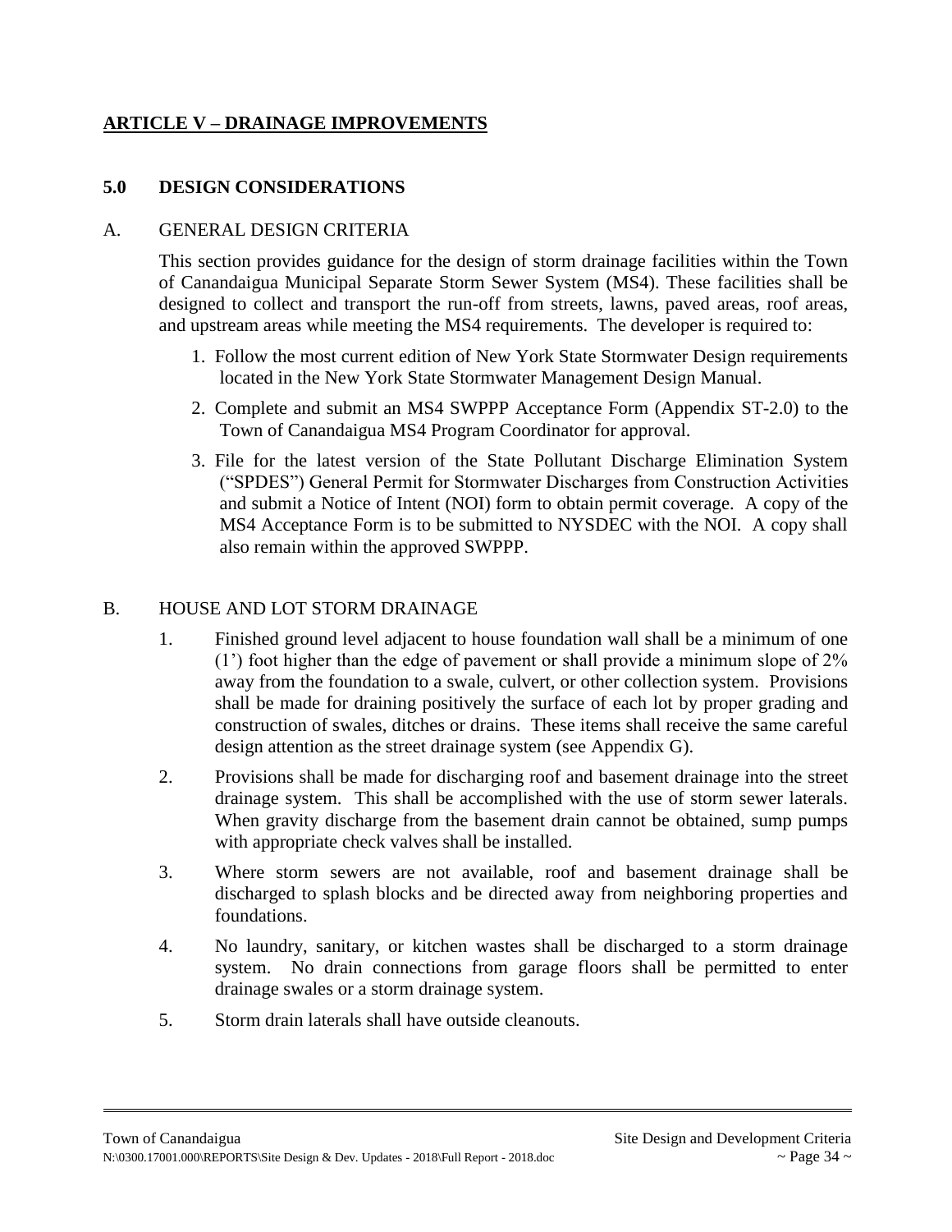## <u>ARTICLE V – DRAINAGE IMPROVEMENTS</u>

### 5.0 DESIGN CONSIDERATIONS

A. GENERAL DESIGN CRITERIA

This section provides guidance for the design of storm drainage facilities within the Town of Canandaigua Municipal Separate Storm Sewer System (MS4). These facilities shall be designed to collect and transport the run-off from streets, lawns, paved areas, roof areas, and upstream areas while meeting the MS4 requirements. The developer is required to:

1. Follow the most current edition of New York State Stormwater Design requirements located in the New York State Stormwater Management Design Manual.
2. Complete and submit an MS4 SWPPP Acceptance Form (Appendix ST-2.0) to the Town of Canandaigua MS4 Program Coordinator for approval.
3. File for the latest version of the State Pollutant Discharge Elimination System ("SPDES") General Permit for Stormwater Discharges from Construction Activities and submit a Notice of Intent (NOI) form to obtain permit coverage. A copy of the MS4 Acceptance Form is to be submitted to NYSDEC with the NOI. A copy shall also remain within the approved SWPPP.

B. HOUSE AND LOT STORM DRAINAGE

1. Finished ground level adjacent to house foundation wall shall be a minimum of one (1') foot higher than the edge of pavement or shall provide a minimum slope of 2% away from the foundation to a swale, culvert, or other collection system. Provisions shall be made for draining positively the surface of each lot by proper grading and construction of swales, ditches or drains. These items shall receive the same careful design attention as the street drainage system (see Appendix G).
2. Provisions shall be made for discharging roof and basement drainage into the street drainage system. This shall be accomplished with the use of storm sewer laterals. When gravity discharge from the basement drain cannot be obtained, sump pumps with appropriate check valves shall be installed.
3. Where storm sewers are not available, roof and basement drainage shall be discharged to splash blocks and be directed away from neighboring properties and foundations.
4. No laundry, sanitary, or kitchen wastes shall be discharged to a storm drainage system. No drain connections from garage floors shall be permitted to enter drainage swales or a storm drainage system.
5. Storm drain laterals shall have outside cleanouts.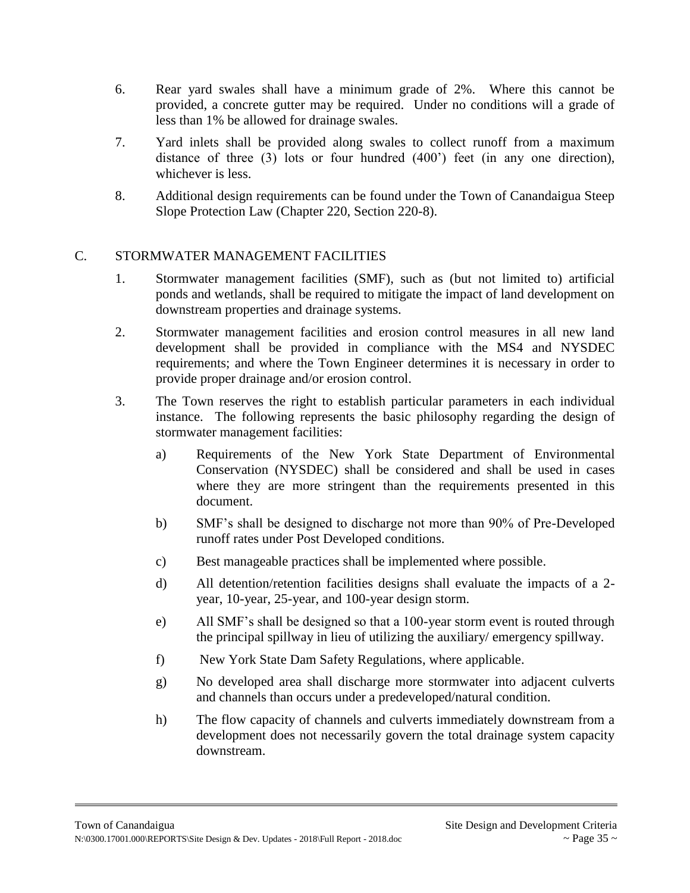6. Rear yard swales shall have a minimum grade of 2%. Where this cannot be provided, a concrete gutter may be required. Under no conditions will a grade of less than 1% be allowed for drainage swales.

7. Yard inlets shall be provided along swales to collect runoff from a maximum distance of three (3) lots or four hundred (400') feet (in any one direction), whichever is less.

8. Additional design requirements can be found under the Town of Canandaigua Steep Slope Protection Law (Chapter 220, Section 220-8).

## C. STORMWATER MANAGEMENT FACILITIES

1. Stormwater management facilities (SMF), such as (but not limited to) artificial ponds and wetlands, shall be required to mitigate the impact of land development on downstream properties and drainage systems.

2. Stormwater management facilities and erosion control measures in all new land development shall be provided in compliance with the MS4 and NYSDEC requirements; and where the Town Engineer determines it is necessary in order to provide proper drainage and/or erosion control.

3. The Town reserves the right to establish particular parameters in each individual instance. The following represents the basic philosophy regarding the design of stormwater management facilities:

   a) Requirements of the New York State Department of Environmental Conservation (NYSDEC) shall be considered and shall be used in cases where they are more stringent than the requirements presented in this document.

   b) SMF's shall be designed to discharge not more than 90% of Pre-Developed runoff rates under Post Developed conditions.

   c) Best manageable practices shall be implemented where possible.

   d) All detention/retention facilities designs shall evaluate the impacts of a 2-year, 10-year, 25-year, and 100-year design storm.

   e) All SMF's shall be designed so that a 100-year storm event is routed through the principal spillway in lieu of utilizing the auxiliary/ emergency spillway.

   f) New York State Dam Safety Regulations, where applicable.

   g) No developed area shall discharge more stormwater into adjacent culverts and channels than occurs under a predeveloped/natural condition.

   h) The flow capacity of channels and culverts immediately downstream from a development does not necessarily govern the total drainage system capacity downstream.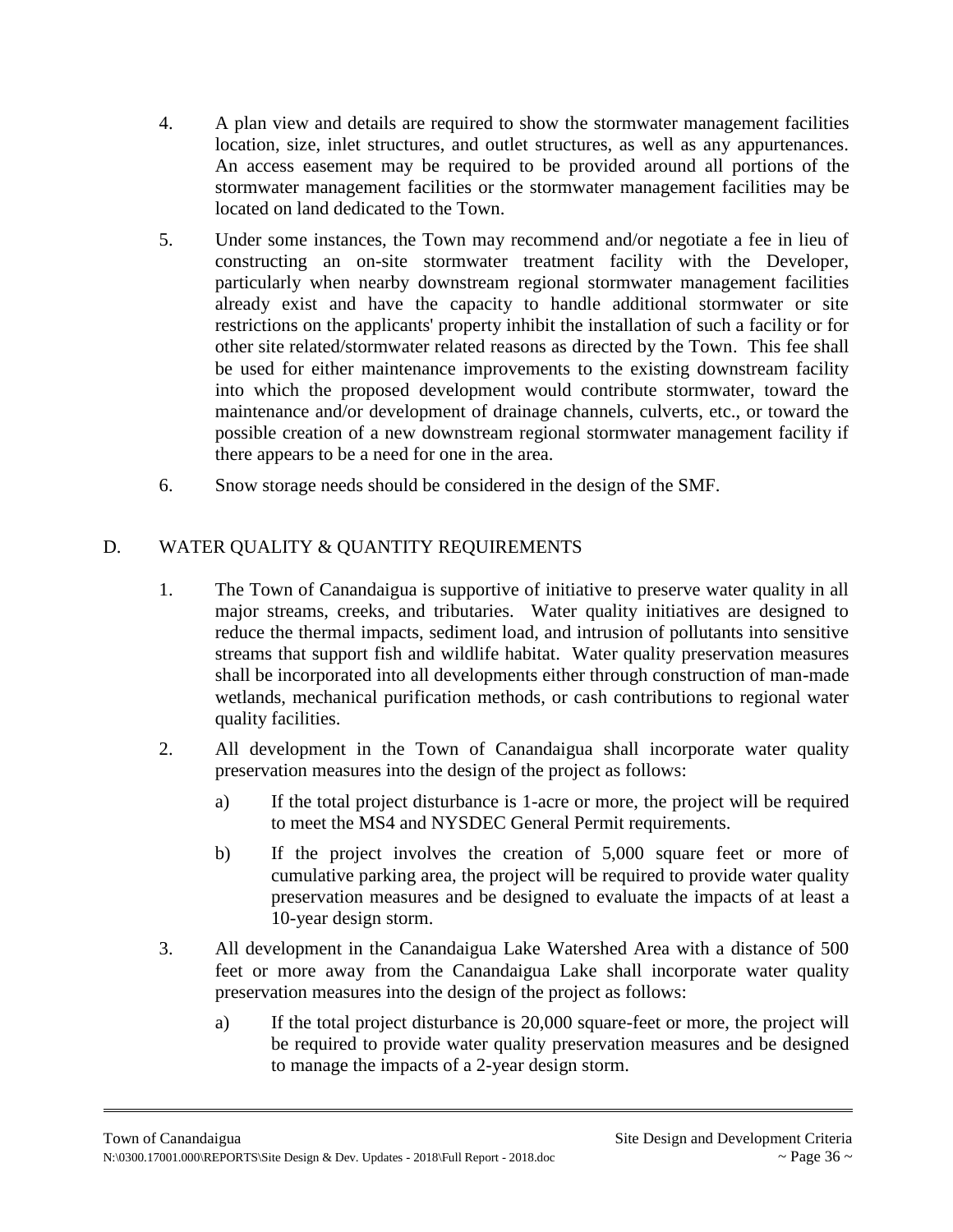4. A plan view and details are required to show the stormwater management facilities location, size, inlet structures, and outlet structures, as well as any appurtenances. An access easement may be required to be provided around all portions of the stormwater management facilities or the stormwater management facilities may be located on land dedicated to the Town.

5. Under some instances, the Town may recommend and/or negotiate a fee in lieu of constructing an on-site stormwater treatment facility with the Developer, particularly when nearby downstream regional stormwater management facilities already exist and have the capacity to handle additional stormwater or site restrictions on the applicants' property inhibit the installation of such a facility or for other site related/stormwater related reasons as directed by the Town. This fee shall be used for either maintenance improvements to the existing downstream facility into which the proposed development would contribute stormwater, toward the maintenance and/or development of drainage channels, culverts, etc., or toward the possible creation of a new downstream regional stormwater management facility if there appears to be a need for one in the area.

6. Snow storage needs should be considered in the design of the SMF.

## D. WATER QUALITY & QUANTITY REQUIREMENTS

1. The Town of Canandaigua is supportive of initiative to preserve water quality in all major streams, creeks, and tributaries. Water quality initiatives are designed to reduce the thermal impacts, sediment load, and intrusion of pollutants into sensitive streams that support fish and wildlife habitat. Water quality preservation measures shall be incorporated into all developments either through construction of man-made wetlands, mechanical purification methods, or cash contributions to regional water quality facilities.

2. All development in the Town of Canandaigua shall incorporate water quality preservation measures into the design of the project as follows:

   a) If the total project disturbance is 1-acre or more, the project will be required to meet the MS4 and NYSDEC General Permit requirements.

   b) If the project involves the creation of 5,000 square feet or more of cumulative parking area, the project will be required to provide water quality preservation measures and be designed to evaluate the impacts of at least a 10-year design storm.

3. All development in the Canandaigua Lake Watershed Area with a distance of 500 feet or more away from the Canandaigua Lake shall incorporate water quality preservation measures into the design of the project as follows:

   a) If the total project disturbance is 20,000 square-feet or more, the project will be required to provide water quality preservation measures and be designed to manage the impacts of a 2-year design storm.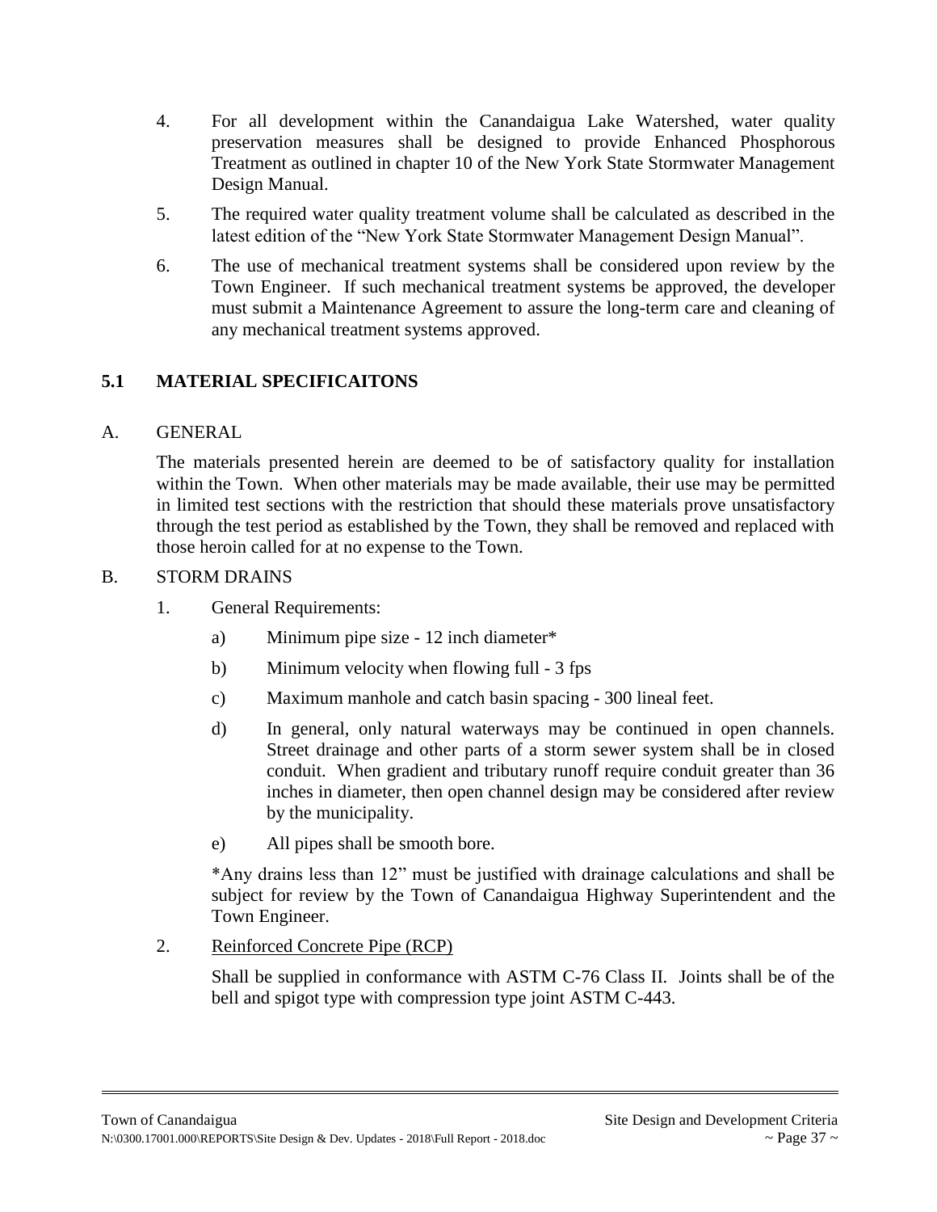4. For all development within the Canandaigua Lake Watershed, water quality preservation measures shall be designed to provide Enhanced Phosphorous Treatment as outlined in chapter 10 of the New York State Stormwater Management Design Manual.

5. The required water quality treatment volume shall be calculated as described in the latest edition of the "New York State Stormwater Management Design Manual".

6. The use of mechanical treatment systems shall be considered upon review by the Town Engineer. If such mechanical treatment systems be approved, the developer must submit a Maintenance Agreement to assure the long-term care and cleaning of any mechanical treatment systems approved.

## 5.1 MATERIAL SPECIFICAITONS

A. GENERAL

The materials presented herein are deemed to be of satisfactory quality for installation within the Town. When other materials may be made available, their use may be permitted in limited test sections with the restriction that should these materials prove unsatisfactory through the test period as established by the Town, they shall be removed and replaced with those heroin called for at no expense to the Town.

B. STORM DRAINS

1. General Requirements:
   a) Minimum pipe size - 12 inch diameter*
   b) Minimum velocity when flowing full - 3 fps
   c) Maximum manhole and catch basin spacing - 300 lineal feet.
   d) In general, only natural waterways may be continued in open channels. Street drainage and other parts of a storm sewer system shall be in closed conduit. When gradient and tributary runoff require conduit greater than 36 inches in diameter, then open channel design may be considered after review by the municipality.
   e) All pipes shall be smooth bore.

   *Any drains less than 12" must be justified with drainage calculations and shall be subject for review by the Town of Canandaigua Highway Superintendent and the Town Engineer.

2. <u>Reinforced Concrete Pipe (RCP)</u>

   Shall be supplied in conformance with ASTM C-76 Class II. Joints shall be of the bell and spigot type with compression type joint ASTM C-443.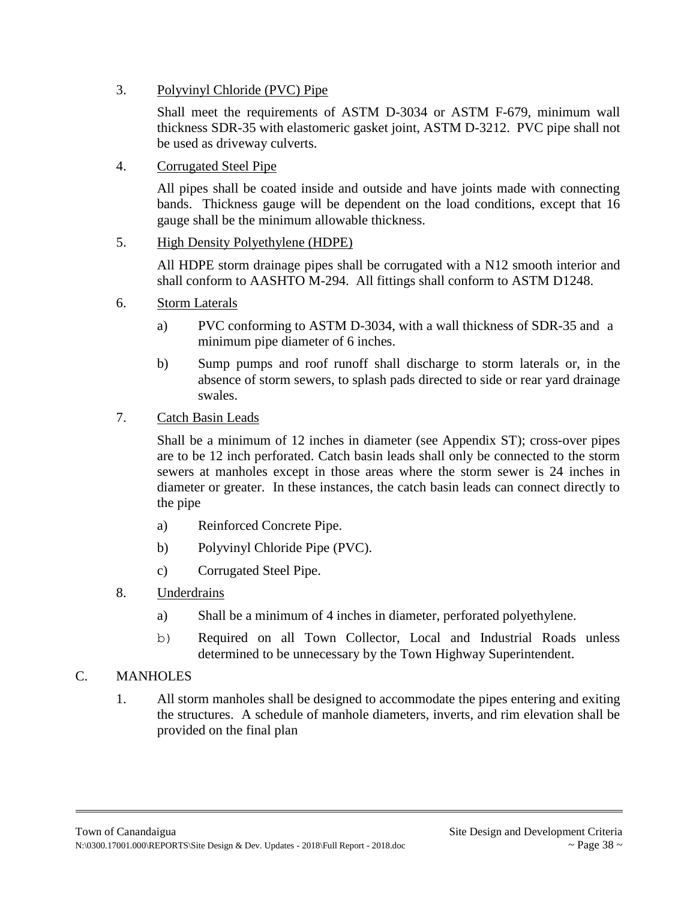3. Polyvinyl Chloride (PVC) Pipe

   Shall meet the requirements of ASTM D-3034 or ASTM F-679, minimum wall thickness SDR-35 with elastomeric gasket joint, ASTM D-3212. PVC pipe shall not be used as driveway culverts.

4. Corrugated Steel Pipe

   All pipes shall be coated inside and outside and have joints made with connecting bands. Thickness gauge will be dependent on the load conditions, except that 16 gauge shall be the minimum allowable thickness.

5. High Density Polyethylene (HDPE)

   All HDPE storm drainage pipes shall be corrugated with a N12 smooth interior and shall conform to AASHTO M-294. All fittings shall conform to ASTM D1248.

6. Storm Laterals

   a) PVC conforming to ASTM D-3034, with a wall thickness of SDR-35 and a minimum pipe diameter of 6 inches.

   b) Sump pumps and roof runoff shall discharge to storm laterals or, in the absence of storm sewers, to splash pads directed to side or rear yard drainage swales.

7. Catch Basin Leads

   Shall be a minimum of 12 inches in diameter (see Appendix ST); cross-over pipes are to be 12 inch perforated. Catch basin leads shall only be connected to the storm sewers at manholes except in those areas where the storm sewer is 24 inches in diameter or greater. In these instances, the catch basin leads can connect directly to the pipe

   a) Reinforced Concrete Pipe.

   b) Polyvinyl Chloride Pipe (PVC).

   c) Corrugated Steel Pipe.

8. Underdrains

   a) Shall be a minimum of 4 inches in diameter, perforated polyethylene.

   b) Required on all Town Collector, Local and Industrial Roads unless determined to be unnecessary by the Town Highway Superintendent.

C. MANHOLES

   1. All storm manholes shall be designed to accommodate the pipes entering and exiting the structures. A schedule of manhole diameters, inverts, and rim elevation shall be provided on the final plan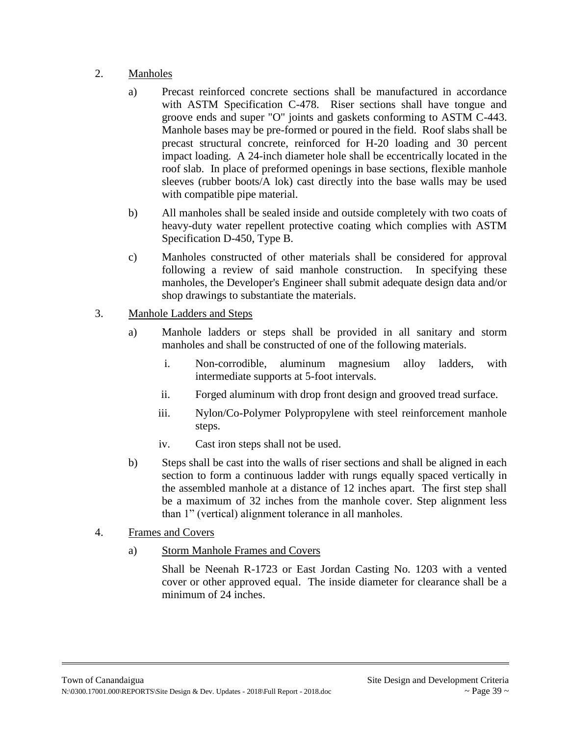2. Manholes

   a) Precast reinforced concrete sections shall be manufactured in accordance with ASTM Specification C-478. Riser sections shall have tongue and groove ends and super "O" joints and gaskets conforming to ASTM C-443. Manhole bases may be pre-formed or poured in the field. Roof slabs shall be precast structural concrete, reinforced for H-20 loading and 30 percent impact loading. A 24-inch diameter hole shall be eccentrically located in the roof slab. In place of preformed openings in base sections, flexible manhole sleeves (rubber boots/A lok) cast directly into the base walls may be used with compatible pipe material.

   b) All manholes shall be sealed inside and outside completely with two coats of heavy-duty water repellent protective coating which complies with ASTM Specification D-450, Type B.

   c) Manholes constructed of other materials shall be considered for approval following a review of said manhole construction. In specifying these manholes, the Developer's Engineer shall submit adequate design data and/or shop drawings to substantiate the materials.

3. Manhole Ladders and Steps

   a) Manhole ladders or steps shall be provided in all sanitary and storm manholes and shall be constructed of one of the following materials.

      i. Non-corrodible, aluminum magnesium alloy ladders, with intermediate supports at 5-foot intervals.

      ii. Forged aluminum with drop front design and grooved tread surface.

      iii. Nylon/Co-Polymer Polypropylene with steel reinforcement manhole steps.

      iv. Cast iron steps shall not be used.

   b) Steps shall be cast into the walls of riser sections and shall be aligned in each section to form a continuous ladder with rungs equally spaced vertically in the assembled manhole at a distance of 12 inches apart. The first step shall be a maximum of 32 inches from the manhole cover. Step alignment less than 1" (vertical) alignment tolerance in all manholes.

4. Frames and Covers

   a) Storm Manhole Frames and Covers

      Shall be Neenah R-1723 or East Jordan Casting No. 1203 with a vented cover or other approved equal. The inside diameter for clearance shall be a minimum of 24 inches.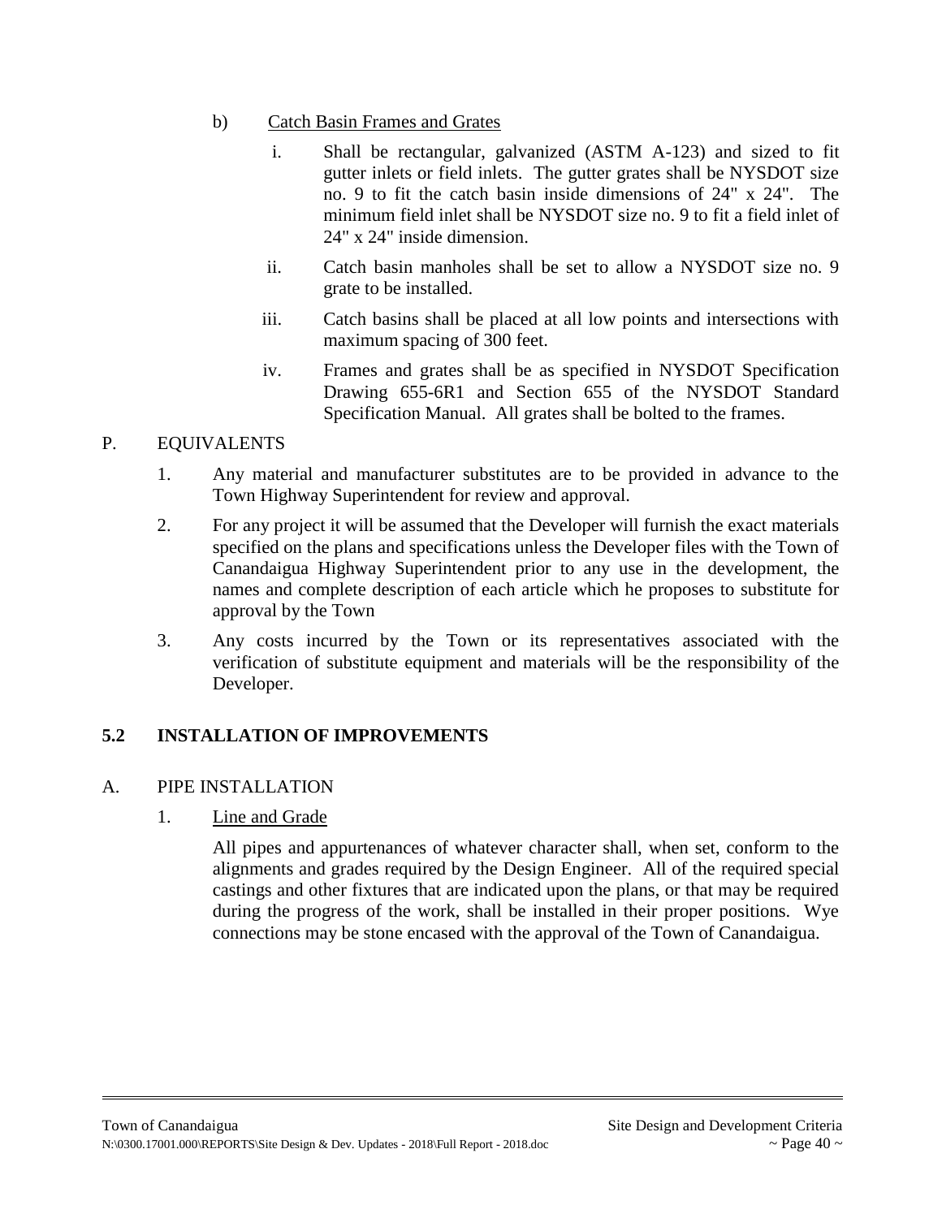b) Catch Basin Frames and Grates

i. Shall be rectangular, galvanized (ASTM A-123) and sized to fit gutter inlets or field inlets. The gutter grates shall be NYSDOT size no. 9 to fit the catch basin inside dimensions of 24" x 24". The minimum field inlet shall be NYSDOT size no. 9 to fit a field inlet of 24" x 24" inside dimension.

ii. Catch basin manholes shall be set to allow a NYSDOT size no. 9 grate to be installed.

iii. Catch basins shall be placed at all low points and intersections with maximum spacing of 300 feet.

iv. Frames and grates shall be as specified in NYSDOT Specification Drawing 655-6R1 and Section 655 of the NYSDOT Standard Specification Manual. All grates shall be bolted to the frames.

P. EQUIVALENTS

1. Any material and manufacturer substitutes are to be provided in advance to the Town Highway Superintendent for review and approval.

2. For any project it will be assumed that the Developer will furnish the exact materials specified on the plans and specifications unless the Developer files with the Town of Canandaigua Highway Superintendent prior to any use in the development, the names and complete description of each article which he proposes to substitute for approval by the Town

3. Any costs incurred by the Town or its representatives associated with the verification of substitute equipment and materials will be the responsibility of the Developer.

## 5.2 INSTALLATION OF IMPROVEMENTS

A. PIPE INSTALLATION

1. Line and Grade

All pipes and appurtenances of whatever character shall, when set, conform to the alignments and grades required by the Design Engineer. All of the required special castings and other fixtures that are indicated upon the plans, or that may be required during the progress of the work, shall be installed in their proper positions. Wye connections may be stone encased with the approval of the Town of Canandaigua.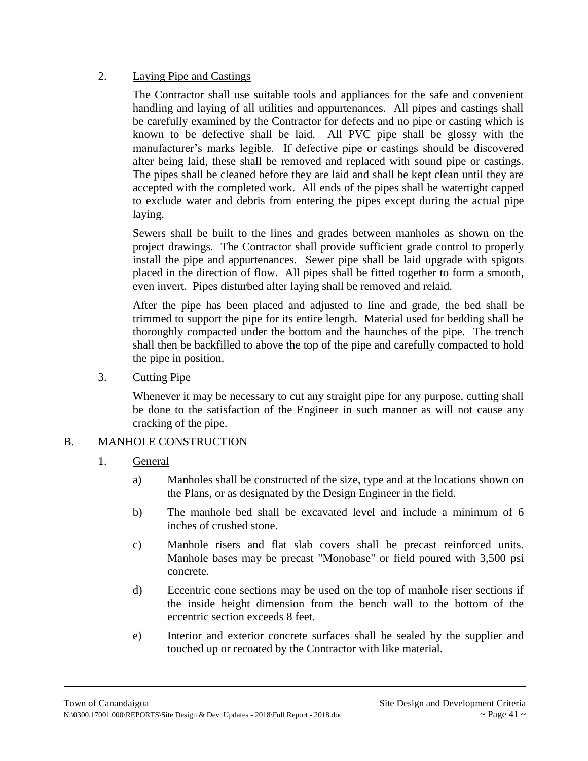2. <u>Laying Pipe and Castings</u>

The Contractor shall use suitable tools and appliances for the safe and convenient handling and laying of all utilities and appurtenances. All pipes and castings shall be carefully examined by the Contractor for defects and no pipe or casting which is known to be defective shall be laid. All PVC pipe shall be glossy with the manufacturer's marks legible. If defective pipe or castings should be discovered after being laid, these shall be removed and replaced with sound pipe or castings. The pipes shall be cleaned before they are laid and shall be kept clean until they are accepted with the completed work. All ends of the pipes shall be watertight capped to exclude water and debris from entering the pipes except during the actual pipe laying.

Sewers shall be built to the lines and grades between manholes as shown on the project drawings. The Contractor shall provide sufficient grade control to properly install the pipe and appurtenances. Sewer pipe shall be laid upgrade with spigots placed in the direction of flow. All pipes shall be fitted together to form a smooth, even invert. Pipes disturbed after laying shall be removed and relaid.

After the pipe has been placed and adjusted to line and grade, the bed shall be trimmed to support the pipe for its entire length. Material used for bedding shall be thoroughly compacted under the bottom and the haunches of the pipe. The trench shall then be backfilled to above the top of the pipe and carefully compacted to hold the pipe in position.

3. <u>Cutting Pipe</u>

Whenever it may be necessary to cut any straight pipe for any purpose, cutting shall be done to the satisfaction of the Engineer in such manner as will not cause any cracking of the pipe.

B. MANHOLE CONSTRUCTION

1. <u>General</u>

a) Manholes shall be constructed of the size, type and at the locations shown on the Plans, or as designated by the Design Engineer in the field.

b) The manhole bed shall be excavated level and include a minimum of 6 inches of crushed stone.

c) Manhole risers and flat slab covers shall be precast reinforced units. Manhole bases may be precast "Monobase" or field poured with 3,500 psi concrete.

d) Eccentric cone sections may be used on the top of manhole riser sections if the inside height dimension from the bench wall to the bottom of the eccentric section exceeds 8 feet.

e) Interior and exterior concrete surfaces shall be sealed by the supplier and touched up or recoated by the Contractor with like material.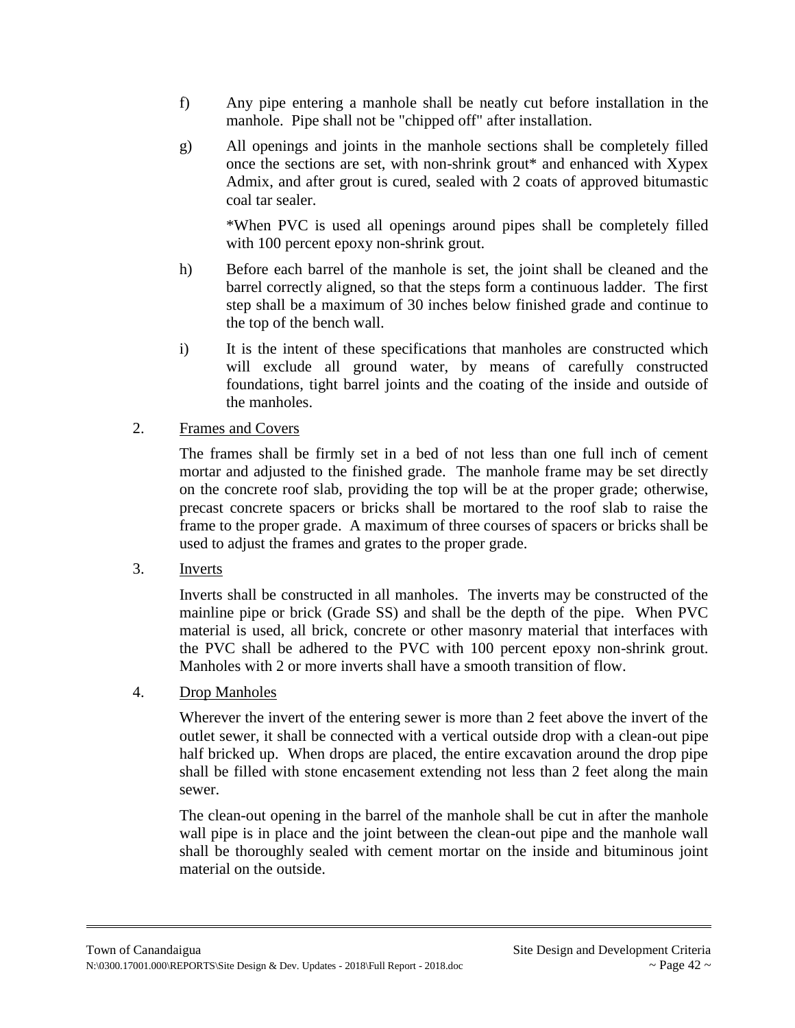f) Any pipe entering a manhole shall be neatly cut before installation in the manhole. Pipe shall not be "chipped off" after installation.

g) All openings and joints in the manhole sections shall be completely filled once the sections are set, with non-shrink grout* and enhanced with Xypex Admix, and after grout is cured, sealed with 2 coats of approved bitumastic coal tar sealer.

   *When PVC is used all openings around pipes shall be completely filled with 100 percent epoxy non-shrink grout.

h) Before each barrel of the manhole is set, the joint shall be cleaned and the barrel correctly aligned, so that the steps form a continuous ladder. The first step shall be a maximum of 30 inches below finished grade and continue to the top of the bench wall.

i) It is the intent of these specifications that manholes are constructed which will exclude all ground water, by means of carefully constructed foundations, tight barrel joints and the coating of the inside and outside of the manholes.

2. <u>Frames and Covers</u>

   The frames shall be firmly set in a bed of not less than one full inch of cement mortar and adjusted to the finished grade. The manhole frame may be set directly on the concrete roof slab, providing the top will be at the proper grade; otherwise, precast concrete spacers or bricks shall be mortared to the roof slab to raise the frame to the proper grade. A maximum of three courses of spacers or bricks shall be used to adjust the frames and grates to the proper grade.

3. <u>Inverts</u>

   Inverts shall be constructed in all manholes. The inverts may be constructed of the mainline pipe or brick (Grade SS) and shall be the depth of the pipe. When PVC material is used, all brick, concrete or other masonry material that interfaces with the PVC shall be adhered to the PVC with 100 percent epoxy non-shrink grout. Manholes with 2 or more inverts shall have a smooth transition of flow.

4. <u>Drop Manholes</u>

   Wherever the invert of the entering sewer is more than 2 feet above the invert of the outlet sewer, it shall be connected with a vertical outside drop with a clean-out pipe half bricked up. When drops are placed, the entire excavation around the drop pipe shall be filled with stone encasement extending not less than 2 feet along the main sewer.

   The clean-out opening in the barrel of the manhole shall be cut in after the manhole wall pipe is in place and the joint between the clean-out pipe and the manhole wall shall be thoroughly sealed with cement mortar on the inside and bituminous joint material on the outside.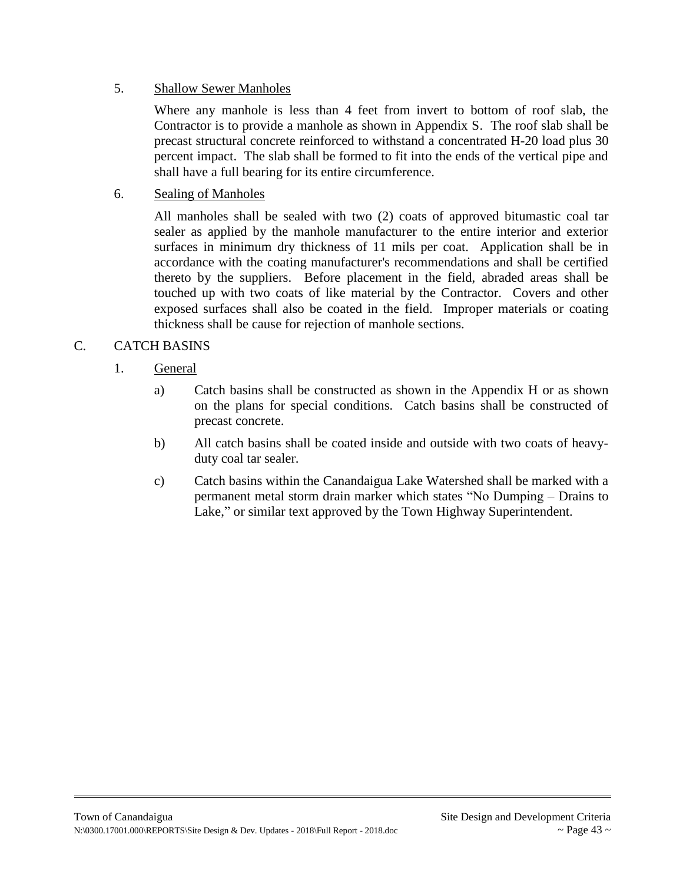5. <u>Shallow Sewer Manholes</u>

   Where any manhole is less than 4 feet from invert to bottom of roof slab, the Contractor is to provide a manhole as shown in Appendix S. The roof slab shall be precast structural concrete reinforced to withstand a concentrated H-20 load plus 30 percent impact. The slab shall be formed to fit into the ends of the vertical pipe and shall have a full bearing for its entire circumference.

6. <u>Sealing of Manholes</u>

   All manholes shall be sealed with two (2) coats of approved bitumastic coal tar sealer as applied by the manhole manufacturer to the entire interior and exterior surfaces in minimum dry thickness of 11 mils per coat. Application shall be in accordance with the coating manufacturer's recommendations and shall be certified thereto by the suppliers. Before placement in the field, abraded areas shall be touched up with two coats of like material by the Contractor. Covers and other exposed surfaces shall also be coated in the field. Improper materials or coating thickness shall be cause for rejection of manhole sections.

C. CATCH BASINS

1. <u>General</u>

   a) Catch basins shall be constructed as shown in the Appendix H or as shown on the plans for special conditions. Catch basins shall be constructed of precast concrete.

   b) All catch basins shall be coated inside and outside with two coats of heavy-duty coal tar sealer.

   c) Catch basins within the Canandaigua Lake Watershed shall be marked with a permanent metal storm drain marker which states "No Dumping – Drains to Lake," or similar text approved by the Town Highway Superintendent.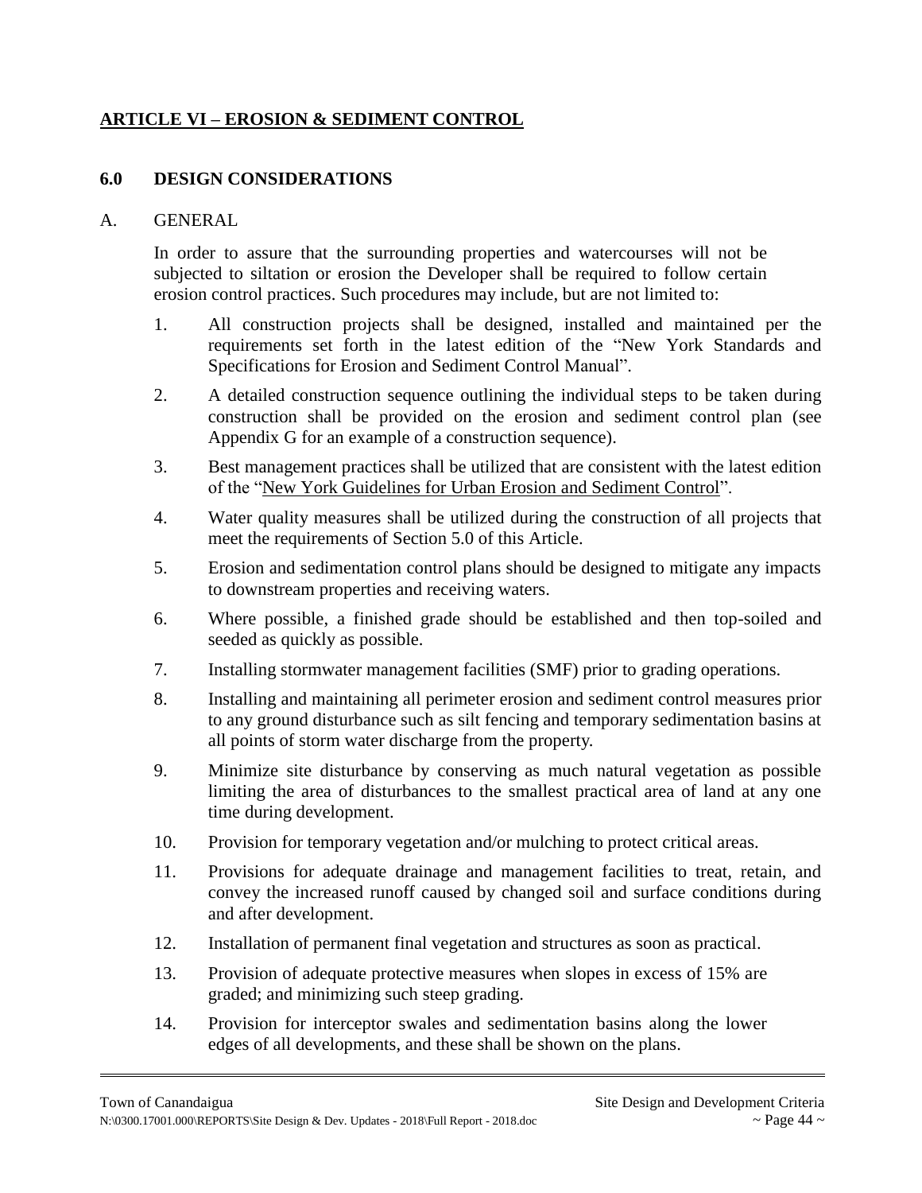## ARTICLE VI – EROSION & SEDIMENT CONTROL

### 6.0 DESIGN CONSIDERATIONS

A. GENERAL

In order to assure that the surrounding properties and watercourses will not be subjected to siltation or erosion the Developer shall be required to follow certain erosion control practices. Such procedures may include, but are not limited to:

1. All construction projects shall be designed, installed and maintained per the requirements set forth in the latest edition of the "New York Standards and Specifications for Erosion and Sediment Control Manual".
2. A detailed construction sequence outlining the individual steps to be taken during construction shall be provided on the erosion and sediment control plan (see Appendix G for an example of a construction sequence).
3. Best management practices shall be utilized that are consistent with the latest edition of the "New York Guidelines for Urban Erosion and Sediment Control".
4. Water quality measures shall be utilized during the construction of all projects that meet the requirements of Section 5.0 of this Article.
5. Erosion and sedimentation control plans should be designed to mitigate any impacts to downstream properties and receiving waters.
6. Where possible, a finished grade should be established and then top-soiled and seeded as quickly as possible.
7. Installing stormwater management facilities (SMF) prior to grading operations.
8. Installing and maintaining all perimeter erosion and sediment control measures prior to any ground disturbance such as silt fencing and temporary sedimentation basins at all points of storm water discharge from the property.
9. Minimize site disturbance by conserving as much natural vegetation as possible limiting the area of disturbances to the smallest practical area of land at any one time during development.
10. Provision for temporary vegetation and/or mulching to protect critical areas.
11. Provisions for adequate drainage and management facilities to treat, retain, and convey the increased runoff caused by changed soil and surface conditions during and after development.
12. Installation of permanent final vegetation and structures as soon as practical.
13. Provision of adequate protective measures when slopes in excess of 15% are graded; and minimizing such steep grading.
14. Provision for interceptor swales and sedimentation basins along the lower edges of all developments, and these shall be shown on the plans.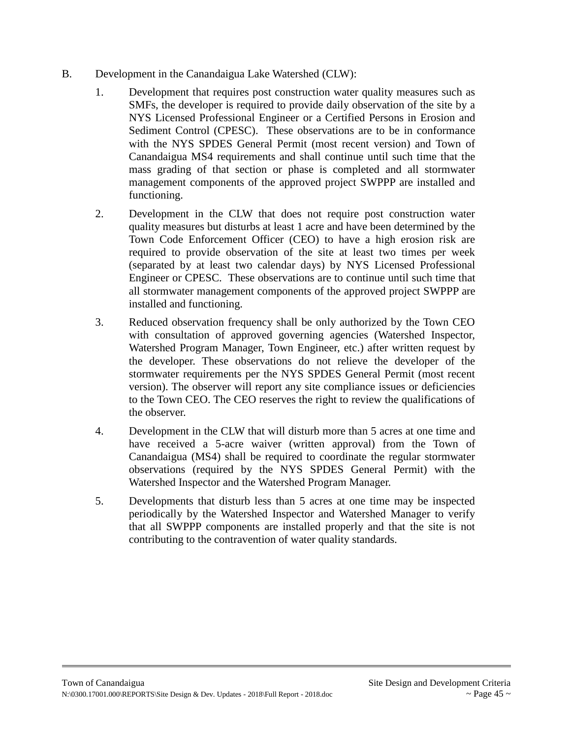B. Development in the Canandaigua Lake Watershed (CLW):

1. Development that requires post construction water quality measures such as SMFs, the developer is required to provide daily observation of the site by a NYS Licensed Professional Engineer or a Certified Persons in Erosion and Sediment Control (CPESC). These observations are to be in conformance with the NYS SPDES General Permit (most recent version) and Town of Canandaigua MS4 requirements and shall continue until such time that the mass grading of that section or phase is completed and all stormwater management components of the approved project SWPPP are installed and functioning.

2. Development in the CLW that does not require post construction water quality measures but disturbs at least 1 acre and have been determined by the Town Code Enforcement Officer (CEO) to have a high erosion risk are required to provide observation of the site at least two times per week (separated by at least two calendar days) by NYS Licensed Professional Engineer or CPESC. These observations are to continue until such time that all stormwater management components of the approved project SWPPP are installed and functioning.

3. Reduced observation frequency shall be only authorized by the Town CEO with consultation of approved governing agencies (Watershed Inspector, Watershed Program Manager, Town Engineer, etc.) after written request by the developer. These observations do not relieve the developer of the stormwater requirements per the NYS SPDES General Permit (most recent version). The observer will report any site compliance issues or deficiencies to the Town CEO. The CEO reserves the right to review the qualifications of the observer.

4. Development in the CLW that will disturb more than 5 acres at one time and have received a 5-acre waiver (written approval) from the Town of Canandaigua (MS4) shall be required to coordinate the regular stormwater observations (required by the NYS SPDES General Permit) with the Watershed Inspector and the Watershed Program Manager.

5. Developments that disturb less than 5 acres at one time may be inspected periodically by the Watershed Inspector and Watershed Manager to verify that all SWPPP components are installed properly and that the site is not contributing to the contravention of water quality standards.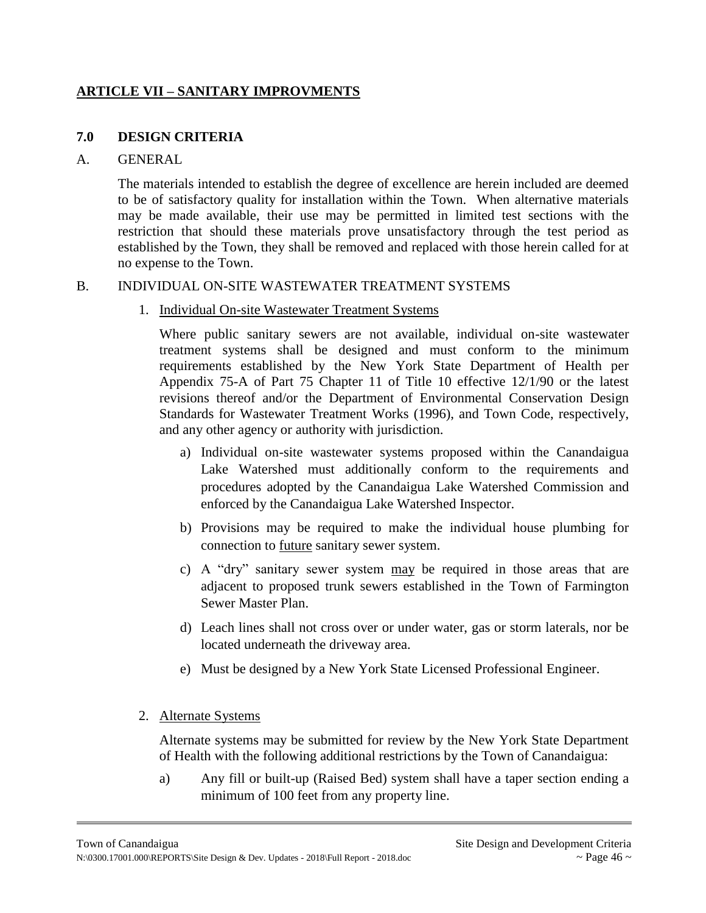## ARTICLE VII – SANITARY IMPROVMENTS

### 7.0 DESIGN CRITERIA

A. GENERAL

The materials intended to establish the degree of excellence are herein included are deemed to be of satisfactory quality for installation within the Town. When alternative materials may be made available, their use may be permitted in limited test sections with the restriction that should these materials prove unsatisfactory through the test period as established by the Town, they shall be removed and replaced with those herein called for at no expense to the Town.

B. INDIVIDUAL ON-SITE WASTEWATER TREATMENT SYSTEMS

1. Individual On-site Wastewater Treatment Systems

   Where public sanitary sewers are not available, individual on-site wastewater treatment systems shall be designed and must conform to the minimum requirements established by the New York State Department of Health per Appendix 75-A of Part 75 Chapter 11 of Title 10 effective 12/1/90 or the latest revisions thereof and/or the Department of Environmental Conservation Design Standards for Wastewater Treatment Works (1996), and Town Code, respectively, and any other agency or authority with jurisdiction.

   a) Individual on-site wastewater systems proposed within the Canandaigua Lake Watershed must additionally conform to the requirements and procedures adopted by the Canandaigua Lake Watershed Commission and enforced by the Canandaigua Lake Watershed Inspector.

   b) Provisions may be required to make the individual house plumbing for connection to future sanitary sewer system.

   c) A "dry" sanitary sewer system may be required in those areas that are adjacent to proposed trunk sewers established in the Town of Farmington Sewer Master Plan.

   d) Leach lines shall not cross over or under water, gas or storm laterals, nor be located underneath the driveway area.

   e) Must be designed by a New York State Licensed Professional Engineer.

2. Alternate Systems

   Alternate systems may be submitted for review by the New York State Department of Health with the following additional restrictions by the Town of Canandaigua:

   a) Any fill or built-up (Raised Bed) system shall have a taper section ending a minimum of 100 feet from any property line.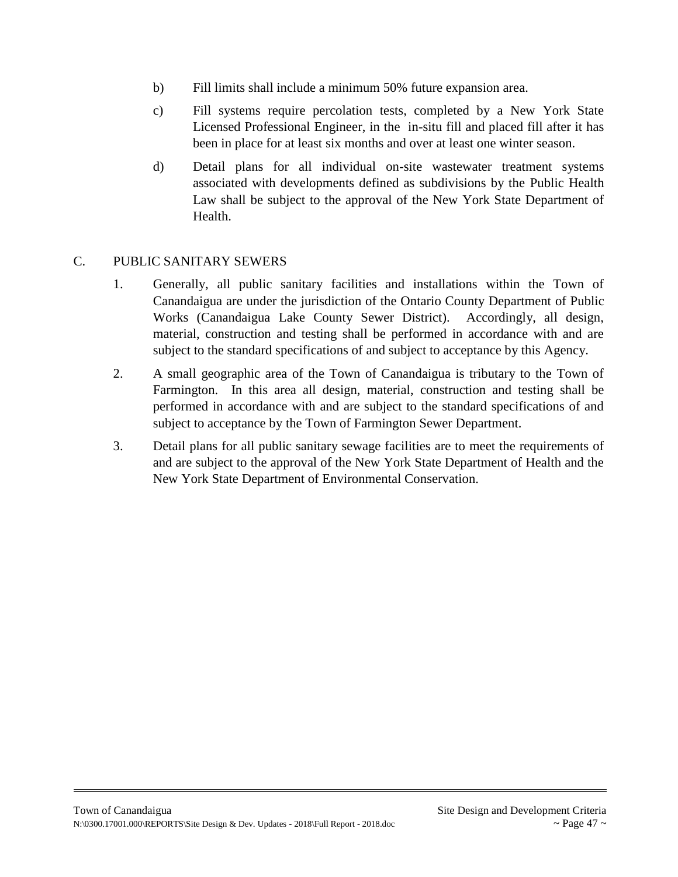b) Fill limits shall include a minimum 50% future expansion area.

c) Fill systems require percolation tests, completed by a New York State Licensed Professional Engineer, in the in-situ fill and placed fill after it has been in place for at least six months and over at least one winter season.

d) Detail plans for all individual on-site wastewater treatment systems associated with developments defined as subdivisions by the Public Health Law shall be subject to the approval of the New York State Department of Health.

## C. PUBLIC SANITARY SEWERS

1. Generally, all public sanitary facilities and installations within the Town of Canandaigua are under the jurisdiction of the Ontario County Department of Public Works (Canandaigua Lake County Sewer District). Accordingly, all design, material, construction and testing shall be performed in accordance with and are subject to the standard specifications of and subject to acceptance by this Agency.

2. A small geographic area of the Town of Canandaigua is tributary to the Town of Farmington. In this area all design, material, construction and testing shall be performed in accordance with and are subject to the standard specifications of and subject to acceptance by the Town of Farmington Sewer Department.

3. Detail plans for all public sanitary sewage facilities are to meet the requirements of and are subject to the approval of the New York State Department of Health and the New York State Department of Environmental Conservation.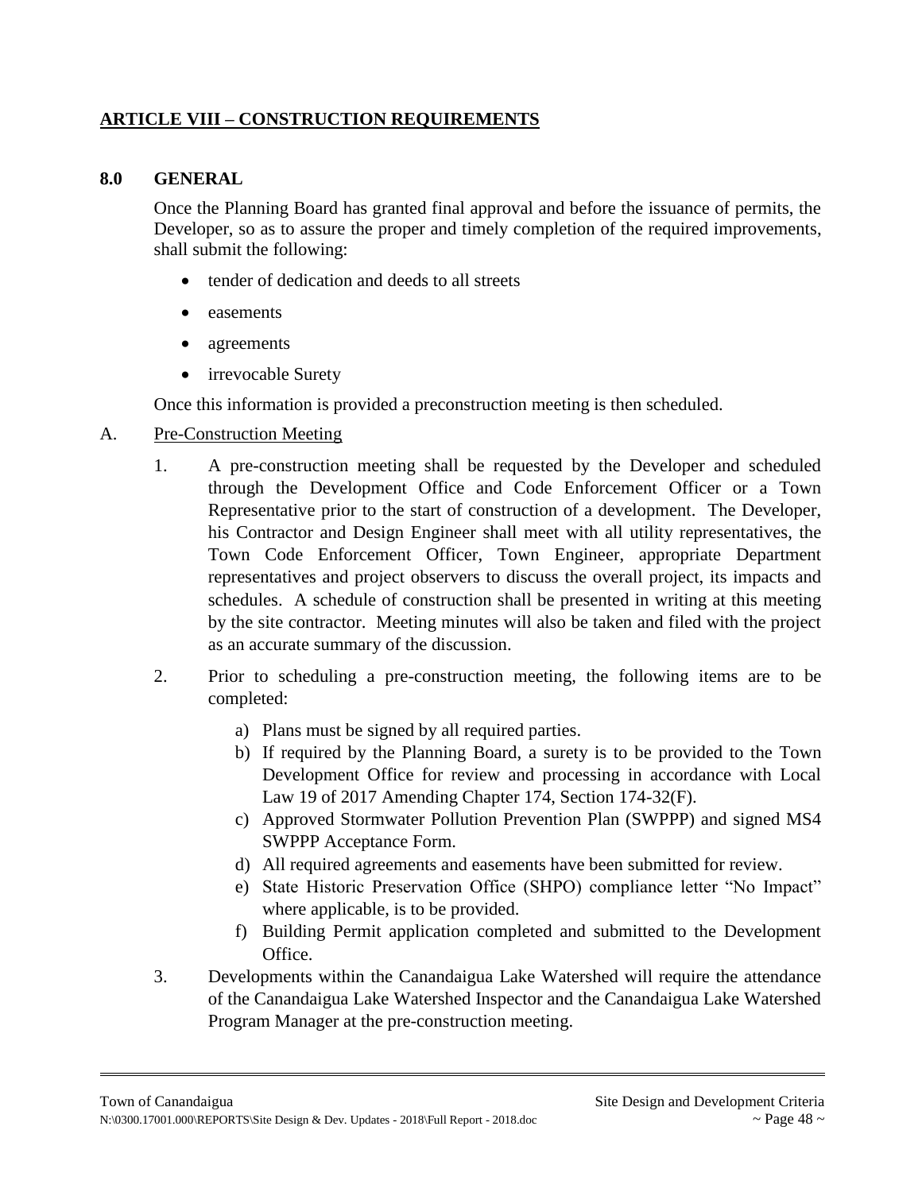## ARTICLE VIII – CONSTRUCTION REQUIREMENTS

### 8.0 GENERAL

Once the Planning Board has granted final approval and before the issuance of permits, the Developer, so as to assure the proper and timely completion of the required improvements, shall submit the following:

- tender of dedication and deeds to all streets
- easements
- agreements
- irrevocable Surety

Once this information is provided a preconstruction meeting is then scheduled.

A. Pre-Construction Meeting

1. A pre-construction meeting shall be requested by the Developer and scheduled through the Development Office and Code Enforcement Officer or a Town Representative prior to the start of construction of a development. The Developer, his Contractor and Design Engineer shall meet with all utility representatives, the Town Code Enforcement Officer, Town Engineer, appropriate Department representatives and project observers to discuss the overall project, its impacts and schedules. A schedule of construction shall be presented in writing at this meeting by the site contractor. Meeting minutes will also be taken and filed with the project as an accurate summary of the discussion.

2. Prior to scheduling a pre-construction meeting, the following items are to be completed:

   a) Plans must be signed by all required parties.
   b) If required by the Planning Board, a surety is to be provided to the Town Development Office for review and processing in accordance with Local Law 19 of 2017 Amending Chapter 174, Section 174-32(F).
   c) Approved Stormwater Pollution Prevention Plan (SWPPP) and signed MS4 SWPPP Acceptance Form.
   d) All required agreements and easements have been submitted for review.
   e) State Historic Preservation Office (SHPO) compliance letter "No Impact" where applicable, is to be provided.
   f) Building Permit application completed and submitted to the Development Office.

3. Developments within the Canandaigua Lake Watershed will require the attendance of the Canandaigua Lake Watershed Inspector and the Canandaigua Lake Watershed Program Manager at the pre-construction meeting.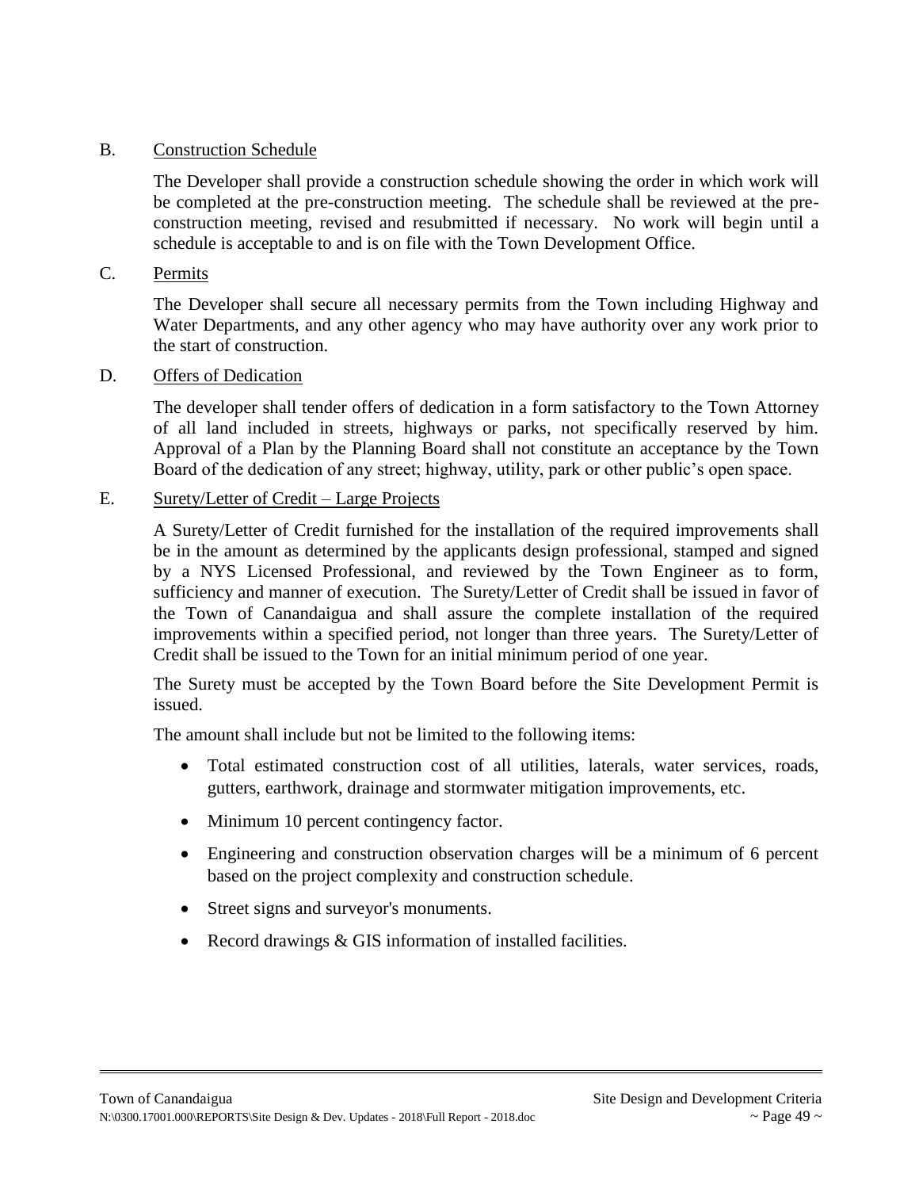B. Construction Schedule

The Developer shall provide a construction schedule showing the order in which work will be completed at the pre-construction meeting. The schedule shall be reviewed at the pre-construction meeting, revised and resubmitted if necessary. No work will begin until a schedule is acceptable to and is on file with the Town Development Office.

C. Permits

The Developer shall secure all necessary permits from the Town including Highway and Water Departments, and any other agency who may have authority over any work prior to the start of construction.

D. Offers of Dedication

The developer shall tender offers of dedication in a form satisfactory to the Town Attorney of all land included in streets, highways or parks, not specifically reserved by him. Approval of a Plan by the Planning Board shall not constitute an acceptance by the Town Board of the dedication of any street; highway, utility, park or other public's open space.

E. Surety/Letter of Credit – Large Projects

A Surety/Letter of Credit furnished for the installation of the required improvements shall be in the amount as determined by the applicants design professional, stamped and signed by a NYS Licensed Professional, and reviewed by the Town Engineer as to form, sufficiency and manner of execution. The Surety/Letter of Credit shall be issued in favor of the Town of Canandaigua and shall assure the complete installation of the required improvements within a specified period, not longer than three years. The Surety/Letter of Credit shall be issued to the Town for an initial minimum period of one year.

The Surety must be accepted by the Town Board before the Site Development Permit is issued.

The amount shall include but not be limited to the following items:

- Total estimated construction cost of all utilities, laterals, water services, roads, gutters, earthwork, drainage and stormwater mitigation improvements, etc.
- Minimum 10 percent contingency factor.
- Engineering and construction observation charges will be a minimum of 6 percent based on the project complexity and construction schedule.
- Street signs and surveyor's monuments.
- Record drawings & GIS information of installed facilities.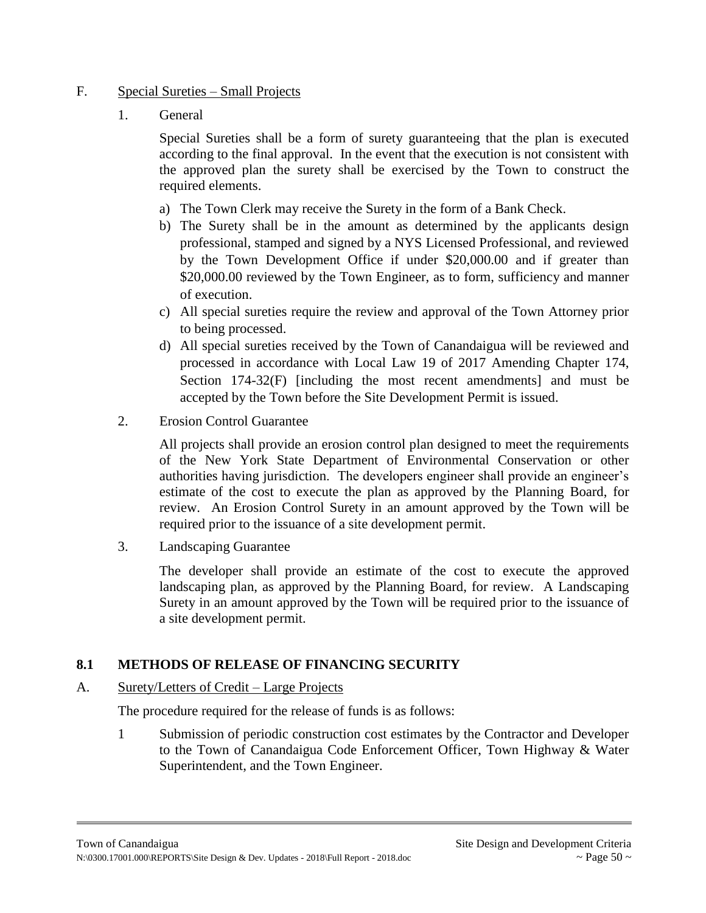F. Special Sureties – Small Projects

1. General

Special Sureties shall be a form of surety guaranteeing that the plan is executed according to the final approval. In the event that the execution is not consistent with the approved plan the surety shall be exercised by the Town to construct the required elements.

a) The Town Clerk may receive the Surety in the form of a Bank Check.
b) The Surety shall be in the amount as determined by the applicants design professional, stamped and signed by a NYS Licensed Professional, and reviewed by the Town Development Office if under $20,000.00 and if greater than $20,000.00 reviewed by the Town Engineer, as to form, sufficiency and manner of execution.
c) All special sureties require the review and approval of the Town Attorney prior to being processed.
d) All special sureties received by the Town of Canandaigua will be reviewed and processed in accordance with Local Law 19 of 2017 Amending Chapter 174, Section 174-32(F) [including the most recent amendments] and must be accepted by the Town before the Site Development Permit is issued.

2. Erosion Control Guarantee

All projects shall provide an erosion control plan designed to meet the requirements of the New York State Department of Environmental Conservation or other authorities having jurisdiction. The developers engineer shall provide an engineer's estimate of the cost to execute the plan as approved by the Planning Board, for review. An Erosion Control Surety in an amount approved by the Town will be required prior to the issuance of a site development permit.

3. Landscaping Guarantee

The developer shall provide an estimate of the cost to execute the approved landscaping plan, as approved by the Planning Board, for review. A Landscaping Surety in an amount approved by the Town will be required prior to the issuance of a site development permit.

## 8.1 METHODS OF RELEASE OF FINANCING SECURITY

A. Surety/Letters of Credit – Large Projects

The procedure required for the release of funds is as follows:

1 Submission of periodic construction cost estimates by the Contractor and Developer to the Town of Canandaigua Code Enforcement Officer, Town Highway & Water Superintendent, and the Town Engineer.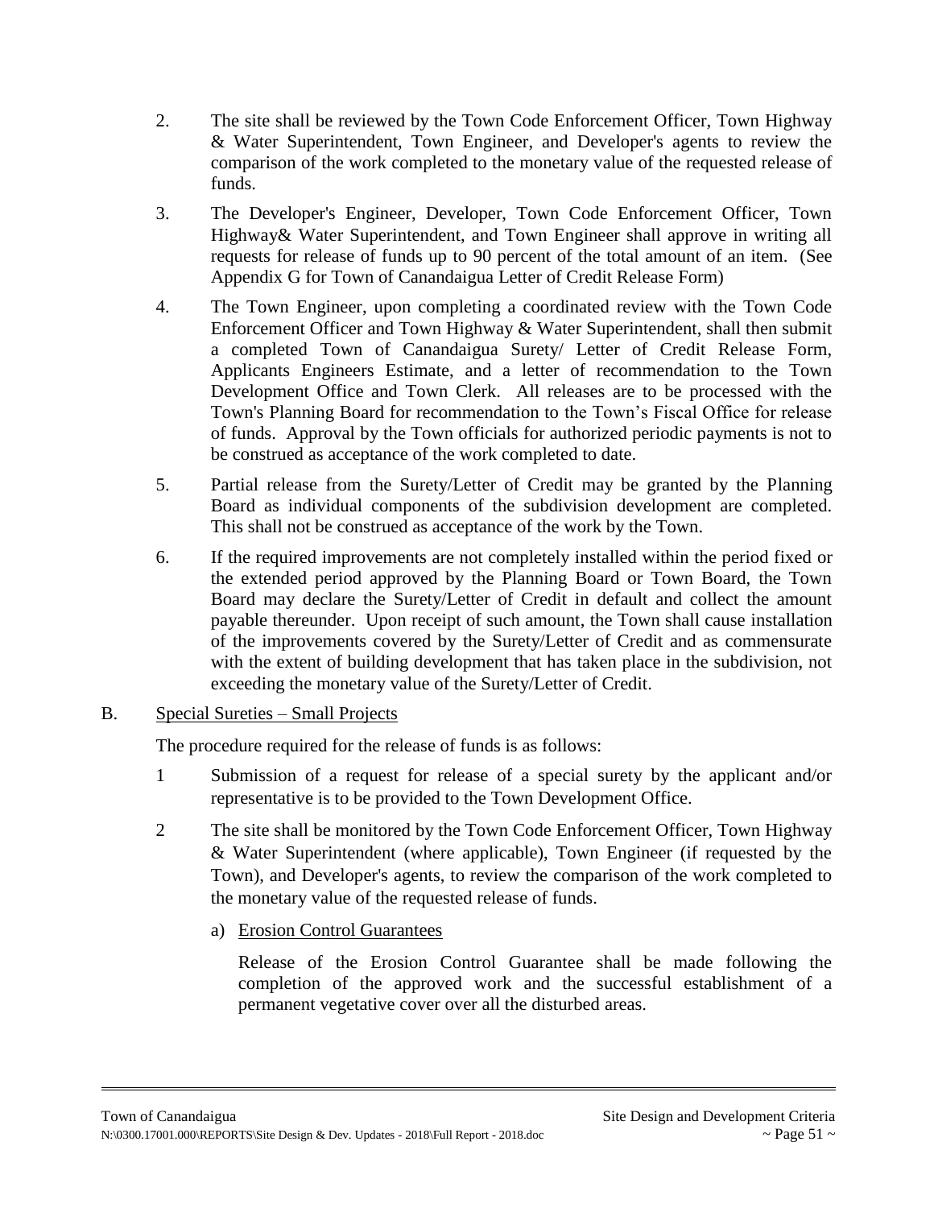2. The site shall be reviewed by the Town Code Enforcement Officer, Town Highway & Water Superintendent, Town Engineer, and Developer's agents to review the comparison of the work completed to the monetary value of the requested release of funds.

3. The Developer's Engineer, Developer, Town Code Enforcement Officer, Town Highway& Water Superintendent, and Town Engineer shall approve in writing all requests for release of funds up to 90 percent of the total amount of an item. (See Appendix G for Town of Canandaigua Letter of Credit Release Form)

4. The Town Engineer, upon completing a coordinated review with the Town Code Enforcement Officer and Town Highway & Water Superintendent, shall then submit a completed Town of Canandaigua Surety/ Letter of Credit Release Form, Applicants Engineers Estimate, and a letter of recommendation to the Town Development Office and Town Clerk. All releases are to be processed with the Town's Planning Board for recommendation to the Town's Fiscal Office for release of funds. Approval by the Town officials for authorized periodic payments is not to be construed as acceptance of the work completed to date.

5. Partial release from the Surety/Letter of Credit may be granted by the Planning Board as individual components of the subdivision development are completed. This shall not be construed as acceptance of the work by the Town.

6. If the required improvements are not completely installed within the period fixed or the extended period approved by the Planning Board or Town Board, the Town Board may declare the Surety/Letter of Credit in default and collect the amount payable thereunder. Upon receipt of such amount, the Town shall cause installation of the improvements covered by the Surety/Letter of Credit and as commensurate with the extent of building development that has taken place in the subdivision, not exceeding the monetary value of the Surety/Letter of Credit.

B. Special Sureties – Small Projects

The procedure required for the release of funds is as follows:

1 Submission of a request for release of a special surety by the applicant and/or representative is to be provided to the Town Development Office.

2 The site shall be monitored by the Town Code Enforcement Officer, Town Highway & Water Superintendent (where applicable), Town Engineer (if requested by the Town), and Developer's agents, to review the comparison of the work completed to the monetary value of the requested release of funds.

a) Erosion Control Guarantees

Release of the Erosion Control Guarantee shall be made following the completion of the approved work and the successful establishment of a permanent vegetative cover over all the disturbed areas.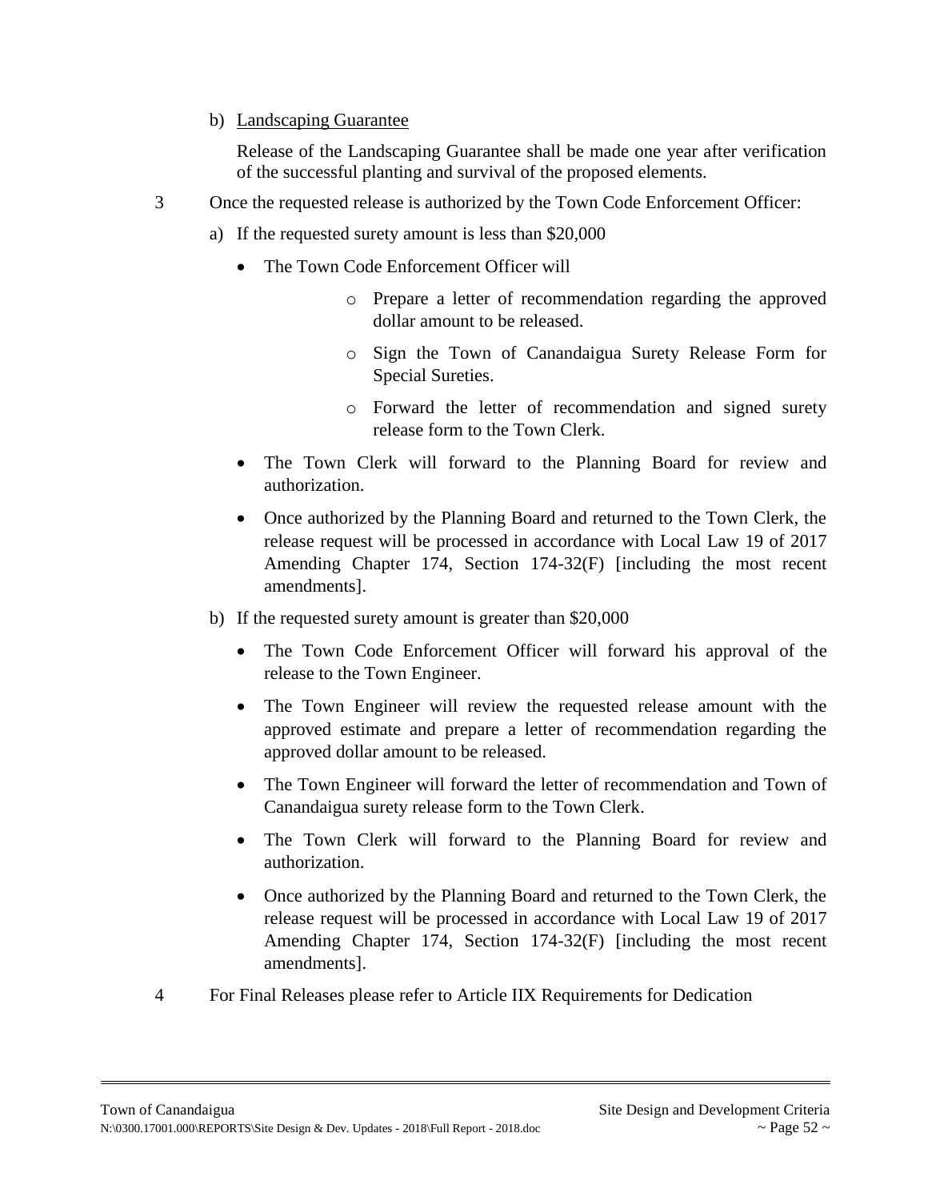b) <u>Landscaping Guarantee</u>

   Release of the Landscaping Guarantee shall be made one year after verification of the successful planting and survival of the proposed elements.

3 Once the requested release is authorized by the Town Code Enforcement Officer:

   a) If the requested surety amount is less than $20,000

      - The Town Code Enforcement Officer will
        - Prepare a letter of recommendation regarding the approved dollar amount to be released.
        - Sign the Town of Canandaigua Surety Release Form for Special Sureties.
        - Forward the letter of recommendation and signed surety release form to the Town Clerk.
      - The Town Clerk will forward to the Planning Board for review and authorization.
      - Once authorized by the Planning Board and returned to the Town Clerk, the release request will be processed in accordance with Local Law 19 of 2017 Amending Chapter 174, Section 174-32(F) [including the most recent amendments].

   b) If the requested surety amount is greater than $20,000

      - The Town Code Enforcement Officer will forward his approval of the release to the Town Engineer.
      - The Town Engineer will review the requested release amount with the approved estimate and prepare a letter of recommendation regarding the approved dollar amount to be released.
      - The Town Engineer will forward the letter of recommendation and Town of Canandaigua surety release form to the Town Clerk.
      - The Town Clerk will forward to the Planning Board for review and authorization.
      - Once authorized by the Planning Board and returned to the Town Clerk, the release request will be processed in accordance with Local Law 19 of 2017 Amending Chapter 174, Section 174-32(F) [including the most recent amendments].

4 For Final Releases please refer to Article IIX Requirements for Dedication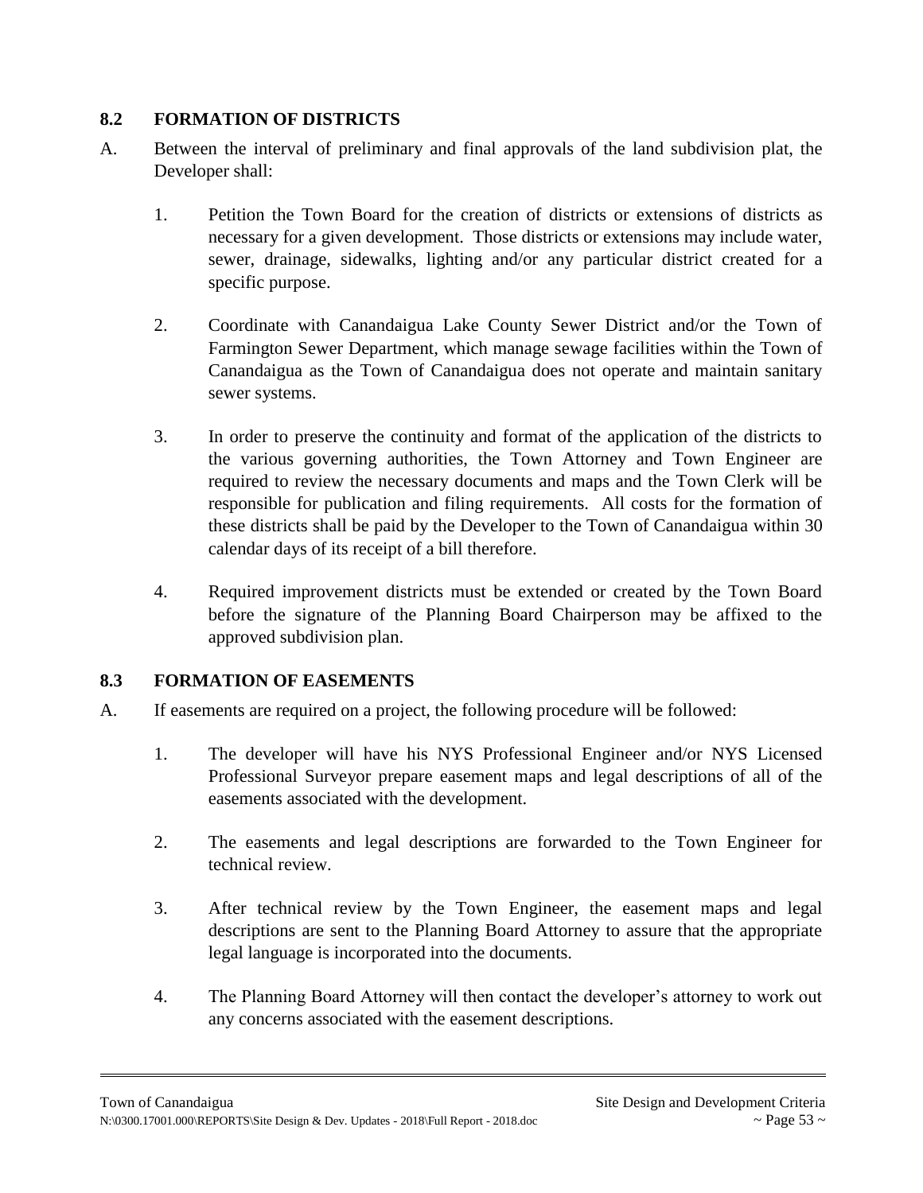## 8.2 FORMATION OF DISTRICTS

A. Between the interval of preliminary and final approvals of the land subdivision plat, the Developer shall:

   1. Petition the Town Board for the creation of districts or extensions of districts as necessary for a given development. Those districts or extensions may include water, sewer, drainage, sidewalks, lighting and/or any particular district created for a specific purpose.

   2. Coordinate with Canandaigua Lake County Sewer District and/or the Town of Farmington Sewer Department, which manage sewage facilities within the Town of Canandaigua as the Town of Canandaigua does not operate and maintain sanitary sewer systems.

   3. In order to preserve the continuity and format of the application of the districts to the various governing authorities, the Town Attorney and Town Engineer are required to review the necessary documents and maps and the Town Clerk will be responsible for publication and filing requirements. All costs for the formation of these districts shall be paid by the Developer to the Town of Canandaigua within 30 calendar days of its receipt of a bill therefore.

   4. Required improvement districts must be extended or created by the Town Board before the signature of the Planning Board Chairperson may be affixed to the approved subdivision plan.

## 8.3 FORMATION OF EASEMENTS

A. If easements are required on a project, the following procedure will be followed:

   1. The developer will have his NYS Professional Engineer and/or NYS Licensed Professional Surveyor prepare easement maps and legal descriptions of all of the easements associated with the development.

   2. The easements and legal descriptions are forwarded to the Town Engineer for technical review.

   3. After technical review by the Town Engineer, the easement maps and legal descriptions are sent to the Planning Board Attorney to assure that the appropriate legal language is incorporated into the documents.

   4. The Planning Board Attorney will then contact the developer's attorney to work out any concerns associated with the easement descriptions.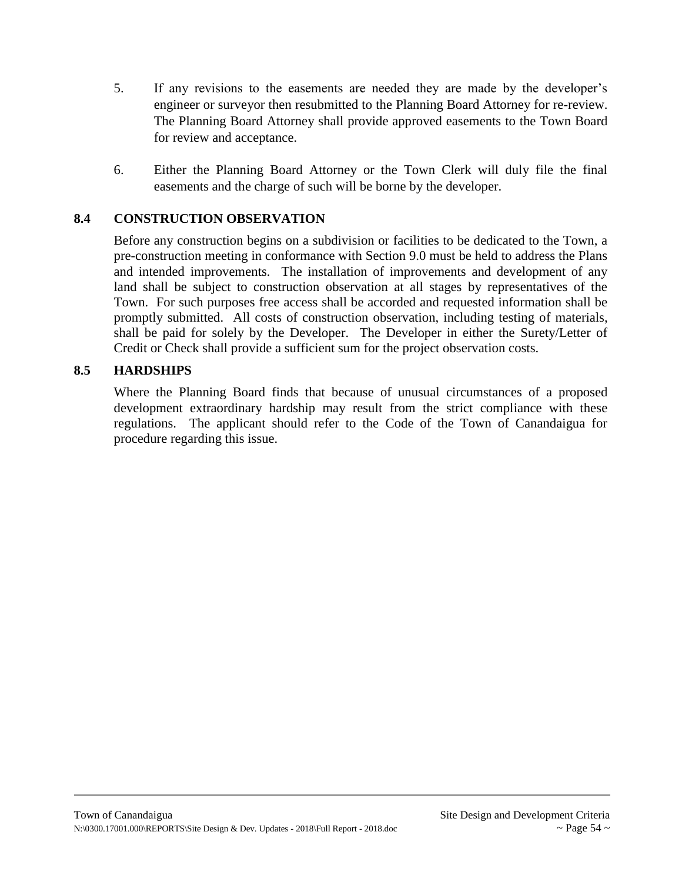5. If any revisions to the easements are needed they are made by the developer's engineer or surveyor then resubmitted to the Planning Board Attorney for re-review. The Planning Board Attorney shall provide approved easements to the Town Board for review and acceptance.

6. Either the Planning Board Attorney or the Town Clerk will duly file the final easements and the charge of such will be borne by the developer.

## 8.4 CONSTRUCTION OBSERVATION

Before any construction begins on a subdivision or facilities to be dedicated to the Town, a pre-construction meeting in conformance with Section 9.0 must be held to address the Plans and intended improvements. The installation of improvements and development of any land shall be subject to construction observation at all stages by representatives of the Town. For such purposes free access shall be accorded and requested information shall be promptly submitted. All costs of construction observation, including testing of materials, shall be paid for solely by the Developer. The Developer in either the Surety/Letter of Credit or Check shall provide a sufficient sum for the project observation costs.

## 8.5 HARDSHIPS

Where the Planning Board finds that because of unusual circumstances of a proposed development extraordinary hardship may result from the strict compliance with these regulations. The applicant should refer to the Code of the Town of Canandaigua for procedure regarding this issue.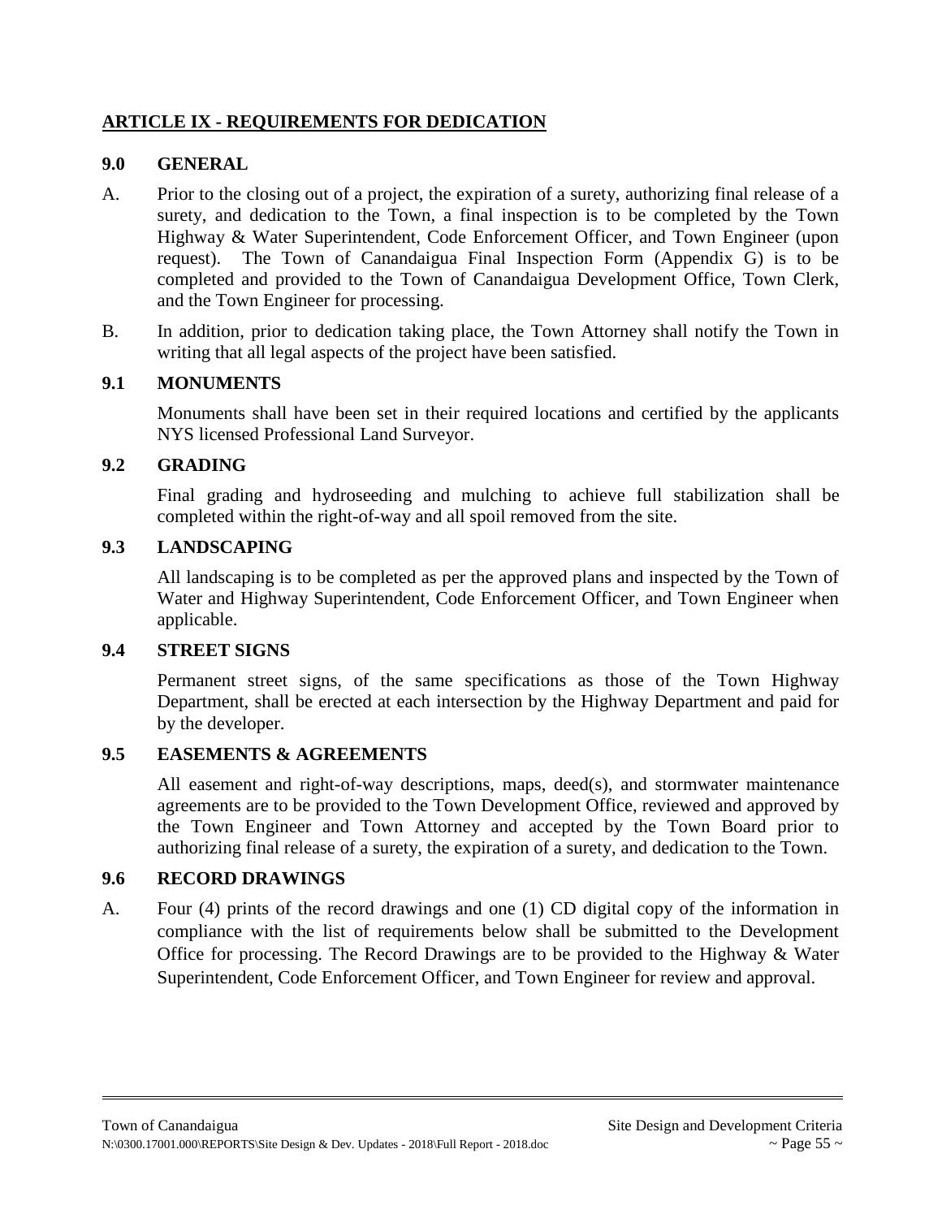## ARTICLE IX - REQUIREMENTS FOR DEDICATION

### 9.0 GENERAL

A. Prior to the closing out of a project, the expiration of a surety, authorizing final release of a surety, and dedication to the Town, a final inspection is to be completed by the Town Highway & Water Superintendent, Code Enforcement Officer, and Town Engineer (upon request). The Town of Canandaigua Final Inspection Form (Appendix G) is to be completed and provided to the Town of Canandaigua Development Office, Town Clerk, and the Town Engineer for processing.

B. In addition, prior to dedication taking place, the Town Attorney shall notify the Town in writing that all legal aspects of the project have been satisfied.

### 9.1 MONUMENTS

Monuments shall have been set in their required locations and certified by the applicants NYS licensed Professional Land Surveyor.

### 9.2 GRADING

Final grading and hydroseeding and mulching to achieve full stabilization shall be completed within the right-of-way and all spoil removed from the site.

### 9.3 LANDSCAPING

All landscaping is to be completed as per the approved plans and inspected by the Town of Water and Highway Superintendent, Code Enforcement Officer, and Town Engineer when applicable.

### 9.4 STREET SIGNS

Permanent street signs, of the same specifications as those of the Town Highway Department, shall be erected at each intersection by the Highway Department and paid for by the developer.

### 9.5 EASEMENTS & AGREEMENTS

All easement and right-of-way descriptions, maps, deed(s), and stormwater maintenance agreements are to be provided to the Town Development Office, reviewed and approved by the Town Engineer and Town Attorney and accepted by the Town Board prior to authorizing final release of a surety, the expiration of a surety, and dedication to the Town.

### 9.6 RECORD DRAWINGS

A. Four (4) prints of the record drawings and one (1) CD digital copy of the information in compliance with the list of requirements below shall be submitted to the Development Office for processing. The Record Drawings are to be provided to the Highway & Water Superintendent, Code Enforcement Officer, and Town Engineer for review and approval.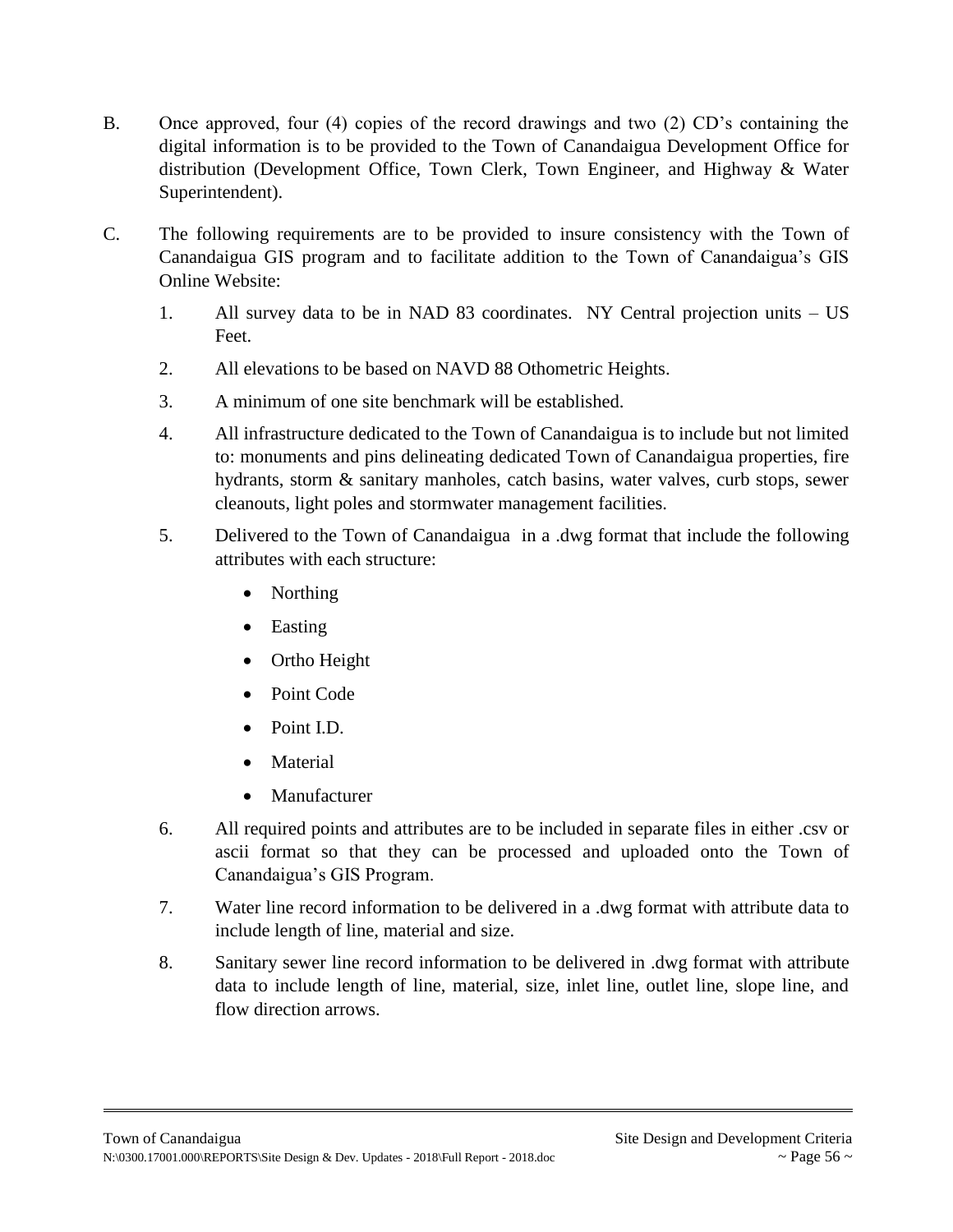B. Once approved, four (4) copies of the record drawings and two (2) CD's containing the digital information is to be provided to the Town of Canandaigua Development Office for distribution (Development Office, Town Clerk, Town Engineer, and Highway & Water Superintendent).

C. The following requirements are to be provided to insure consistency with the Town of Canandaigua GIS program and to facilitate addition to the Town of Canandaigua's GIS Online Website:

1. All survey data to be in NAD 83 coordinates. NY Central projection units – US Feet.

2. All elevations to be based on NAVD 88 Othometric Heights.

3. A minimum of one site benchmark will be established.

4. All infrastructure dedicated to the Town of Canandaigua is to include but not limited to: monuments and pins delineating dedicated Town of Canandaigua properties, fire hydrants, storm & sanitary manholes, catch basins, water valves, curb stops, sewer cleanouts, light poles and stormwater management facilities.

5. Delivered to the Town of Canandaigua in a .dwg format that include the following attributes with each structure:
   - Northing
   - Easting
   - Ortho Height
   - Point Code
   - Point I.D.
   - Material
   - Manufacturer

6. All required points and attributes are to be included in separate files in either .csv or ascii format so that they can be processed and uploaded onto the Town of Canandaigua's GIS Program.

7. Water line record information to be delivered in a .dwg format with attribute data to include length of line, material and size.

8. Sanitary sewer line record information to be delivered in .dwg format with attribute data to include length of line, material, size, inlet line, outlet line, slope line, and flow direction arrows.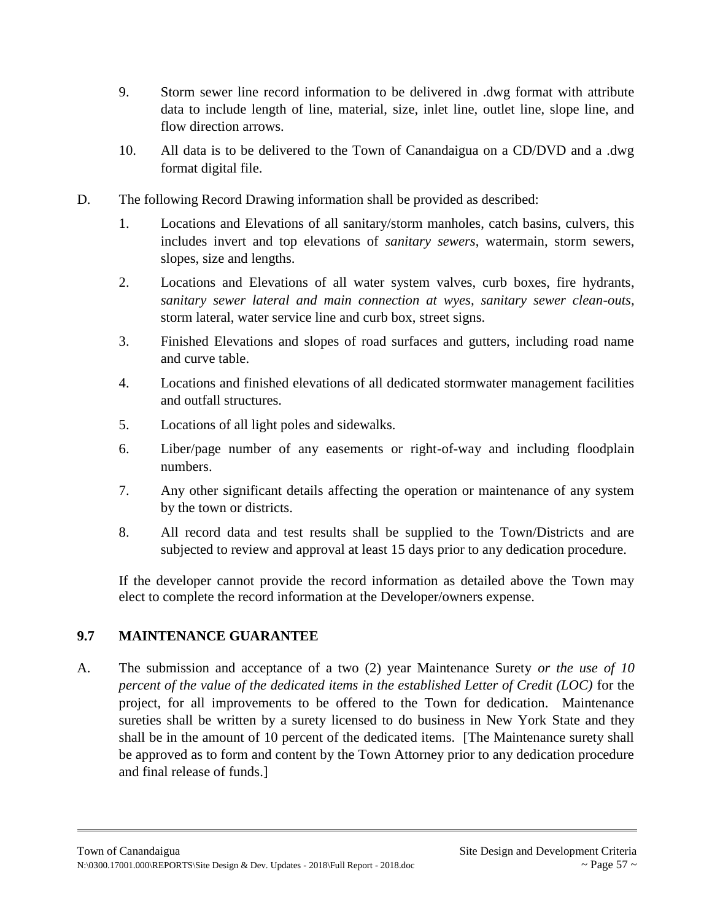9. Storm sewer line record information to be delivered in .dwg format with attribute data to include length of line, material, size, inlet line, outlet line, slope line, and flow direction arrows.

10. All data is to be delivered to the Town of Canandaigua on a CD/DVD and a .dwg format digital file.

D. The following Record Drawing information shall be provided as described:

1. Locations and Elevations of all sanitary/storm manholes, catch basins, culvers, this includes invert and top elevations of *sanitary sewers*, watermain, storm sewers, slopes, size and lengths.

2. Locations and Elevations of all water system valves, curb boxes, fire hydrants, *sanitary sewer lateral and main connection at wyes, sanitary sewer clean-outs*, storm lateral, water service line and curb box, street signs.

3. Finished Elevations and slopes of road surfaces and gutters, including road name and curve table.

4. Locations and finished elevations of all dedicated stormwater management facilities and outfall structures.

5. Locations of all light poles and sidewalks.

6. Liber/page number of any easements or right-of-way and including floodplain numbers.

7. Any other significant details affecting the operation or maintenance of any system by the town or districts.

8. All record data and test results shall be supplied to the Town/Districts and are subjected to review and approval at least 15 days prior to any dedication procedure.

If the developer cannot provide the record information as detailed above the Town may elect to complete the record information at the Developer/owners expense.

## 9.7 MAINTENANCE GUARANTEE

A. The submission and acceptance of a two (2) year Maintenance Surety *or the use of 10 percent of the value of the dedicated items in the established Letter of Credit (LOC)* for the project, for all improvements to be offered to the Town for dedication. Maintenance sureties shall be written by a surety licensed to do business in New York State and they shall be in the amount of 10 percent of the dedicated items. [The Maintenance surety shall be approved as to form and content by the Town Attorney prior to any dedication procedure and final release of funds.]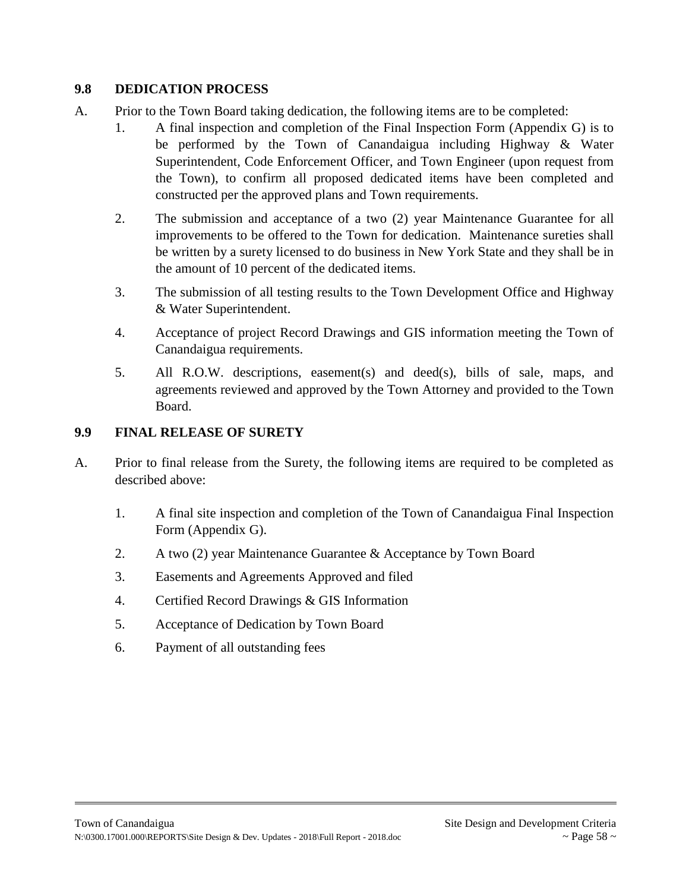## 9.8 DEDICATION PROCESS

A. Prior to the Town Board taking dedication, the following items are to be completed:

1. A final inspection and completion of the Final Inspection Form (Appendix G) is to be performed by the Town of Canandaigua including Highway & Water Superintendent, Code Enforcement Officer, and Town Engineer (upon request from the Town), to confirm all proposed dedicated items have been completed and constructed per the approved plans and Town requirements.

2. The submission and acceptance of a two (2) year Maintenance Guarantee for all improvements to be offered to the Town for dedication. Maintenance sureties shall be written by a surety licensed to do business in New York State and they shall be in the amount of 10 percent of the dedicated items.

3. The submission of all testing results to the Town Development Office and Highway & Water Superintendent.

4. Acceptance of project Record Drawings and GIS information meeting the Town of Canandaigua requirements.

5. All R.O.W. descriptions, easement(s) and deed(s), bills of sale, maps, and agreements reviewed and approved by the Town Attorney and provided to the Town Board.

## 9.9 FINAL RELEASE OF SURETY

A. Prior to final release from the Surety, the following items are required to be completed as described above:

1. A final site inspection and completion of the Town of Canandaigua Final Inspection Form (Appendix G).
2. A two (2) year Maintenance Guarantee & Acceptance by Town Board
3. Easements and Agreements Approved and filed
4. Certified Record Drawings & GIS Information
5. Acceptance of Dedication by Town Board
6. Payment of all outstanding fees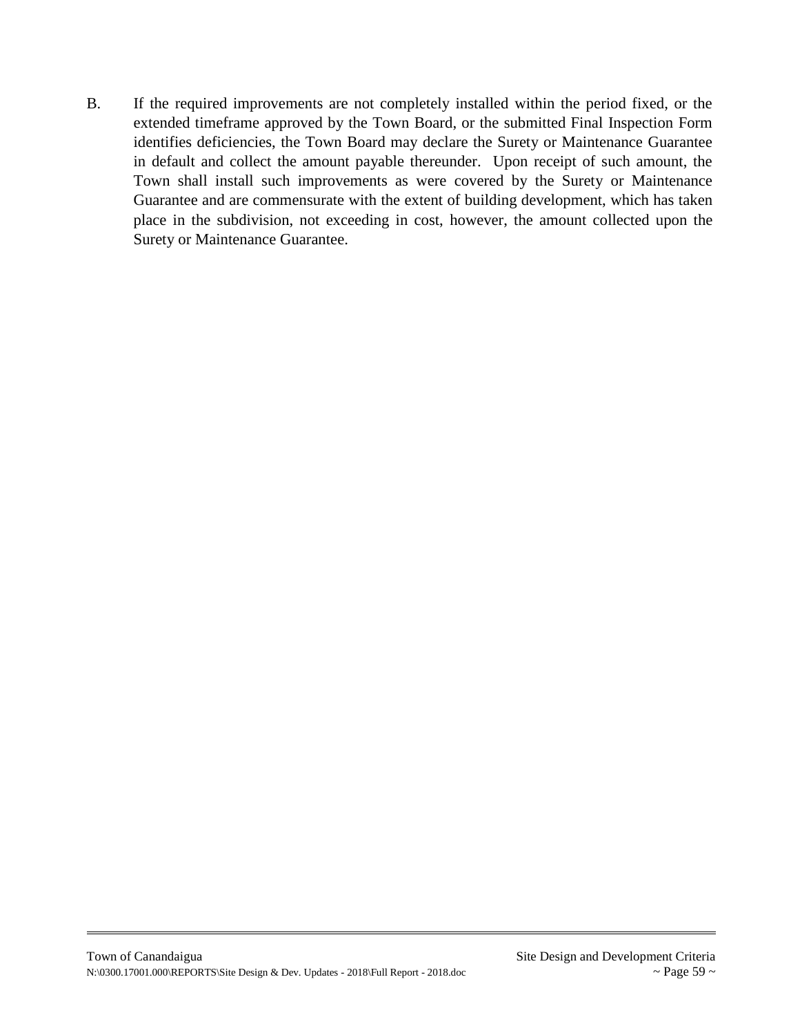B. If the required improvements are not completely installed within the period fixed, or the extended timeframe approved by the Town Board, or the submitted Final Inspection Form identifies deficiencies, the Town Board may declare the Surety or Maintenance Guarantee in default and collect the amount payable thereunder. Upon receipt of such amount, the Town shall install such improvements as were covered by the Surety or Maintenance Guarantee and are commensurate with the extent of building development, which has taken place in the subdivision, not exceeding in cost, however, the amount collected upon the Surety or Maintenance Guarantee.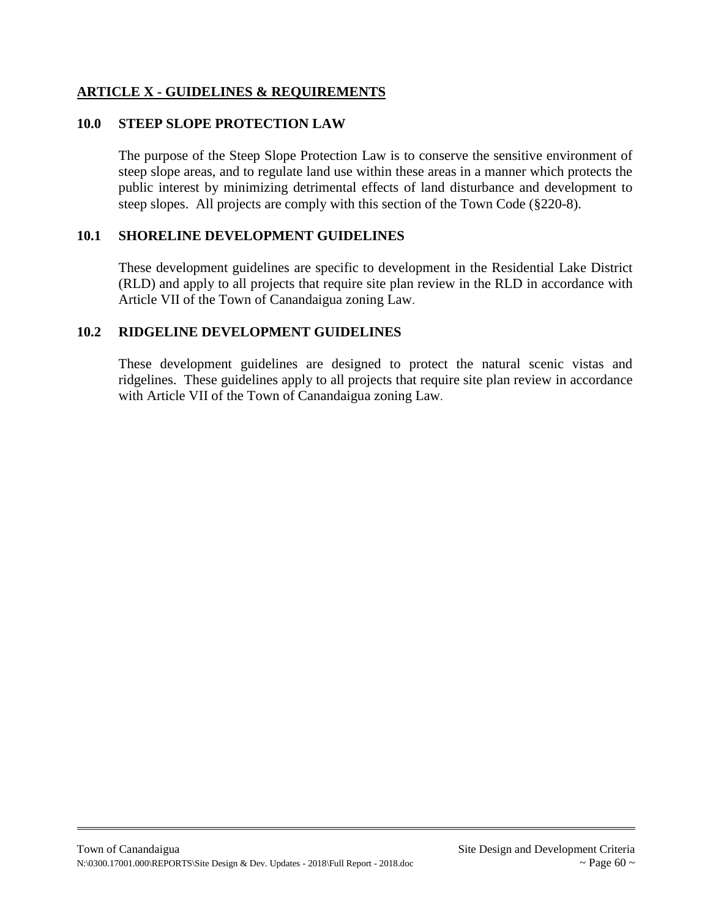## ARTICLE X - GUIDELINES & REQUIREMENTS

### 10.0 STEEP SLOPE PROTECTION LAW

The purpose of the Steep Slope Protection Law is to conserve the sensitive environment of steep slope areas, and to regulate land use within these areas in a manner which protects the public interest by minimizing detrimental effects of land disturbance and development to steep slopes. All projects are comply with this section of the Town Code (§220-8).

### 10.1 SHORELINE DEVELOPMENT GUIDELINES

These development guidelines are specific to development in the Residential Lake District (RLD) and apply to all projects that require site plan review in the RLD in accordance with Article VII of the Town of Canandaigua zoning Law.

### 10.2 RIDGELINE DEVELOPMENT GUIDELINES

These development guidelines are designed to protect the natural scenic vistas and ridgelines. These guidelines apply to all projects that require site plan review in accordance with Article VII of the Town of Canandaigua zoning Law.